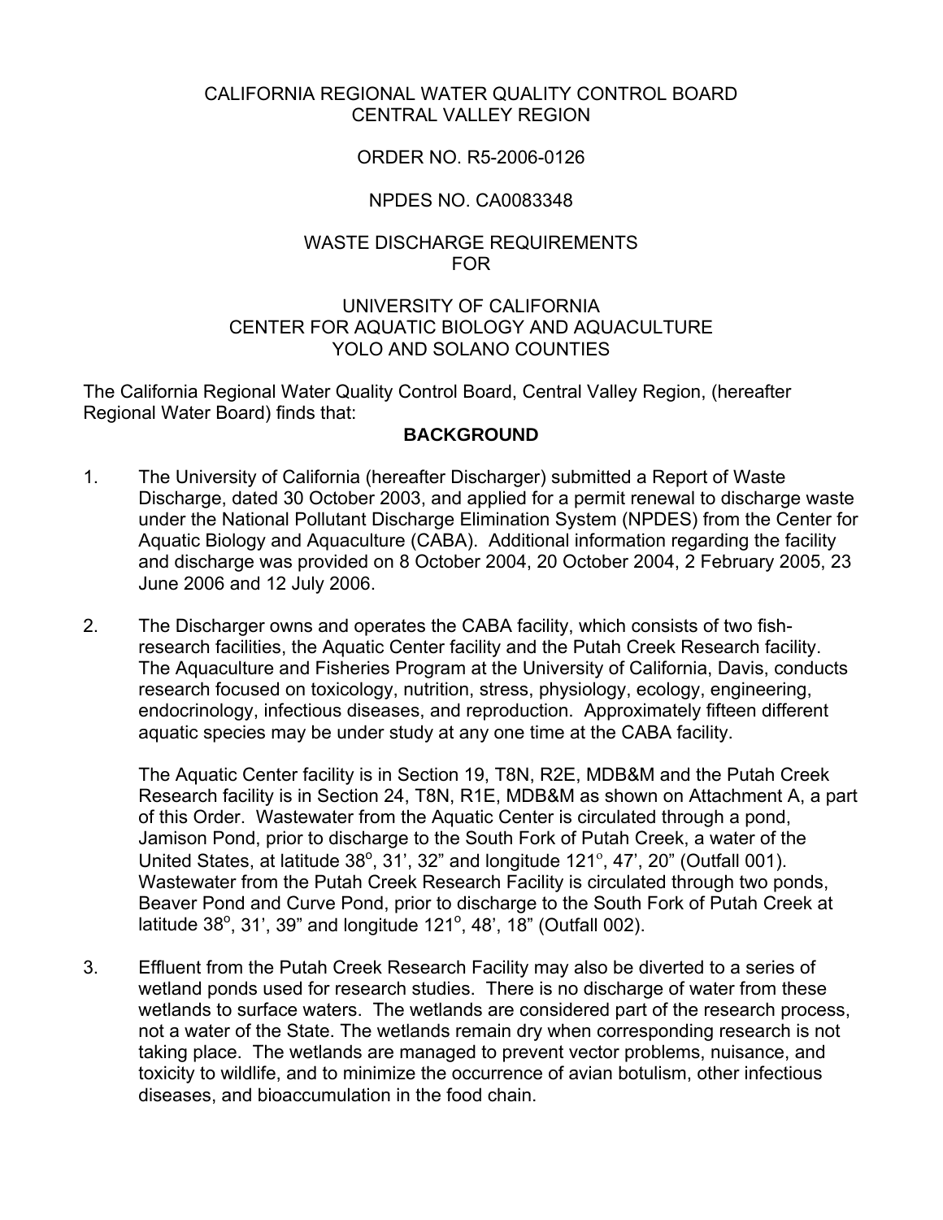CALIFORNIA REGIONAL WATER QUALITY CONTROL BOARD
CENTRAL VALLEY REGION

ORDER NO. R5-2006-0126

NPDES NO. CA0083348

WASTE DISCHARGE REQUIREMENTS
FOR

UNIVERSITY OF CALIFORNIA
CENTER FOR AQUATIC BIOLOGY AND AQUACULTURE
YOLO AND SOLANO COUNTIES

The California Regional Water Quality Control Board, Central Valley Region, (hereafter Regional Water Board) finds that:

**BACKGROUND**

1. The University of California (hereafter Discharger) submitted a Report of Waste Discharge, dated 30 October 2003, and applied for a permit renewal to discharge waste under the National Pollutant Discharge Elimination System (NPDES) from the Center for Aquatic Biology and Aquaculture (CABA). Additional information regarding the facility and discharge was provided on 8 October 2004, 20 October 2004, 2 February 2005, 23 June 2006 and 12 July 2006.

2. The Discharger owns and operates the CABA facility, which consists of two fish-research facilities, the Aquatic Center facility and the Putah Creek Research facility. The Aquaculture and Fisheries Program at the University of California, Davis, conducts research focused on toxicology, nutrition, stress, physiology, ecology, engineering, endocrinology, infectious diseases, and reproduction. Approximately fifteen different aquatic species may be under study at any one time at the CABA facility.

   The Aquatic Center facility is in Section 19, T8N, R2E, MDB&M and the Putah Creek Research facility is in Section 24, T8N, R1E, MDB&M as shown on Attachment A, a part of this Order. Wastewater from the Aquatic Center is circulated through a pond, Jamison Pond, prior to discharge to the South Fork of Putah Creek, a water of the United States, at latitude 38°, 31', 32" and longitude 121°, 47', 20" (Outfall 001). Wastewater from the Putah Creek Research Facility is circulated through two ponds, Beaver Pond and Curve Pond, prior to discharge to the South Fork of Putah Creek at latitude 38°, 31', 39" and longitude 121°, 48', 18" (Outfall 002).

3. Effluent from the Putah Creek Research Facility may also be diverted to a series of wetland ponds used for research studies. There is no discharge of water from these wetlands to surface waters. The wetlands are considered part of the research process, not a water of the State. The wetlands remain dry when corresponding research is not taking place. The wetlands are managed to prevent vector problems, nuisance, and toxicity to wildlife, and to minimize the occurrence of avian botulism, other infectious diseases, and bioaccumulation in the food chain.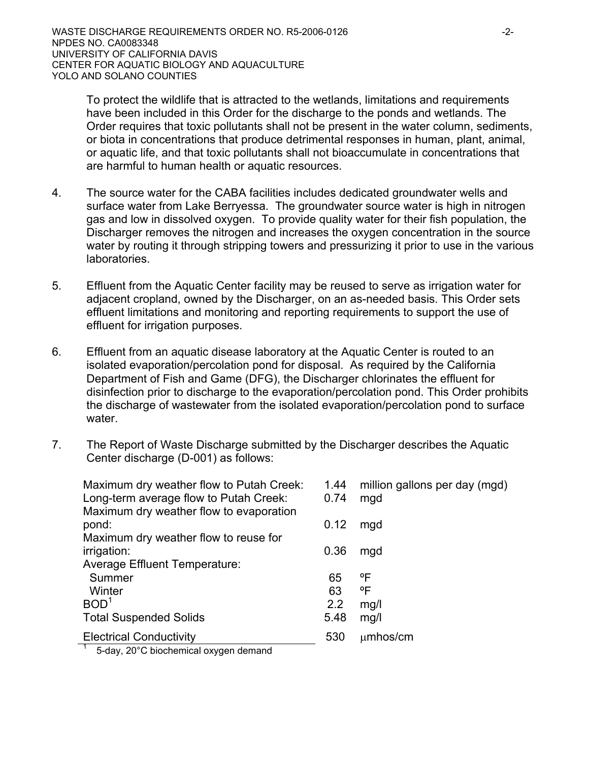To protect the wildlife that is attracted to the wetlands, limitations and requirements have been included in this Order for the discharge to the ponds and wetlands. The Order requires that toxic pollutants shall not be present in the water column, sediments, or biota in concentrations that produce detrimental responses in human, plant, animal, or aquatic life, and that toxic pollutants shall not bioaccumulate in concentrations that are harmful to human health or aquatic resources.

4. The source water for the CABA facilities includes dedicated groundwater wells and surface water from Lake Berryessa. The groundwater source water is high in nitrogen gas and low in dissolved oxygen. To provide quality water for their fish population, the Discharger removes the nitrogen and increases the oxygen concentration in the source water by routing it through stripping towers and pressurizing it prior to use in the various laboratories.

5. Effluent from the Aquatic Center facility may be reused to serve as irrigation water for adjacent cropland, owned by the Discharger, on an as-needed basis. This Order sets effluent limitations and monitoring and reporting requirements to support the use of effluent for irrigation purposes.

6. Effluent from an aquatic disease laboratory at the Aquatic Center is routed to an isolated evaporation/percolation pond for disposal. As required by the California Department of Fish and Game (DFG), the Discharger chlorinates the effluent for disinfection prior to discharge to the evaporation/percolation pond. This Order prohibits the discharge of wastewater from the isolated evaporation/percolation pond to surface water.

7. The Report of Waste Discharge submitted by the Discharger describes the Aquatic Center discharge (D-001) as follows:

| | | |
|---|---|---|
| Maximum dry weather flow to Putah Creek: | 1.44 | million gallons per day (mgd) |
| Long-term average flow to Putah Creek: | 0.74 | mgd |
| Maximum dry weather flow to evaporation pond: | 0.12 | mgd |
| Maximum dry weather flow to reuse for irrigation: | 0.36 | mgd |
| Average Effluent Temperature: | | |
| Summer | 65 | ºF |
| Winter | 63 | ºF |
| BOD[1] | 2.2 | mg/l |
| Total Suspended Solids | 5.48 | mg/l |
| Electrical Conductivity | 530 | µmhos/cm |

[1] 5-day, 20°C biochemical oxygen demand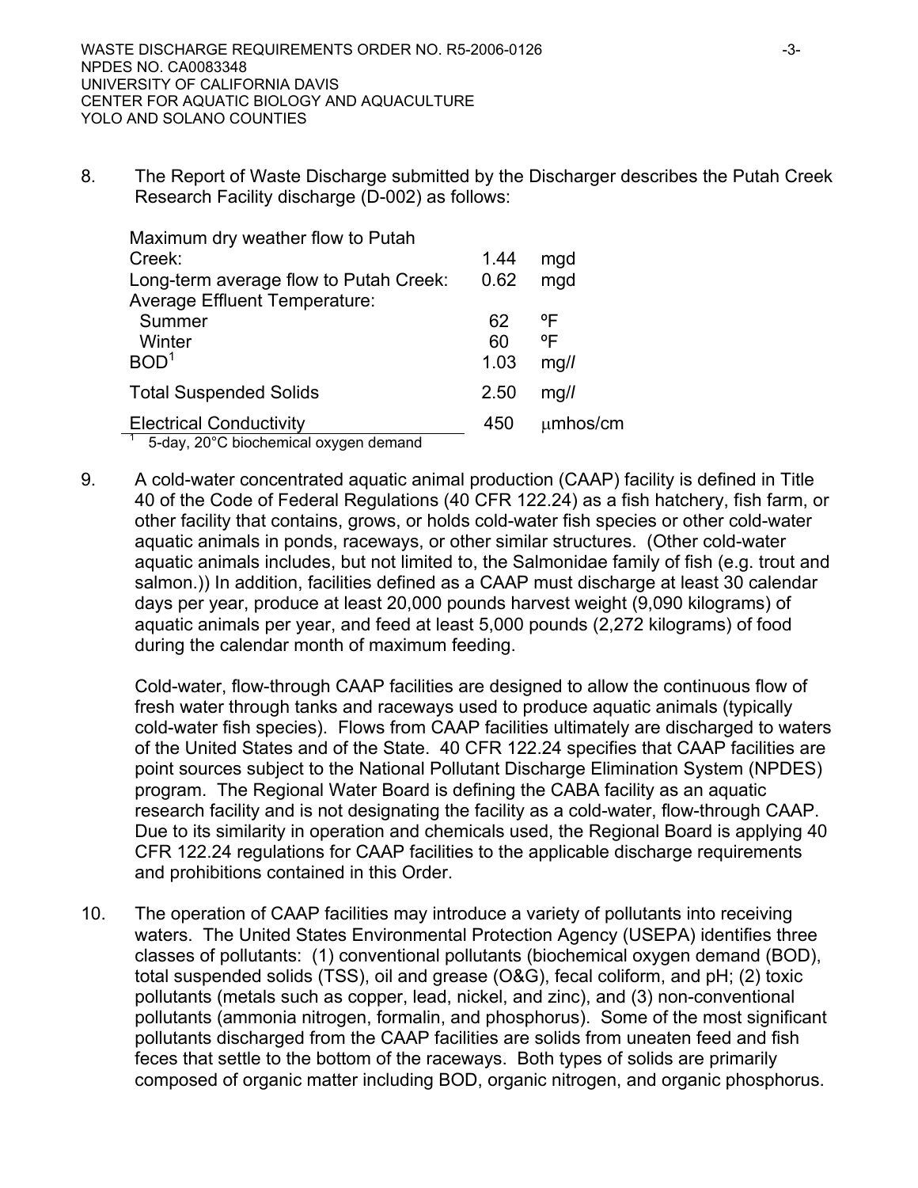8. The Report of Waste Discharge submitted by the Discharger describes the Putah Creek Research Facility discharge (D-002) as follows:

| | | |
|---|---|---|
| Maximum dry weather flow to Putah Creek: | 1.44 | mgd |
| Long-term average flow to Putah Creek: | 0.62 | mgd |
| Average Effluent Temperature: | | |
| Summer | 62 | ºF |
| Winter | 60 | ºF |
| BOD[1] | 1.03 | mg/l |
| Total Suspended Solids | 2.50 | mg/l |
| Electrical Conductivity | 450 | μmhos/cm |

[1] 5-day, 20°C biochemical oxygen demand

9. A cold-water concentrated aquatic animal production (CAAP) facility is defined in Title 40 of the Code of Federal Regulations (40 CFR 122.24) as a fish hatchery, fish farm, or other facility that contains, grows, or holds cold-water fish species or other cold-water aquatic animals in ponds, raceways, or other similar structures. (Other cold-water aquatic animals includes, but not limited to, the Salmonidae family of fish (e.g. trout and salmon.)) In addition, facilities defined as a CAAP must discharge at least 30 calendar days per year, produce at least 20,000 pounds harvest weight (9,090 kilograms) of aquatic animals per year, and feed at least 5,000 pounds (2,272 kilograms) of food during the calendar month of maximum feeding.

   Cold-water, flow-through CAAP facilities are designed to allow the continuous flow of fresh water through tanks and raceways used to produce aquatic animals (typically cold-water fish species). Flows from CAAP facilities ultimately are discharged to waters of the United States and of the State. 40 CFR 122.24 specifies that CAAP facilities are point sources subject to the National Pollutant Discharge Elimination System (NPDES) program. The Regional Water Board is defining the CABA facility as an aquatic research facility and is not designating the facility as a cold-water, flow-through CAAP. Due to its similarity in operation and chemicals used, the Regional Board is applying 40 CFR 122.24 regulations for CAAP facilities to the applicable discharge requirements and prohibitions contained in this Order.

10. The operation of CAAP facilities may introduce a variety of pollutants into receiving waters. The United States Environmental Protection Agency (USEPA) identifies three classes of pollutants: (1) conventional pollutants (biochemical oxygen demand (BOD), total suspended solids (TSS), oil and grease (O&G), fecal coliform, and pH; (2) toxic pollutants (metals such as copper, lead, nickel, and zinc), and (3) non-conventional pollutants (ammonia nitrogen, formalin, and phosphorus). Some of the most significant pollutants discharged from the CAAP facilities are solids from uneaten feed and fish feces that settle to the bottom of the raceways. Both types of solids are primarily composed of organic matter including BOD, organic nitrogen, and organic phosphorus.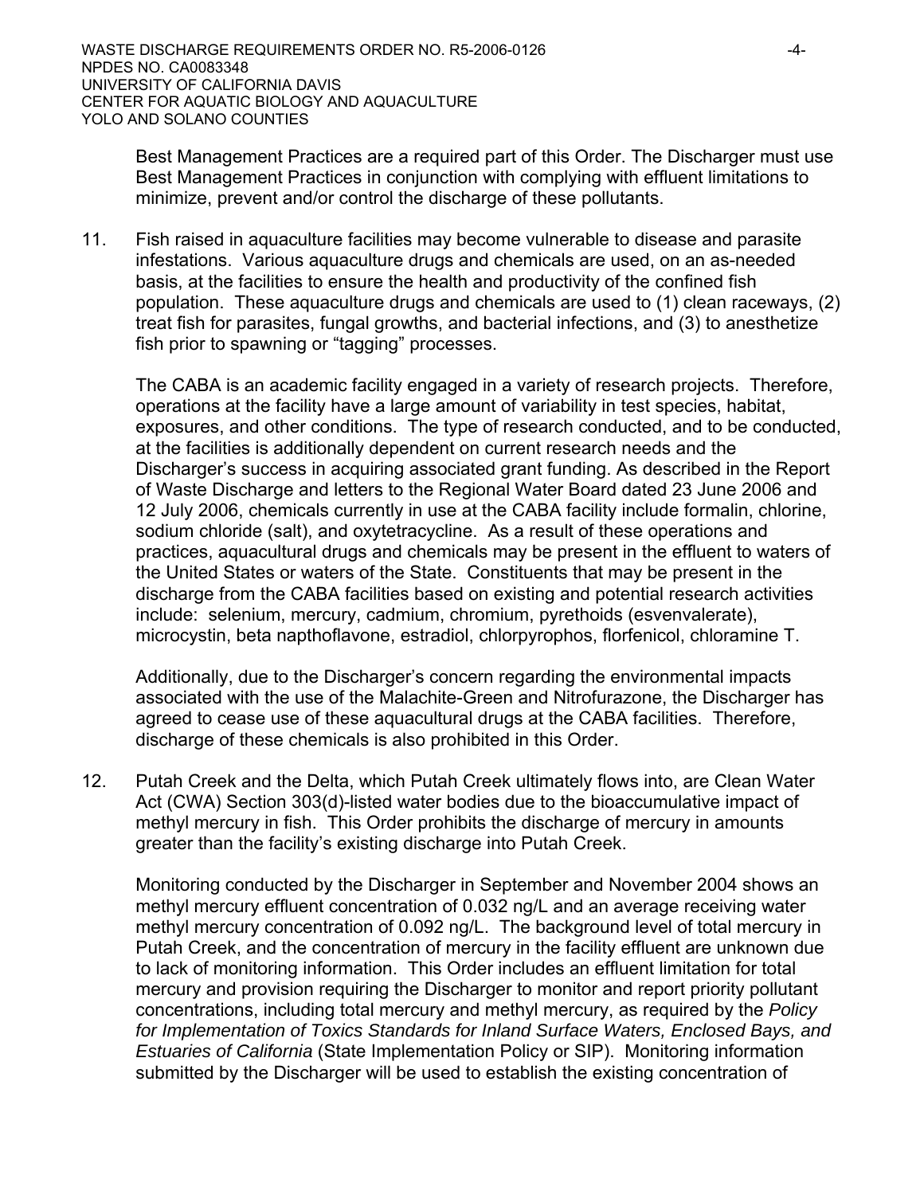Best Management Practices are a required part of this Order. The Discharger must use Best Management Practices in conjunction with complying with effluent limitations to minimize, prevent and/or control the discharge of these pollutants.

11. Fish raised in aquaculture facilities may become vulnerable to disease and parasite infestations. Various aquaculture drugs and chemicals are used, on an as-needed basis, at the facilities to ensure the health and productivity of the confined fish population. These aquaculture drugs and chemicals are used to (1) clean raceways, (2) treat fish for parasites, fungal growths, and bacterial infections, and (3) to anesthetize fish prior to spawning or "tagging" processes.

    The CABA is an academic facility engaged in a variety of research projects. Therefore, operations at the facility have a large amount of variability in test species, habitat, exposures, and other conditions. The type of research conducted, and to be conducted, at the facilities is additionally dependent on current research needs and the Discharger's success in acquiring associated grant funding. As described in the Report of Waste Discharge and letters to the Regional Water Board dated 23 June 2006 and 12 July 2006, chemicals currently in use at the CABA facility include formalin, chlorine, sodium chloride (salt), and oxytetracycline. As a result of these operations and practices, aquacultural drugs and chemicals may be present in the effluent to waters of the United States or waters of the State. Constituents that may be present in the discharge from the CABA facilities based on existing and potential research activities include: selenium, mercury, cadmium, chromium, pyrethoids (esvenvalerate), microcystin, beta napthoflavone, estradiol, chlorpyrophos, florfenicol, chloramine T.

    Additionally, due to the Discharger's concern regarding the environmental impacts associated with the use of the Malachite-Green and Nitrofurazone, the Discharger has agreed to cease use of these aquacultural drugs at the CABA facilities. Therefore, discharge of these chemicals is also prohibited in this Order.

12. Putah Creek and the Delta, which Putah Creek ultimately flows into, are Clean Water Act (CWA) Section 303(d)-listed water bodies due to the bioaccumulative impact of methyl mercury in fish. This Order prohibits the discharge of mercury in amounts greater than the facility's existing discharge into Putah Creek.

    Monitoring conducted by the Discharger in September and November 2004 shows an methyl mercury effluent concentration of 0.032 ng/L and an average receiving water methyl mercury concentration of 0.092 ng/L. The background level of total mercury in Putah Creek, and the concentration of mercury in the facility effluent are unknown due to lack of monitoring information. This Order includes an effluent limitation for total mercury and provision requiring the Discharger to monitor and report priority pollutant concentrations, including total mercury and methyl mercury, as required by the *Policy for Implementation of Toxics Standards for Inland Surface Waters, Enclosed Bays, and Estuaries of California* (State Implementation Policy or SIP). Monitoring information submitted by the Discharger will be used to establish the existing concentration of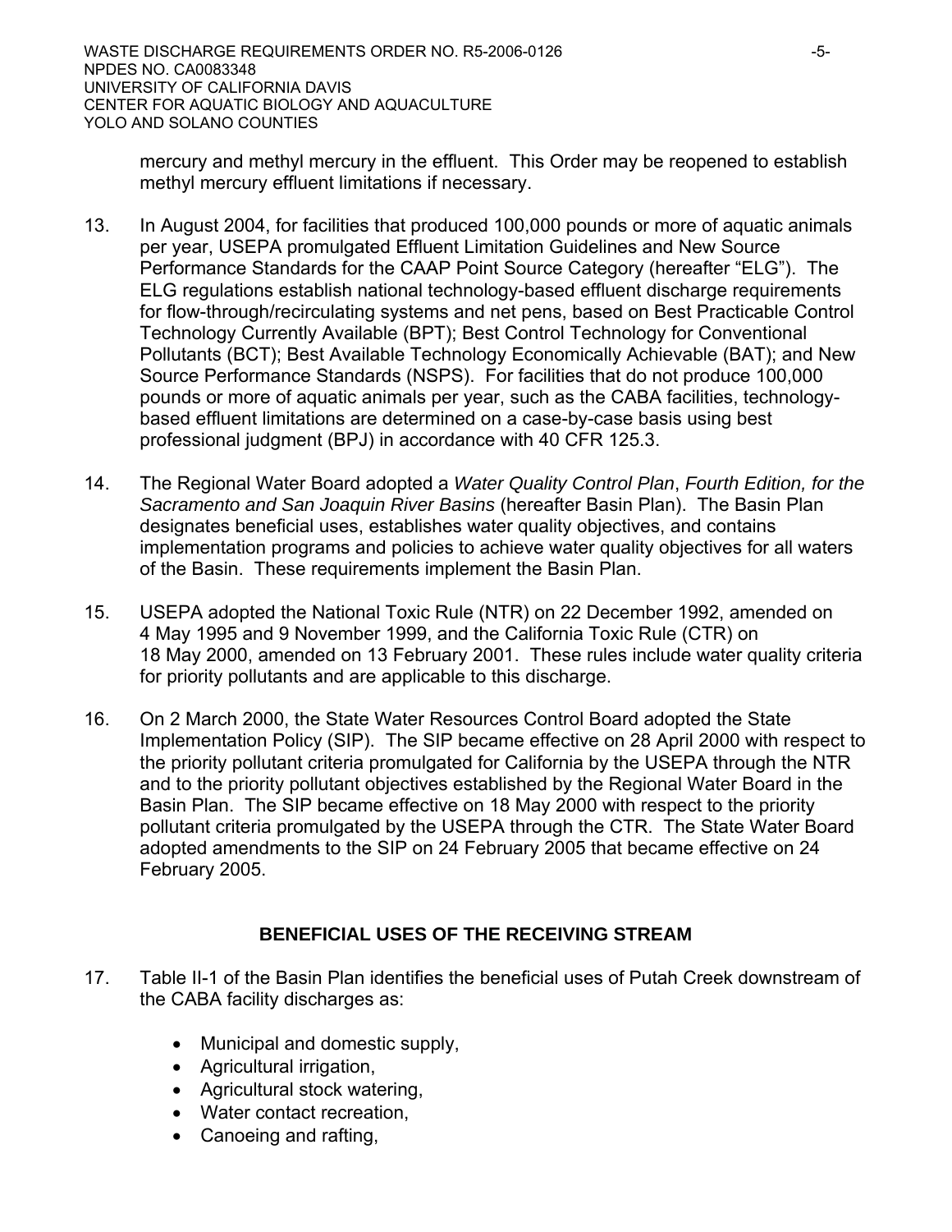mercury and methyl mercury in the effluent. This Order may be reopened to establish methyl mercury effluent limitations if necessary.

13. In August 2004, for facilities that produced 100,000 pounds or more of aquatic animals per year, USEPA promulgated Effluent Limitation Guidelines and New Source Performance Standards for the CAAP Point Source Category (hereafter "ELG"). The ELG regulations establish national technology-based effluent discharge requirements for flow-through/recirculating systems and net pens, based on Best Practicable Control Technology Currently Available (BPT); Best Control Technology for Conventional Pollutants (BCT); Best Available Technology Economically Achievable (BAT); and New Source Performance Standards (NSPS). For facilities that do not produce 100,000 pounds or more of aquatic animals per year, such as the CABA facilities, technology-based effluent limitations are determined on a case-by-case basis using best professional judgment (BPJ) in accordance with 40 CFR 125.3.

14. The Regional Water Board adopted a *Water Quality Control Plan*, *Fourth Edition, for the Sacramento and San Joaquin River Basins* (hereafter Basin Plan). The Basin Plan designates beneficial uses, establishes water quality objectives, and contains implementation programs and policies to achieve water quality objectives for all waters of the Basin. These requirements implement the Basin Plan.

15. USEPA adopted the National Toxic Rule (NTR) on 22 December 1992, amended on 4 May 1995 and 9 November 1999, and the California Toxic Rule (CTR) on 18 May 2000, amended on 13 February 2001. These rules include water quality criteria for priority pollutants and are applicable to this discharge.

16. On 2 March 2000, the State Water Resources Control Board adopted the State Implementation Policy (SIP). The SIP became effective on 28 April 2000 with respect to the priority pollutant criteria promulgated for California by the USEPA through the NTR and to the priority pollutant objectives established by the Regional Water Board in the Basin Plan. The SIP became effective on 18 May 2000 with respect to the priority pollutant criteria promulgated by the USEPA through the CTR. The State Water Board adopted amendments to the SIP on 24 February 2005 that became effective on 24 February 2005.

## BENEFICIAL USES OF THE RECEIVING STREAM

17. Table II-1 of the Basin Plan identifies the beneficial uses of Putah Creek downstream of the CABA facility discharges as:

    - Municipal and domestic supply,
    - Agricultural irrigation,
    - Agricultural stock watering,
    - Water contact recreation,
    - Canoeing and rafting,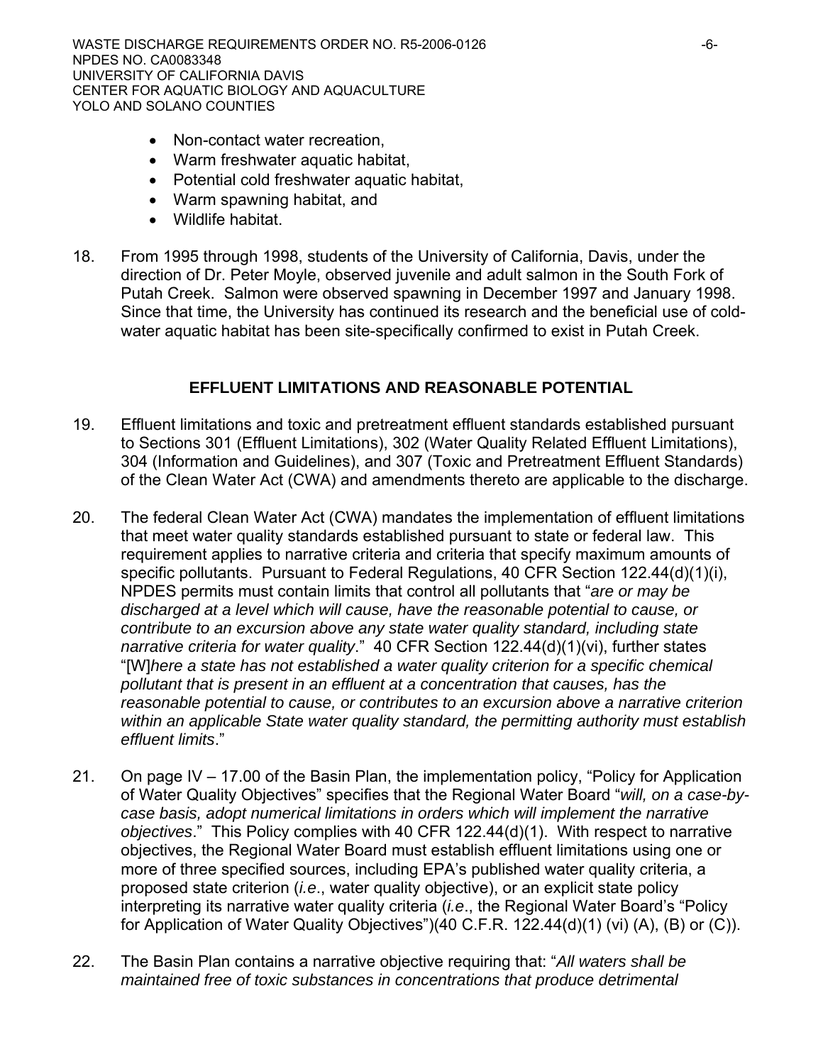- Non-contact water recreation,
- Warm freshwater aquatic habitat,
- Potential cold freshwater aquatic habitat,
- Warm spawning habitat, and
- Wildlife habitat.

18. From 1995 through 1998, students of the University of California, Davis, under the direction of Dr. Peter Moyle, observed juvenile and adult salmon in the South Fork of Putah Creek. Salmon were observed spawning in December 1997 and January 1998. Since that time, the University has continued its research and the beneficial use of cold-water aquatic habitat has been site-specifically confirmed to exist in Putah Creek.

## EFFLUENT LIMITATIONS AND REASONABLE POTENTIAL

19. Effluent limitations and toxic and pretreatment effluent standards established pursuant to Sections 301 (Effluent Limitations), 302 (Water Quality Related Effluent Limitations), 304 (Information and Guidelines), and 307 (Toxic and Pretreatment Effluent Standards) of the Clean Water Act (CWA) and amendments thereto are applicable to the discharge.

20. The federal Clean Water Act (CWA) mandates the implementation of effluent limitations that meet water quality standards established pursuant to state or federal law. This requirement applies to narrative criteria and criteria that specify maximum amounts of specific pollutants. Pursuant to Federal Regulations, 40 CFR Section 122.44(d)(1)(i), NPDES permits must contain limits that control all pollutants that "*are or may be discharged at a level which will cause, have the reasonable potential to cause, or contribute to an excursion above any state water quality standard, including state narrative criteria for water quality*." 40 CFR Section 122.44(d)(1)(vi), further states "[W]*here a state has not established a water quality criterion for a specific chemical pollutant that is present in an effluent at a concentration that causes, has the reasonable potential to cause, or contributes to an excursion above a narrative criterion within an applicable State water quality standard, the permitting authority must establish effluent limits*."

21. On page IV – 17.00 of the Basin Plan, the implementation policy, "Policy for Application of Water Quality Objectives" specifies that the Regional Water Board "*will, on a case-by-case basis, adopt numerical limitations in orders which will implement the narrative objectives*." This Policy complies with 40 CFR 122.44(d)(1). With respect to narrative objectives, the Regional Water Board must establish effluent limitations using one or more of three specified sources, including EPA's published water quality criteria, a proposed state criterion (*i.e*., water quality objective), or an explicit state policy interpreting its narrative water quality criteria (*i.e*., the Regional Water Board's "Policy for Application of Water Quality Objectives")(40 C.F.R. 122.44(d)(1) (vi) (A), (B) or (C)).

22. The Basin Plan contains a narrative objective requiring that: "*All waters shall be maintained free of toxic substances in concentrations that produce detrimental*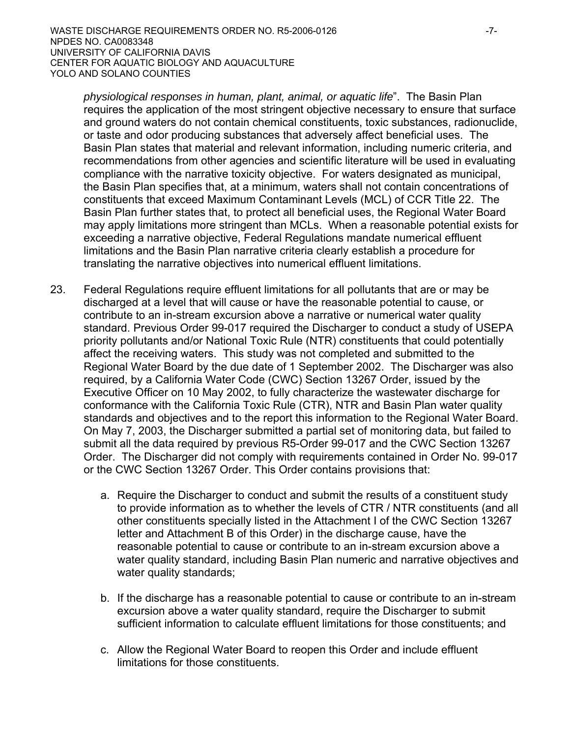*physiological responses in human, plant, animal, or aquatic life*". The Basin Plan requires the application of the most stringent objective necessary to ensure that surface and ground waters do not contain chemical constituents, toxic substances, radionuclide, or taste and odor producing substances that adversely affect beneficial uses. The Basin Plan states that material and relevant information, including numeric criteria, and recommendations from other agencies and scientific literature will be used in evaluating compliance with the narrative toxicity objective. For waters designated as municipal, the Basin Plan specifies that, at a minimum, waters shall not contain concentrations of constituents that exceed Maximum Contaminant Levels (MCL) of CCR Title 22. The Basin Plan further states that, to protect all beneficial uses, the Regional Water Board may apply limitations more stringent than MCLs. When a reasonable potential exists for exceeding a narrative objective, Federal Regulations mandate numerical effluent limitations and the Basin Plan narrative criteria clearly establish a procedure for translating the narrative objectives into numerical effluent limitations.

23. Federal Regulations require effluent limitations for all pollutants that are or may be discharged at a level that will cause or have the reasonable potential to cause, or contribute to an in-stream excursion above a narrative or numerical water quality standard. Previous Order 99-017 required the Discharger to conduct a study of USEPA priority pollutants and/or National Toxic Rule (NTR) constituents that could potentially affect the receiving waters. This study was not completed and submitted to the Regional Water Board by the due date of 1 September 2002. The Discharger was also required, by a California Water Code (CWC) Section 13267 Order, issued by the Executive Officer on 10 May 2002, to fully characterize the wastewater discharge for conformance with the California Toxic Rule (CTR), NTR and Basin Plan water quality standards and objectives and to the report this information to the Regional Water Board. On May 7, 2003, the Discharger submitted a partial set of monitoring data, but failed to submit all the data required by previous R5-Order 99-017 and the CWC Section 13267 Order. The Discharger did not comply with requirements contained in Order No. 99-017 or the CWC Section 13267 Order. This Order contains provisions that:

    a. Require the Discharger to conduct and submit the results of a constituent study to provide information as to whether the levels of CTR / NTR constituents (and all other constituents specially listed in the Attachment I of the CWC Section 13267 letter and Attachment B of this Order) in the discharge cause, have the reasonable potential to cause or contribute to an in-stream excursion above a water quality standard, including Basin Plan numeric and narrative objectives and water quality standards;

    b. If the discharge has a reasonable potential to cause or contribute to an in-stream excursion above a water quality standard, require the Discharger to submit sufficient information to calculate effluent limitations for those constituents; and

    c. Allow the Regional Water Board to reopen this Order and include effluent limitations for those constituents.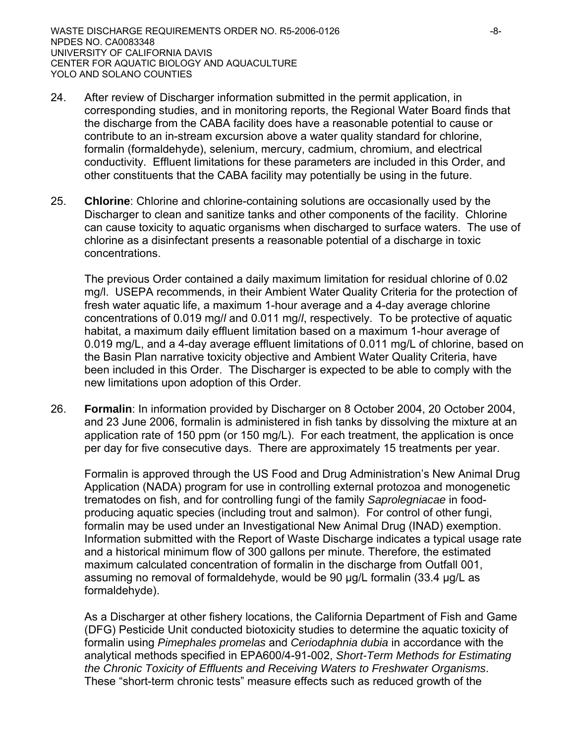24. After review of Discharger information submitted in the permit application, in corresponding studies, and in monitoring reports, the Regional Water Board finds that the discharge from the CABA facility does have a reasonable potential to cause or contribute to an in-stream excursion above a water quality standard for chlorine, formalin (formaldehyde), selenium, mercury, cadmium, chromium, and electrical conductivity. Effluent limitations for these parameters are included in this Order, and other constituents that the CABA facility may potentially be using in the future.

25. **Chlorine**: Chlorine and chlorine-containing solutions are occasionally used by the Discharger to clean and sanitize tanks and other components of the facility. Chlorine can cause toxicity to aquatic organisms when discharged to surface waters. The use of chlorine as a disinfectant presents a reasonable potential of a discharge in toxic concentrations.

    The previous Order contained a daily maximum limitation for residual chlorine of 0.02 mg/l. USEPA recommends, in their Ambient Water Quality Criteria for the protection of fresh water aquatic life, a maximum 1-hour average and a 4-day average chlorine concentrations of 0.019 mg/*l* and 0.011 mg/*l*, respectively. To be protective of aquatic habitat, a maximum daily effluent limitation based on a maximum 1-hour average of 0.019 mg/L, and a 4-day average effluent limitations of 0.011 mg/L of chlorine, based on the Basin Plan narrative toxicity objective and Ambient Water Quality Criteria, have been included in this Order. The Discharger is expected to be able to comply with the new limitations upon adoption of this Order.

26. **Formalin**: In information provided by Discharger on 8 October 2004, 20 October 2004, and 23 June 2006, formalin is administered in fish tanks by dissolving the mixture at an application rate of 150 ppm (or 150 mg/L). For each treatment, the application is once per day for five consecutive days. There are approximately 15 treatments per year.

    Formalin is approved through the US Food and Drug Administration's New Animal Drug Application (NADA) program for use in controlling external protozoa and monogenetic trematodes on fish, and for controlling fungi of the family *Saprolegniacae* in food-producing aquatic species (including trout and salmon). For control of other fungi, formalin may be used under an Investigational New Animal Drug (INAD) exemption. Information submitted with the Report of Waste Discharge indicates a typical usage rate and a historical minimum flow of 300 gallons per minute. Therefore, the estimated maximum calculated concentration of formalin in the discharge from Outfall 001, assuming no removal of formaldehyde, would be 90 µg/L formalin (33.4 µg/L as formaldehyde).

    As a Discharger at other fishery locations, the California Department of Fish and Game (DFG) Pesticide Unit conducted biotoxicity studies to determine the aquatic toxicity of formalin using *Pimephales promelas* and *Ceriodaphnia dubia* in accordance with the analytical methods specified in EPA600/4-91-002, *Short-Term Methods for Estimating the Chronic Toxicity of Effluents and Receiving Waters to Freshwater Organisms*. These "short-term chronic tests" measure effects such as reduced growth of the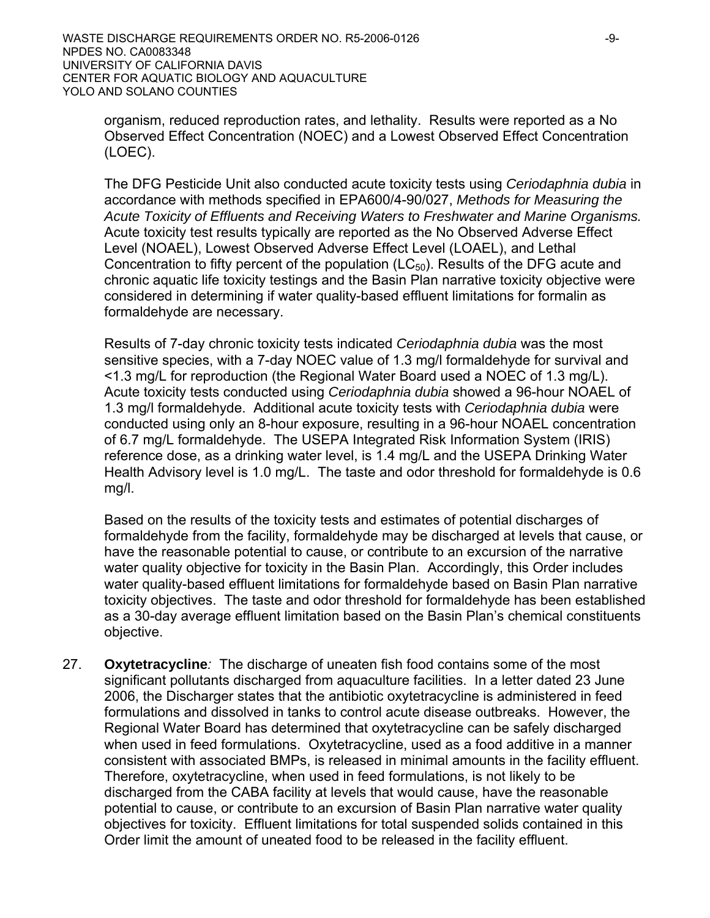organism, reduced reproduction rates, and lethality. Results were reported as a No Observed Effect Concentration (NOEC) and a Lowest Observed Effect Concentration (LOEC).

The DFG Pesticide Unit also conducted acute toxicity tests using *Ceriodaphnia dubia* in accordance with methods specified in EPA600/4-90/027, *Methods for Measuring the Acute Toxicity of Effluents and Receiving Waters to Freshwater and Marine Organisms.* Acute toxicity test results typically are reported as the No Observed Adverse Effect Level (NOAEL), Lowest Observed Adverse Effect Level (LOAEL), and Lethal Concentration to fifty percent of the population ($LC_{50}$). Results of the DFG acute and chronic aquatic life toxicity testings and the Basin Plan narrative toxicity objective were considered in determining if water quality-based effluent limitations for formalin as formaldehyde are necessary.

Results of 7-day chronic toxicity tests indicated *Ceriodaphnia dubia* was the most sensitive species, with a 7-day NOEC value of 1.3 mg/l formaldehyde for survival and <1.3 mg/L for reproduction (the Regional Water Board used a NOEC of 1.3 mg/L). Acute toxicity tests conducted using *Ceriodaphnia dubia* showed a 96-hour NOAEL of 1.3 mg/l formaldehyde. Additional acute toxicity tests with *Ceriodaphnia dubia* were conducted using only an 8-hour exposure, resulting in a 96-hour NOAEL concentration of 6.7 mg/L formaldehyde. The USEPA Integrated Risk Information System (IRIS) reference dose, as a drinking water level, is 1.4 mg/L and the USEPA Drinking Water Health Advisory level is 1.0 mg/L. The taste and odor threshold for formaldehyde is 0.6 mg/l.

Based on the results of the toxicity tests and estimates of potential discharges of formaldehyde from the facility, formaldehyde may be discharged at levels that cause, or have the reasonable potential to cause, or contribute to an excursion of the narrative water quality objective for toxicity in the Basin Plan. Accordingly, this Order includes water quality-based effluent limitations for formaldehyde based on Basin Plan narrative toxicity objectives. The taste and odor threshold for formaldehyde has been established as a 30-day average effluent limitation based on the Basin Plan's chemical constituents objective.

27. **Oxytetracycline***:* The discharge of uneaten fish food contains some of the most significant pollutants discharged from aquaculture facilities. In a letter dated 23 June 2006, the Discharger states that the antibiotic oxytetracycline is administered in feed formulations and dissolved in tanks to control acute disease outbreaks. However, the Regional Water Board has determined that oxytetracycline can be safely discharged when used in feed formulations. Oxytetracycline, used as a food additive in a manner consistent with associated BMPs, is released in minimal amounts in the facility effluent. Therefore, oxytetracycline, when used in feed formulations, is not likely to be discharged from the CABA facility at levels that would cause, have the reasonable potential to cause, or contribute to an excursion of Basin Plan narrative water quality objectives for toxicity. Effluent limitations for total suspended solids contained in this Order limit the amount of uneated food to be released in the facility effluent.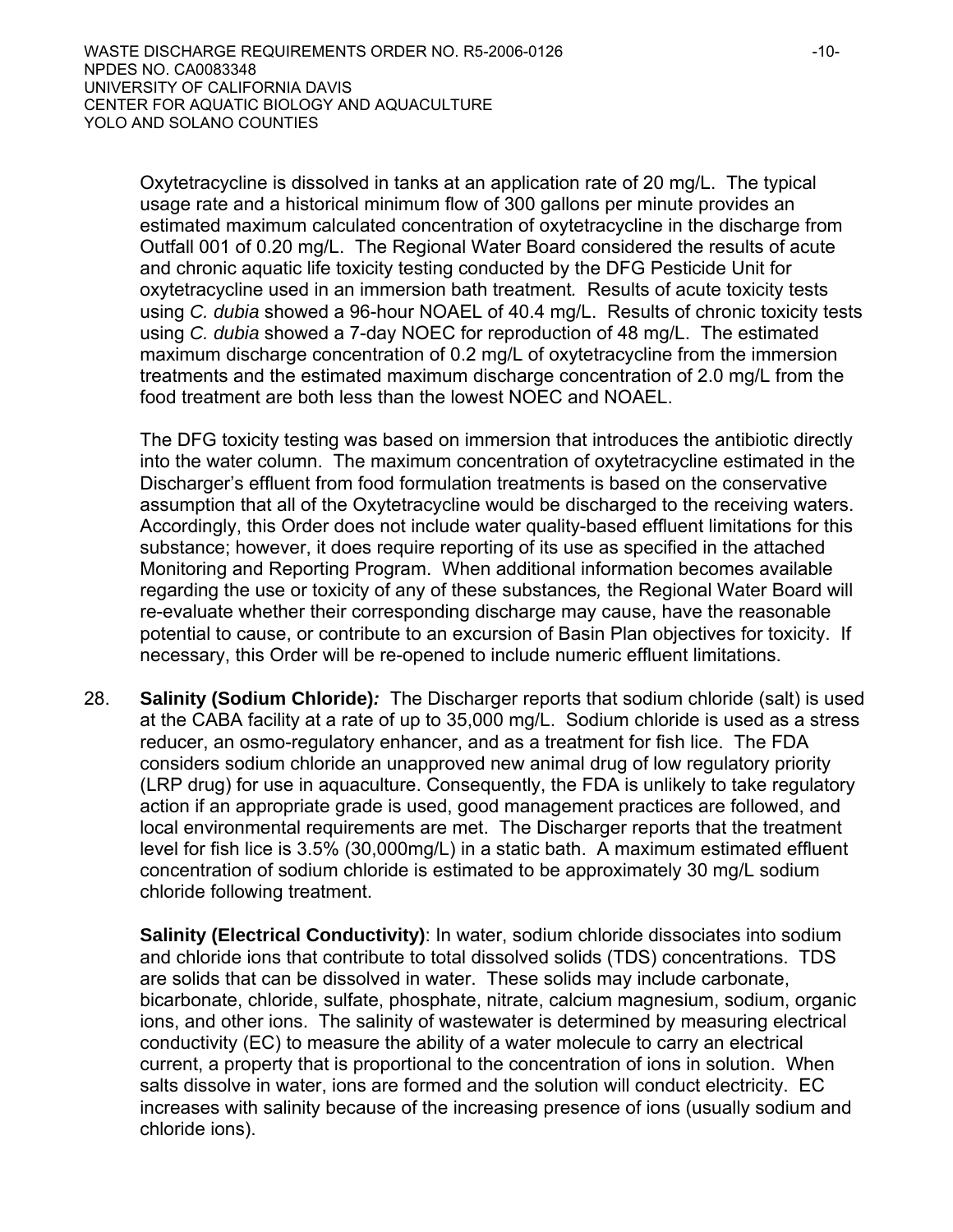Oxytetracycline is dissolved in tanks at an application rate of 20 mg/L. The typical usage rate and a historical minimum flow of 300 gallons per minute provides an estimated maximum calculated concentration of oxytetracycline in the discharge from Outfall 001 of 0.20 mg/L. The Regional Water Board considered the results of acute and chronic aquatic life toxicity testing conducted by the DFG Pesticide Unit for oxytetracycline used in an immersion bath treatment. Results of acute toxicity tests using *C. dubia* showed a 96-hour NOAEL of 40.4 mg/L. Results of chronic toxicity tests using *C. dubia* showed a 7-day NOEC for reproduction of 48 mg/L. The estimated maximum discharge concentration of 0.2 mg/L of oxytetracycline from the immersion treatments and the estimated maximum discharge concentration of 2.0 mg/L from the food treatment are both less than the lowest NOEC and NOAEL.

The DFG toxicity testing was based on immersion that introduces the antibiotic directly into the water column. The maximum concentration of oxytetracycline estimated in the Discharger's effluent from food formulation treatments is based on the conservative assumption that all of the Oxytetracycline would be discharged to the receiving waters. Accordingly, this Order does not include water quality-based effluent limitations for this substance; however, it does require reporting of its use as specified in the attached Monitoring and Reporting Program. When additional information becomes available regarding the use or toxicity of any of these substances*,* the Regional Water Board will re-evaluate whether their corresponding discharge may cause, have the reasonable potential to cause, or contribute to an excursion of Basin Plan objectives for toxicity. If necessary, this Order will be re-opened to include numeric effluent limitations.

28. **Salinity (Sodium Chloride)*:*** The Discharger reports that sodium chloride (salt) is used at the CABA facility at a rate of up to 35,000 mg/L. Sodium chloride is used as a stress reducer, an osmo-regulatory enhancer, and as a treatment for fish lice. The FDA considers sodium chloride an unapproved new animal drug of low regulatory priority (LRP drug) for use in aquaculture. Consequently, the FDA is unlikely to take regulatory action if an appropriate grade is used, good management practices are followed, and local environmental requirements are met. The Discharger reports that the treatment level for fish lice is 3.5% (30,000mg/L) in a static bath. A maximum estimated effluent concentration of sodium chloride is estimated to be approximately 30 mg/L sodium chloride following treatment.

    **Salinity (Electrical Conductivity)**: In water, sodium chloride dissociates into sodium and chloride ions that contribute to total dissolved solids (TDS) concentrations. TDS are solids that can be dissolved in water. These solids may include carbonate, bicarbonate, chloride, sulfate, phosphate, nitrate, calcium magnesium, sodium, organic ions, and other ions. The salinity of wastewater is determined by measuring electrical conductivity (EC) to measure the ability of a water molecule to carry an electrical current, a property that is proportional to the concentration of ions in solution. When salts dissolve in water, ions are formed and the solution will conduct electricity. EC increases with salinity because of the increasing presence of ions (usually sodium and chloride ions).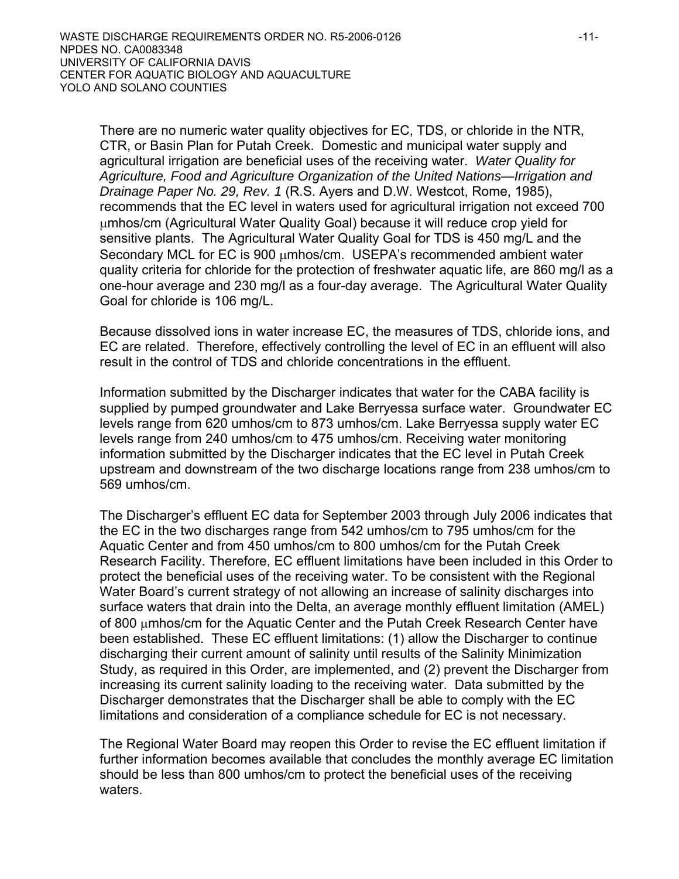There are no numeric water quality objectives for EC, TDS, or chloride in the NTR, CTR, or Basin Plan for Putah Creek. Domestic and municipal water supply and agricultural irrigation are beneficial uses of the receiving water. *Water Quality for Agriculture, Food and Agriculture Organization of the United Nations—Irrigation and Drainage Paper No. 29, Rev. 1* (R.S. Ayers and D.W. Westcot, Rome, 1985), recommends that the EC level in waters used for agricultural irrigation not exceed 700 μmhos/cm (Agricultural Water Quality Goal) because it will reduce crop yield for sensitive plants. The Agricultural Water Quality Goal for TDS is 450 mg/L and the Secondary MCL for EC is 900 μmhos/cm. USEPA's recommended ambient water quality criteria for chloride for the protection of freshwater aquatic life, are 860 mg/l as a one-hour average and 230 mg/l as a four-day average. The Agricultural Water Quality Goal for chloride is 106 mg/L.

Because dissolved ions in water increase EC, the measures of TDS, chloride ions, and EC are related. Therefore, effectively controlling the level of EC in an effluent will also result in the control of TDS and chloride concentrations in the effluent.

Information submitted by the Discharger indicates that water for the CABA facility is supplied by pumped groundwater and Lake Berryessa surface water. Groundwater EC levels range from 620 umhos/cm to 873 umhos/cm. Lake Berryessa supply water EC levels range from 240 umhos/cm to 475 umhos/cm. Receiving water monitoring information submitted by the Discharger indicates that the EC level in Putah Creek upstream and downstream of the two discharge locations range from 238 umhos/cm to 569 umhos/cm.

The Discharger's effluent EC data for September 2003 through July 2006 indicates that the EC in the two discharges range from 542 umhos/cm to 795 umhos/cm for the Aquatic Center and from 450 umhos/cm to 800 umhos/cm for the Putah Creek Research Facility. Therefore, EC effluent limitations have been included in this Order to protect the beneficial uses of the receiving water. To be consistent with the Regional Water Board's current strategy of not allowing an increase of salinity discharges into surface waters that drain into the Delta, an average monthly effluent limitation (AMEL) of 800 μmhos/cm for the Aquatic Center and the Putah Creek Research Center have been established. These EC effluent limitations: (1) allow the Discharger to continue discharging their current amount of salinity until results of the Salinity Minimization Study, as required in this Order, are implemented, and (2) prevent the Discharger from increasing its current salinity loading to the receiving water. Data submitted by the Discharger demonstrates that the Discharger shall be able to comply with the EC limitations and consideration of a compliance schedule for EC is not necessary.

The Regional Water Board may reopen this Order to revise the EC effluent limitation if further information becomes available that concludes the monthly average EC limitation should be less than 800 umhos/cm to protect the beneficial uses of the receiving waters.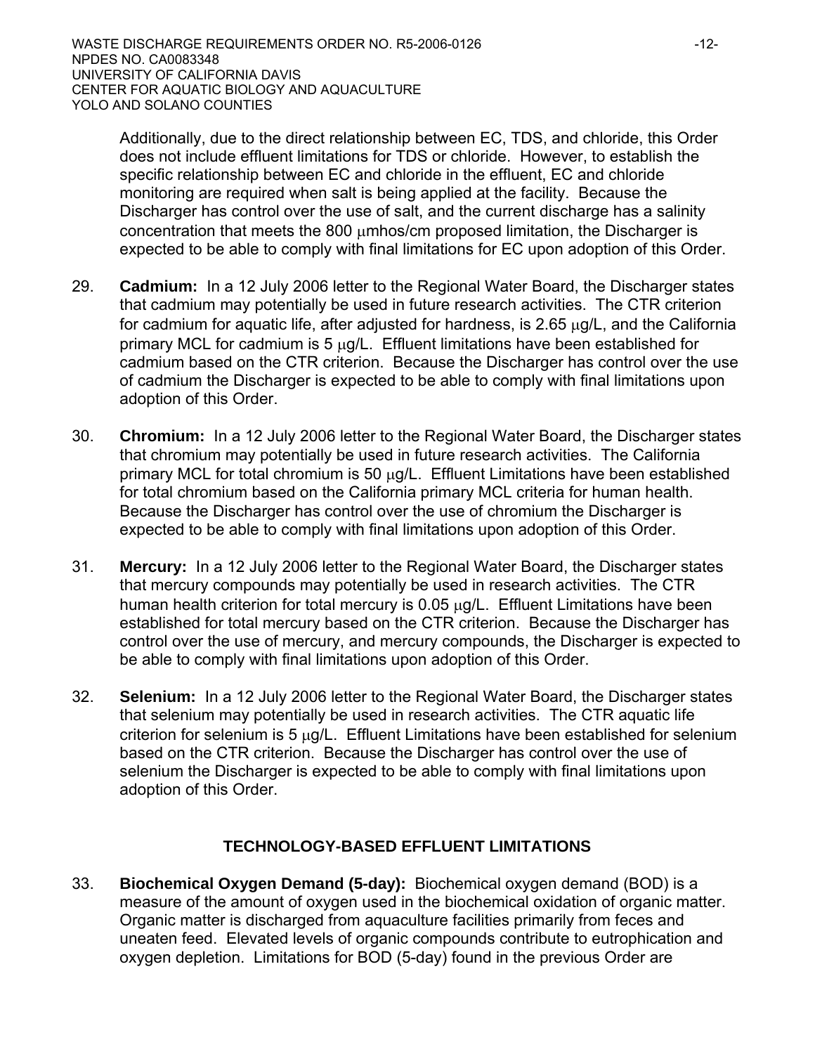Additionally, due to the direct relationship between EC, TDS, and chloride, this Order does not include effluent limitations for TDS or chloride. However, to establish the specific relationship between EC and chloride in the effluent, EC and chloride monitoring are required when salt is being applied at the facility. Because the Discharger has control over the use of salt, and the current discharge has a salinity concentration that meets the 800 μmhos/cm proposed limitation, the Discharger is expected to be able to comply with final limitations for EC upon adoption of this Order.

29. **Cadmium:** In a 12 July 2006 letter to the Regional Water Board, the Discharger states that cadmium may potentially be used in future research activities. The CTR criterion for cadmium for aquatic life, after adjusted for hardness, is 2.65 μg/L, and the California primary MCL for cadmium is 5 μg/L. Effluent limitations have been established for cadmium based on the CTR criterion. Because the Discharger has control over the use of cadmium the Discharger is expected to be able to comply with final limitations upon adoption of this Order.

30. **Chromium:** In a 12 July 2006 letter to the Regional Water Board, the Discharger states that chromium may potentially be used in future research activities. The California primary MCL for total chromium is 50 μg/L. Effluent Limitations have been established for total chromium based on the California primary MCL criteria for human health. Because the Discharger has control over the use of chromium the Discharger is expected to be able to comply with final limitations upon adoption of this Order.

31. **Mercury:** In a 12 July 2006 letter to the Regional Water Board, the Discharger states that mercury compounds may potentially be used in research activities. The CTR human health criterion for total mercury is 0.05 μg/L. Effluent Limitations have been established for total mercury based on the CTR criterion. Because the Discharger has control over the use of mercury, and mercury compounds, the Discharger is expected to be able to comply with final limitations upon adoption of this Order.

32. **Selenium:** In a 12 July 2006 letter to the Regional Water Board, the Discharger states that selenium may potentially be used in research activities. The CTR aquatic life criterion for selenium is 5 μg/L. Effluent Limitations have been established for selenium based on the CTR criterion. Because the Discharger has control over the use of selenium the Discharger is expected to be able to comply with final limitations upon adoption of this Order.

## TECHNOLOGY-BASED EFFLUENT LIMITATIONS

33. **Biochemical Oxygen Demand (5-day):** Biochemical oxygen demand (BOD) is a measure of the amount of oxygen used in the biochemical oxidation of organic matter. Organic matter is discharged from aquaculture facilities primarily from feces and uneaten feed. Elevated levels of organic compounds contribute to eutrophication and oxygen depletion. Limitations for BOD (5-day) found in the previous Order are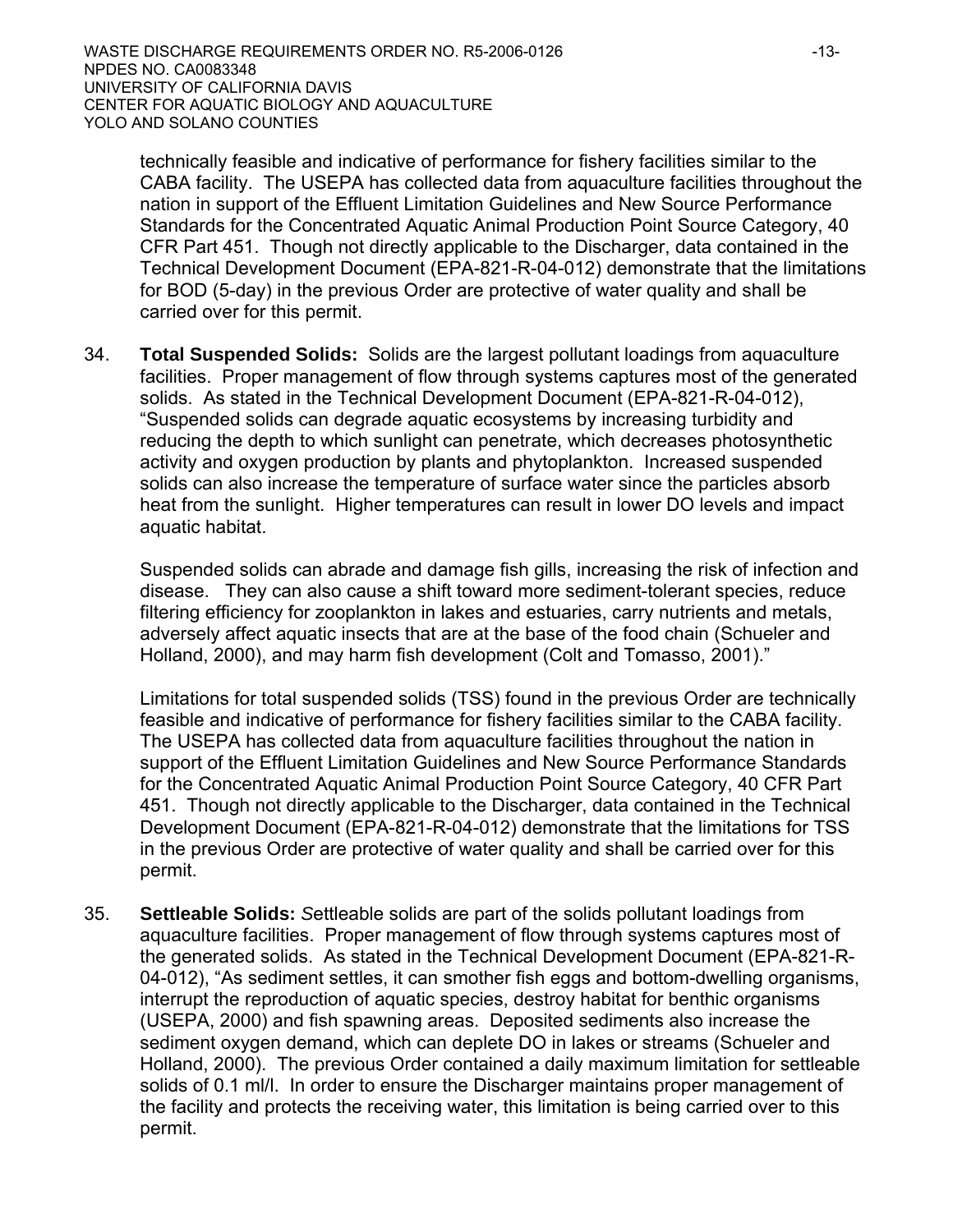technically feasible and indicative of performance for fishery facilities similar to the CABA facility. The USEPA has collected data from aquaculture facilities throughout the nation in support of the Effluent Limitation Guidelines and New Source Performance Standards for the Concentrated Aquatic Animal Production Point Source Category, 40 CFR Part 451. Though not directly applicable to the Discharger, data contained in the Technical Development Document (EPA-821-R-04-012) demonstrate that the limitations for BOD (5-day) in the previous Order are protective of water quality and shall be carried over for this permit.

34. **Total Suspended Solids:** Solids are the largest pollutant loadings from aquaculture facilities. Proper management of flow through systems captures most of the generated solids. As stated in the Technical Development Document (EPA-821-R-04-012), "Suspended solids can degrade aquatic ecosystems by increasing turbidity and reducing the depth to which sunlight can penetrate, which decreases photosynthetic activity and oxygen production by plants and phytoplankton. Increased suspended solids can also increase the temperature of surface water since the particles absorb heat from the sunlight. Higher temperatures can result in lower DO levels and impact aquatic habitat.

    Suspended solids can abrade and damage fish gills, increasing the risk of infection and disease. They can also cause a shift toward more sediment-tolerant species, reduce filtering efficiency for zooplankton in lakes and estuaries, carry nutrients and metals, adversely affect aquatic insects that are at the base of the food chain (Schueler and Holland, 2000), and may harm fish development (Colt and Tomasso, 2001)."

    Limitations for total suspended solids (TSS) found in the previous Order are technically feasible and indicative of performance for fishery facilities similar to the CABA facility. The USEPA has collected data from aquaculture facilities throughout the nation in support of the Effluent Limitation Guidelines and New Source Performance Standards for the Concentrated Aquatic Animal Production Point Source Category, 40 CFR Part 451. Though not directly applicable to the Discharger, data contained in the Technical Development Document (EPA-821-R-04-012) demonstrate that the limitations for TSS in the previous Order are protective of water quality and shall be carried over for this permit.

35. **Settleable Solids:** *S*ettleable solids are part of the solids pollutant loadings from aquaculture facilities. Proper management of flow through systems captures most of the generated solids. As stated in the Technical Development Document (EPA-821-R-04-012), "As sediment settles, it can smother fish eggs and bottom-dwelling organisms, interrupt the reproduction of aquatic species, destroy habitat for benthic organisms (USEPA, 2000) and fish spawning areas. Deposited sediments also increase the sediment oxygen demand, which can deplete DO in lakes or streams (Schueler and Holland, 2000). The previous Order contained a daily maximum limitation for settleable solids of 0.1 ml/l. In order to ensure the Discharger maintains proper management of the facility and protects the receiving water, this limitation is being carried over to this permit.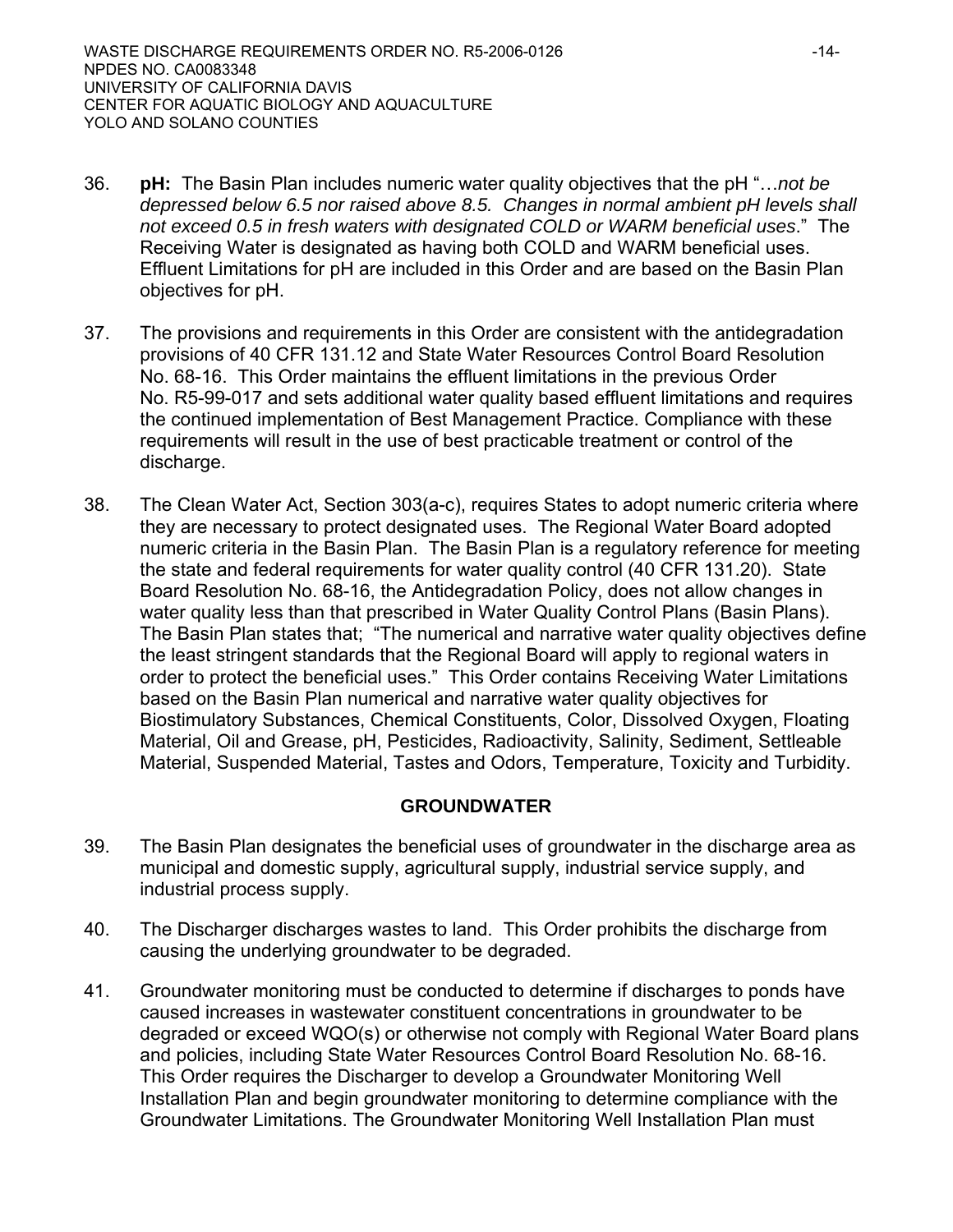36. **pH:** The Basin Plan includes numeric water quality objectives that the pH "…*not be depressed below 6.5 nor raised above 8.5. Changes in normal ambient pH levels shall not exceed 0.5 in fresh waters with designated COLD or WARM beneficial uses*." The Receiving Water is designated as having both COLD and WARM beneficial uses. Effluent Limitations for pH are included in this Order and are based on the Basin Plan objectives for pH.

37. The provisions and requirements in this Order are consistent with the antidegradation provisions of 40 CFR 131.12 and State Water Resources Control Board Resolution No. 68-16. This Order maintains the effluent limitations in the previous Order No. R5-99-017 and sets additional water quality based effluent limitations and requires the continued implementation of Best Management Practice. Compliance with these requirements will result in the use of best practicable treatment or control of the discharge.

38. The Clean Water Act, Section 303(a-c), requires States to adopt numeric criteria where they are necessary to protect designated uses. The Regional Water Board adopted numeric criteria in the Basin Plan. The Basin Plan is a regulatory reference for meeting the state and federal requirements for water quality control (40 CFR 131.20). State Board Resolution No. 68-16, the Antidegradation Policy, does not allow changes in water quality less than that prescribed in Water Quality Control Plans (Basin Plans). The Basin Plan states that; "The numerical and narrative water quality objectives define the least stringent standards that the Regional Board will apply to regional waters in order to protect the beneficial uses." This Order contains Receiving Water Limitations based on the Basin Plan numerical and narrative water quality objectives for Biostimulatory Substances, Chemical Constituents, Color, Dissolved Oxygen, Floating Material, Oil and Grease, pH, Pesticides, Radioactivity, Salinity, Sediment, Settleable Material, Suspended Material, Tastes and Odors, Temperature, Toxicity and Turbidity.

## GROUNDWATER

39. The Basin Plan designates the beneficial uses of groundwater in the discharge area as municipal and domestic supply, agricultural supply, industrial service supply, and industrial process supply.

40. The Discharger discharges wastes to land. This Order prohibits the discharge from causing the underlying groundwater to be degraded.

41. Groundwater monitoring must be conducted to determine if discharges to ponds have caused increases in wastewater constituent concentrations in groundwater to be degraded or exceed WQO(s) or otherwise not comply with Regional Water Board plans and policies, including State Water Resources Control Board Resolution No. 68-16. This Order requires the Discharger to develop a Groundwater Monitoring Well Installation Plan and begin groundwater monitoring to determine compliance with the Groundwater Limitations. The Groundwater Monitoring Well Installation Plan must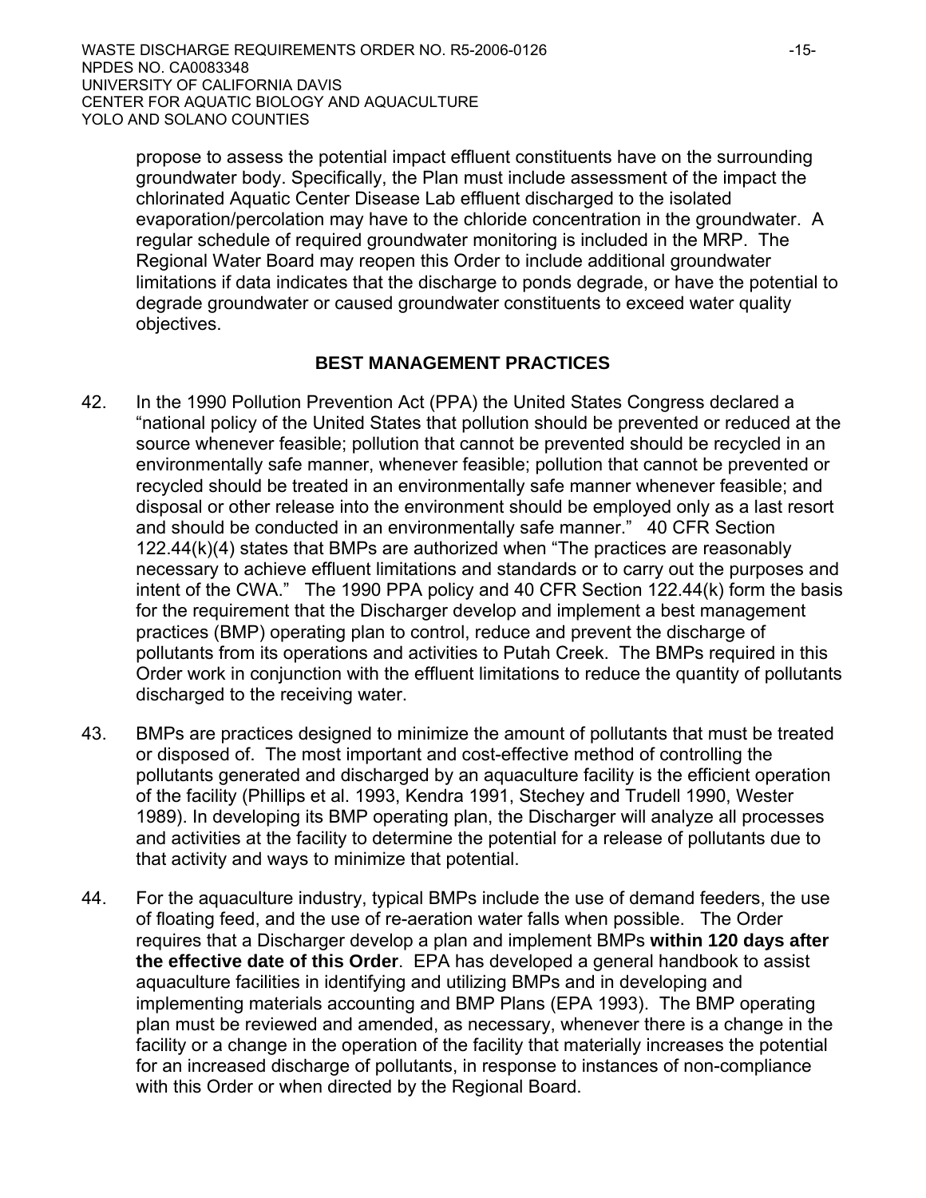propose to assess the potential impact effluent constituents have on the surrounding groundwater body. Specifically, the Plan must include assessment of the impact the chlorinated Aquatic Center Disease Lab effluent discharged to the isolated evaporation/percolation may have to the chloride concentration in the groundwater. A regular schedule of required groundwater monitoring is included in the MRP. The Regional Water Board may reopen this Order to include additional groundwater limitations if data indicates that the discharge to ponds degrade, or have the potential to degrade groundwater or caused groundwater constituents to exceed water quality objectives.

## BEST MANAGEMENT PRACTICES

42. In the 1990 Pollution Prevention Act (PPA) the United States Congress declared a "national policy of the United States that pollution should be prevented or reduced at the source whenever feasible; pollution that cannot be prevented should be recycled in an environmentally safe manner, whenever feasible; pollution that cannot be prevented or recycled should be treated in an environmentally safe manner whenever feasible; and disposal or other release into the environment should be employed only as a last resort and should be conducted in an environmentally safe manner." 40 CFR Section 122.44(k)(4) states that BMPs are authorized when "The practices are reasonably necessary to achieve effluent limitations and standards or to carry out the purposes and intent of the CWA." The 1990 PPA policy and 40 CFR Section 122.44(k) form the basis for the requirement that the Discharger develop and implement a best management practices (BMP) operating plan to control, reduce and prevent the discharge of pollutants from its operations and activities to Putah Creek. The BMPs required in this Order work in conjunction with the effluent limitations to reduce the quantity of pollutants discharged to the receiving water.

43. BMPs are practices designed to minimize the amount of pollutants that must be treated or disposed of. The most important and cost-effective method of controlling the pollutants generated and discharged by an aquaculture facility is the efficient operation of the facility (Phillips et al. 1993, Kendra 1991, Stechey and Trudell 1990, Wester 1989). In developing its BMP operating plan, the Discharger will analyze all processes and activities at the facility to determine the potential for a release of pollutants due to that activity and ways to minimize that potential.

44. For the aquaculture industry, typical BMPs include the use of demand feeders, the use of floating feed, and the use of re-aeration water falls when possible. The Order requires that a Discharger develop a plan and implement BMPs **within 120 days after the effective date of this Order**. EPA has developed a general handbook to assist aquaculture facilities in identifying and utilizing BMPs and in developing and implementing materials accounting and BMP Plans (EPA 1993). The BMP operating plan must be reviewed and amended, as necessary, whenever there is a change in the facility or a change in the operation of the facility that materially increases the potential for an increased discharge of pollutants, in response to instances of non-compliance with this Order or when directed by the Regional Board.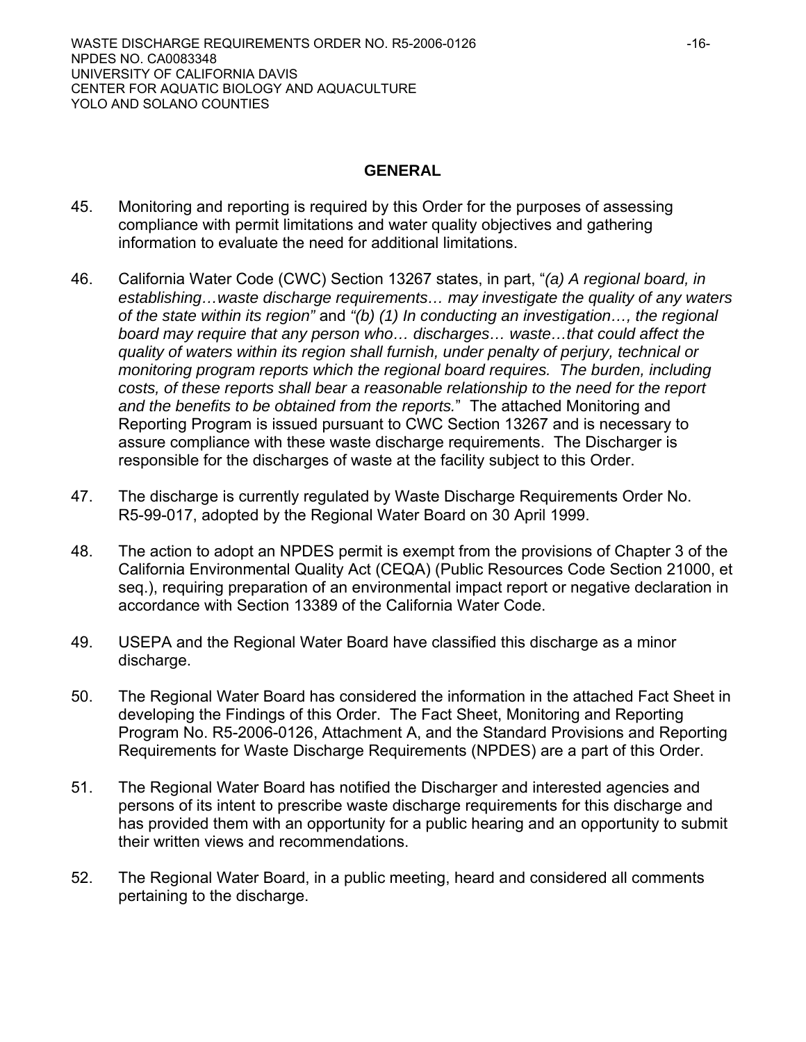## GENERAL

45. Monitoring and reporting is required by this Order for the purposes of assessing compliance with permit limitations and water quality objectives and gathering information to evaluate the need for additional limitations.

46. California Water Code (CWC) Section 13267 states, in part, "*(a) A regional board, in establishing…waste discharge requirements… may investigate the quality of any waters of the state within its region*" and *"(b) (1) In conducting an investigation…, the regional board may require that any person who… discharges… waste…that could affect the quality of waters within its region shall furnish, under penalty of perjury, technical or monitoring program reports which the regional board requires. The burden, including costs, of these reports shall bear a reasonable relationship to the need for the report and the benefits to be obtained from the reports.*" The attached Monitoring and Reporting Program is issued pursuant to CWC Section 13267 and is necessary to assure compliance with these waste discharge requirements. The Discharger is responsible for the discharges of waste at the facility subject to this Order.

47. The discharge is currently regulated by Waste Discharge Requirements Order No. R5-99-017, adopted by the Regional Water Board on 30 April 1999.

48. The action to adopt an NPDES permit is exempt from the provisions of Chapter 3 of the California Environmental Quality Act (CEQA) (Public Resources Code Section 21000, et seq.), requiring preparation of an environmental impact report or negative declaration in accordance with Section 13389 of the California Water Code.

49. USEPA and the Regional Water Board have classified this discharge as a minor discharge.

50. The Regional Water Board has considered the information in the attached Fact Sheet in developing the Findings of this Order. The Fact Sheet, Monitoring and Reporting Program No. R5-2006-0126, Attachment A, and the Standard Provisions and Reporting Requirements for Waste Discharge Requirements (NPDES) are a part of this Order.

51. The Regional Water Board has notified the Discharger and interested agencies and persons of its intent to prescribe waste discharge requirements for this discharge and has provided them with an opportunity for a public hearing and an opportunity to submit their written views and recommendations.

52. The Regional Water Board, in a public meeting, heard and considered all comments pertaining to the discharge.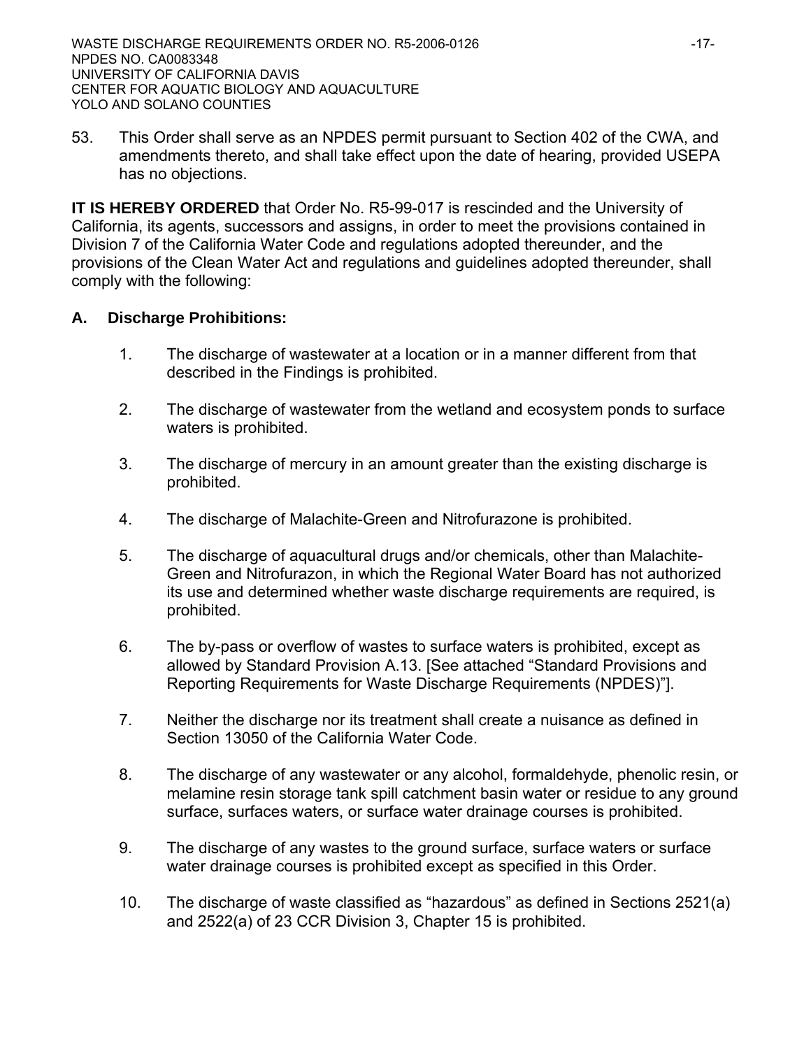53. This Order shall serve as an NPDES permit pursuant to Section 402 of the CWA, and amendments thereto, and shall take effect upon the date of hearing, provided USEPA has no objections.

**IT IS HEREBY ORDERED** that Order No. R5-99-017 is rescinded and the University of California, its agents, successors and assigns, in order to meet the provisions contained in Division 7 of the California Water Code and regulations adopted thereunder, and the provisions of the Clean Water Act and regulations and guidelines adopted thereunder, shall comply with the following:

## A. Discharge Prohibitions:

1. The discharge of wastewater at a location or in a manner different from that described in the Findings is prohibited.

2. The discharge of wastewater from the wetland and ecosystem ponds to surface waters is prohibited.

3. The discharge of mercury in an amount greater than the existing discharge is prohibited.

4. The discharge of Malachite-Green and Nitrofurazone is prohibited.

5. The discharge of aquacultural drugs and/or chemicals, other than Malachite-Green and Nitrofurazon, in which the Regional Water Board has not authorized its use and determined whether waste discharge requirements are required, is prohibited.

6. The by-pass or overflow of wastes to surface waters is prohibited, except as allowed by Standard Provision A.13. [See attached "Standard Provisions and Reporting Requirements for Waste Discharge Requirements (NPDES)"].

7. Neither the discharge nor its treatment shall create a nuisance as defined in Section 13050 of the California Water Code.

8. The discharge of any wastewater or any alcohol, formaldehyde, phenolic resin, or melamine resin storage tank spill catchment basin water or residue to any ground surface, surfaces waters, or surface water drainage courses is prohibited.

9. The discharge of any wastes to the ground surface, surface waters or surface water drainage courses is prohibited except as specified in this Order.

10. The discharge of waste classified as "hazardous" as defined in Sections 2521(a) and 2522(a) of 23 CCR Division 3, Chapter 15 is prohibited.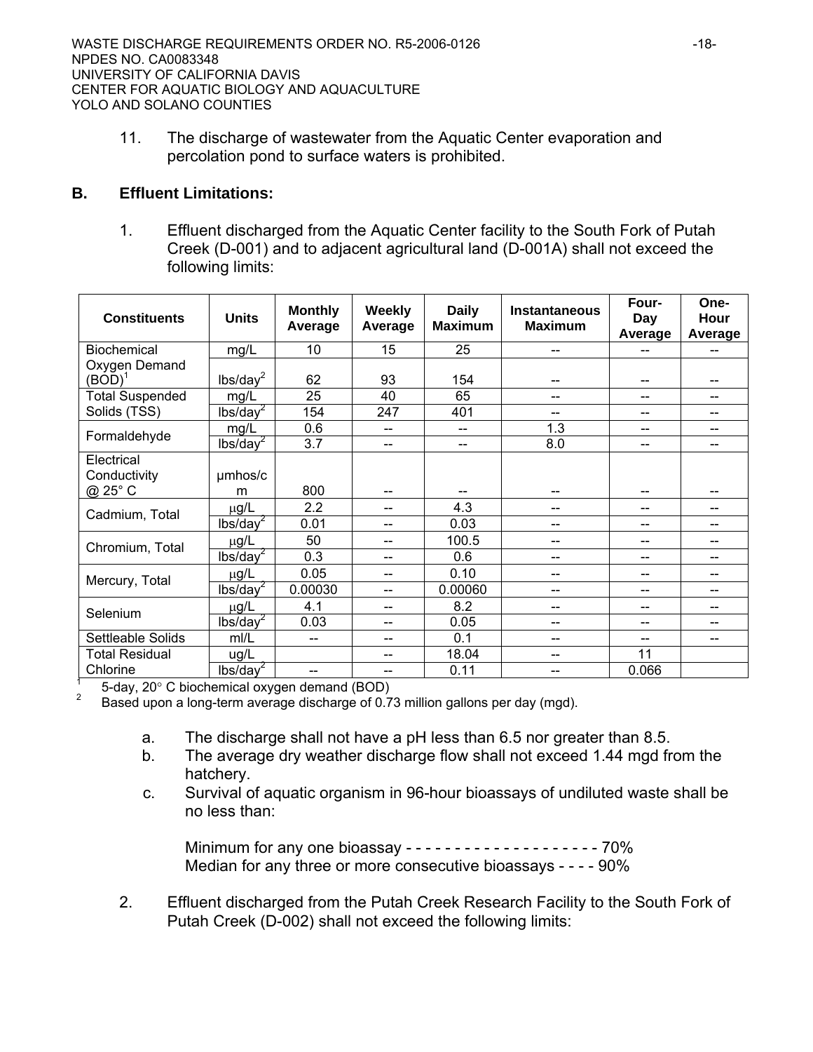11. The discharge of wastewater from the Aquatic Center evaporation and percolation pond to surface waters is prohibited.

## B. Effluent Limitations:

1. Effluent discharged from the Aquatic Center facility to the South Fork of Putah Creek (D-001) and to adjacent agricultural land (D-001A) shall not exceed the following limits:

| Constituents | Units | Monthly Average | Weekly Average | Daily Maximum | Instantaneous Maximum | Four-Day Average | One-Hour Average |
|---|---|---|---|---|---|---|---|
| Biochemical Oxygen Demand (BOD)[1] | mg/L | 10 | 15 | 25 | -- | -- | -- |
| | lbs/day[2] | 62 | 93 | 154 | -- | -- | -- |
| Total Suspended Solids (TSS) | mg/L | 25 | 40 | 65 | -- | -- | -- |
| | lbs/day[2] | 154 | 247 | 401 | -- | -- | -- |
| Formaldehyde | mg/L | 0.6 | -- | -- | 1.3 | -- | -- |
| | lbs/day[2] | 3.7 | -- | -- | 8.0 | -- | -- |
| Electrical Conductivity @ 25° C | µmhos/cm | 800 | -- | -- | -- | -- | -- |
| Cadmium, Total | µg/L | 2.2 | -- | 4.3 | -- | -- | -- |
| | lbs/day[2] | 0.01 | -- | 0.03 | -- | -- | -- |
| Chromium, Total | µg/L | 50 | -- | 100.5 | -- | -- | -- |
| | lbs/day[2] | 0.3 | -- | 0.6 | -- | -- | -- |
| Mercury, Total | µg/L | 0.05 | -- | 0.10 | -- | -- | -- |
| | lbs/day[2] | 0.00030 | -- | 0.00060 | -- | -- | -- |
| Selenium | µg/L | 4.1 | -- | 8.2 | -- | -- | -- |
| | lbs/day[2] | 0.03 | -- | 0.05 | -- | -- | -- |
| Settleable Solids | ml/L | -- | -- | 0.1 | -- | -- | -- |
| Total Residual Chlorine | ug/L | | -- | 18.04 | -- | 11 | |
| | lbs/day[2] | -- | -- | 0.11 | -- | 0.066 | |

[1] 5-day, 20° C biochemical oxygen demand (BOD)

[2] Based upon a long-term average discharge of 0.73 million gallons per day (mgd).

a. The discharge shall not have a pH less than 6.5 nor greater than 8.5.

b. The average dry weather discharge flow shall not exceed 1.44 mgd from the hatchery.

c. Survival of aquatic organism in 96-hour bioassays of undiluted waste shall be no less than:

   Minimum for any one bioassay - - - - - - - - - - - - - - - - - - - 70%
   Median for any three or more consecutive bioassays - - - - 90%

2. Effluent discharged from the Putah Creek Research Facility to the South Fork of Putah Creek (D-002) shall not exceed the following limits: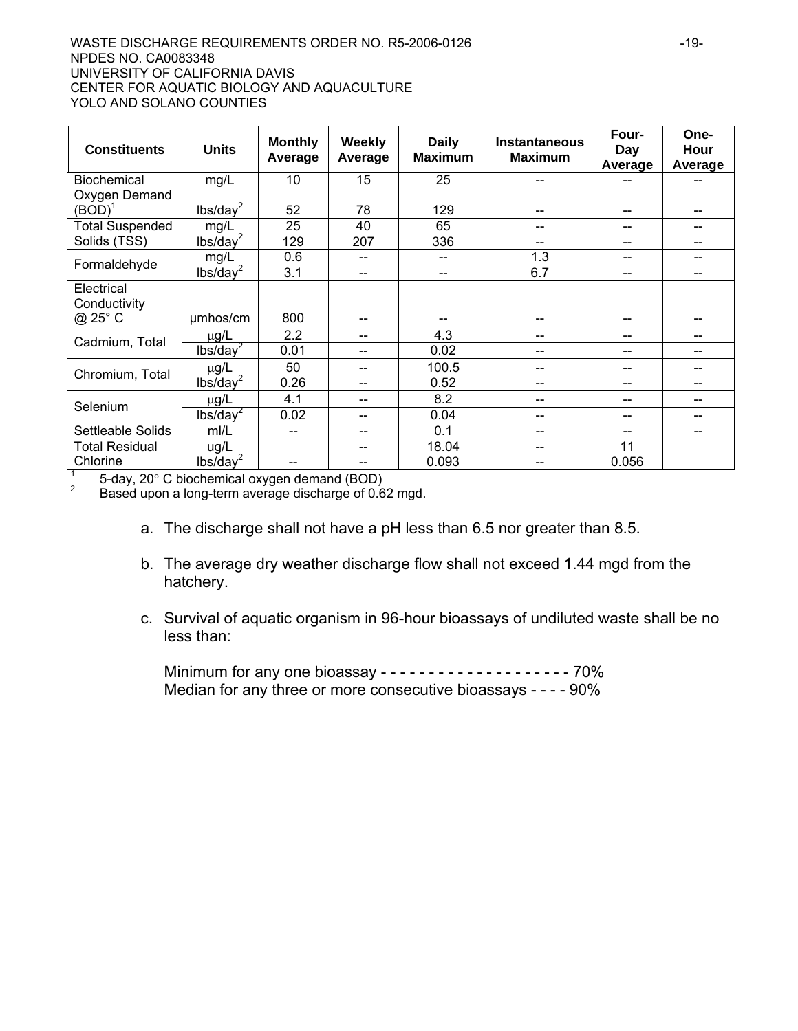| Constituents | Units | Monthly Average | Weekly Average | Daily Maximum | Instantaneous Maximum | Four-Day Average | One-Hour Average |
|---|---|---|---|---|---|---|---|
| Biochemical Oxygen Demand (BOD)[1] | mg/L | 10 | 15 | 25 | -- | -- | -- |
| | lbs/day[2] | 52 | 78 | 129 | -- | -- | -- |
| Total Suspended Solids (TSS) | mg/L | 25 | 40 | 65 | -- | -- | -- |
| | lbs/day[2] | 129 | 207 | 336 | -- | -- | -- |
| Formaldehyde | mg/L | 0.6 | -- | -- | 1.3 | -- | -- |
| | lbs/day[2] | 3.1 | -- | -- | 6.7 | -- | -- |
| Electrical Conductivity @ 25° C | μmhos/cm | 800 | -- | -- | -- | -- | -- |
| Cadmium, Total | μg/L | 2.2 | -- | 4.3 | -- | -- | -- |
| | lbs/day[2] | 0.01 | -- | 0.02 | -- | -- | -- |
| Chromium, Total | μg/L | 50 | -- | 100.5 | -- | -- | -- |
| | lbs/day[2] | 0.26 | -- | 0.52 | -- | -- | -- |
| Selenium | μg/L | 4.1 | -- | 8.2 | -- | -- | -- |
| | lbs/day[2] | 0.02 | -- | 0.04 | -- | -- | -- |
| Settleable Solids | ml/L | -- | -- | 0.1 | -- | -- | -- |
| Total Residual Chlorine | ug/L | | -- | 18.04 | -- | 11 | |
| | lbs/day[2] | -- | -- | 0.093 | -- | 0.056 | |

[1] 5-day, 20° C biochemical oxygen demand (BOD)

[2] Based upon a long-term average discharge of 0.62 mgd.

a. The discharge shall not have a pH less than 6.5 nor greater than 8.5.

b. The average dry weather discharge flow shall not exceed 1.44 mgd from the hatchery.

c. Survival of aquatic organism in 96-hour bioassays of undiluted waste shall be no less than:

   Minimum for any one bioassay - - - - - - - - - - - - - - - - - - - - 70%
   Median for any three or more consecutive bioassays - - - - 90%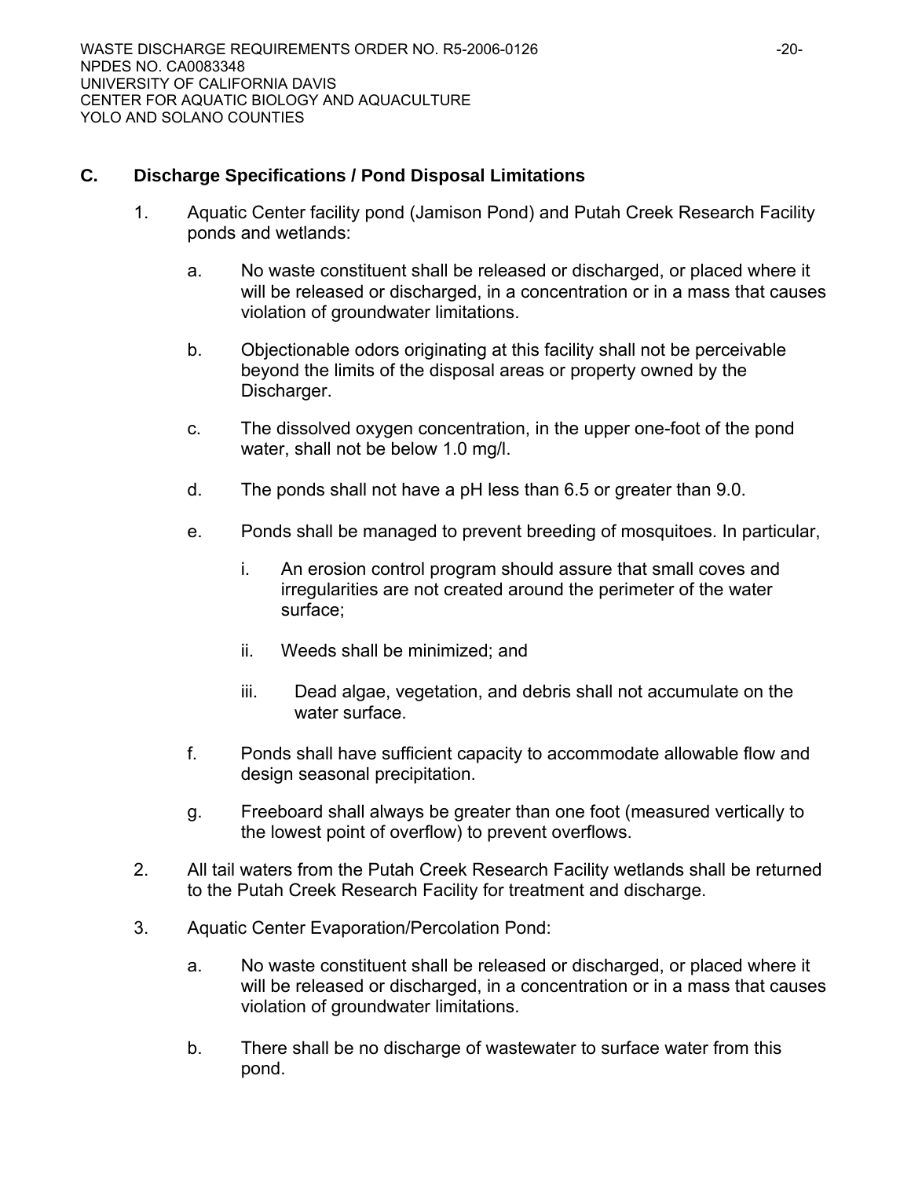## C. Discharge Specifications / Pond Disposal Limitations

1. Aquatic Center facility pond (Jamison Pond) and Putah Creek Research Facility ponds and wetlands:

   a. No waste constituent shall be released or discharged, or placed where it will be released or discharged, in a concentration or in a mass that causes violation of groundwater limitations.

   b. Objectionable odors originating at this facility shall not be perceivable beyond the limits of the disposal areas or property owned by the Discharger.

   c. The dissolved oxygen concentration, in the upper one-foot of the pond water, shall not be below 1.0 mg/l.

   d. The ponds shall not have a pH less than 6.5 or greater than 9.0.

   e. Ponds shall be managed to prevent breeding of mosquitoes. In particular,

      i. An erosion control program should assure that small coves and irregularities are not created around the perimeter of the water surface;

      ii. Weeds shall be minimized; and

      iii. Dead algae, vegetation, and debris shall not accumulate on the water surface.

   f. Ponds shall have sufficient capacity to accommodate allowable flow and design seasonal precipitation.

   g. Freeboard shall always be greater than one foot (measured vertically to the lowest point of overflow) to prevent overflows.

2. All tail waters from the Putah Creek Research Facility wetlands shall be returned to the Putah Creek Research Facility for treatment and discharge.

3. Aquatic Center Evaporation/Percolation Pond:

   a. No waste constituent shall be released or discharged, or placed where it will be released or discharged, in a concentration or in a mass that causes violation of groundwater limitations.

   b. There shall be no discharge of wastewater to surface water from this pond.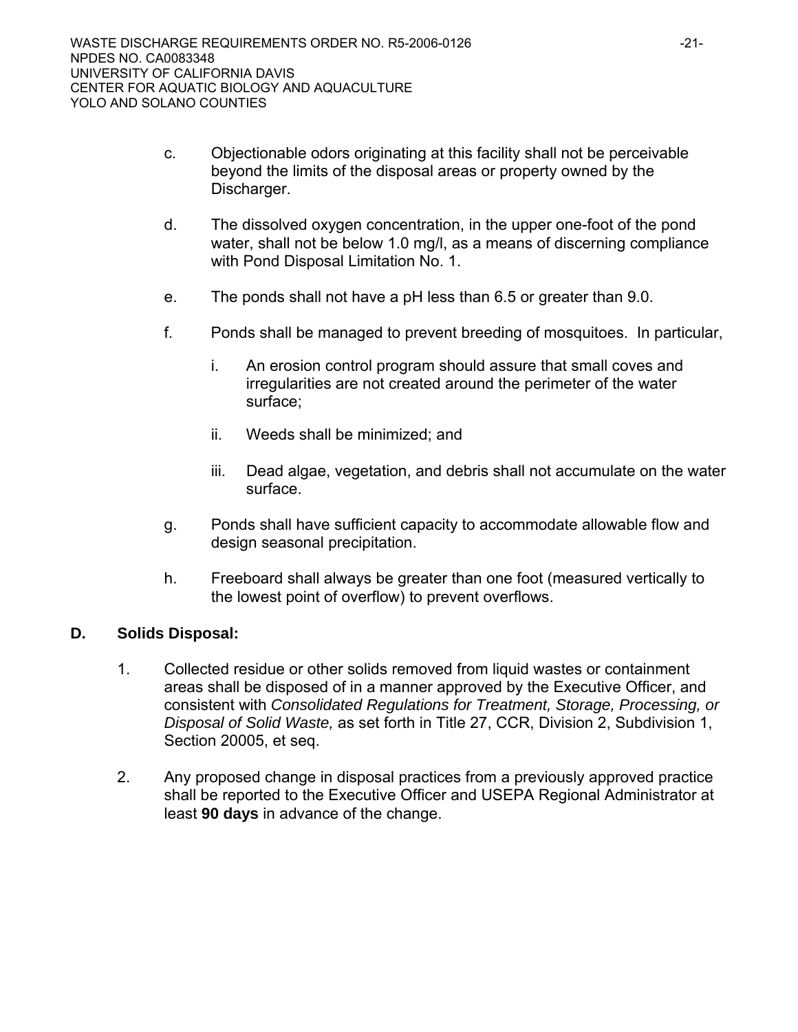c. Objectionable odors originating at this facility shall not be perceivable beyond the limits of the disposal areas or property owned by the Discharger.

d. The dissolved oxygen concentration, in the upper one-foot of the pond water, shall not be below 1.0 mg/l, as a means of discerning compliance with Pond Disposal Limitation No. 1.

e. The ponds shall not have a pH less than 6.5 or greater than 9.0.

f. Ponds shall be managed to prevent breeding of mosquitoes. In particular,

   i. An erosion control program should assure that small coves and irregularities are not created around the perimeter of the water surface;

   ii. Weeds shall be minimized; and

   iii. Dead algae, vegetation, and debris shall not accumulate on the water surface.

g. Ponds shall have sufficient capacity to accommodate allowable flow and design seasonal precipitation.

h. Freeboard shall always be greater than one foot (measured vertically to the lowest point of overflow) to prevent overflows.

**D. Solids Disposal:**

1. Collected residue or other solids removed from liquid wastes or containment areas shall be disposed of in a manner approved by the Executive Officer, and consistent with *Consolidated Regulations for Treatment, Storage, Processing, or Disposal of Solid Waste,* as set forth in Title 27, CCR, Division 2, Subdivision 1, Section 20005, et seq.

2. Any proposed change in disposal practices from a previously approved practice shall be reported to the Executive Officer and USEPA Regional Administrator at least **90 days** in advance of the change.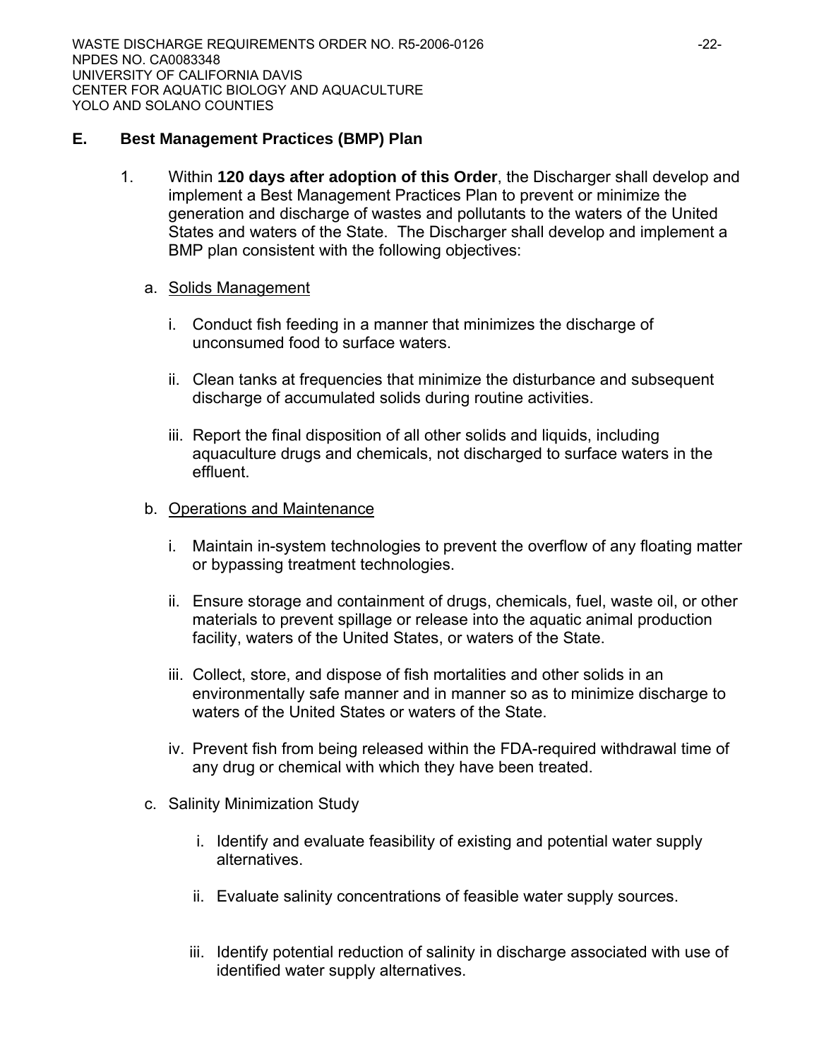## E. Best Management Practices (BMP) Plan

1. Within **120 days after adoption of this Order**, the Discharger shall develop and implement a Best Management Practices Plan to prevent or minimize the generation and discharge of wastes and pollutants to the waters of the United States and waters of the State. The Discharger shall develop and implement a BMP plan consistent with the following objectives:

   a. Solids Management

      i. Conduct fish feeding in a manner that minimizes the discharge of unconsumed food to surface waters.

      ii. Clean tanks at frequencies that minimize the disturbance and subsequent discharge of accumulated solids during routine activities.

      iii. Report the final disposition of all other solids and liquids, including aquaculture drugs and chemicals, not discharged to surface waters in the effluent.

   b. Operations and Maintenance

      i. Maintain in-system technologies to prevent the overflow of any floating matter or bypassing treatment technologies.

      ii. Ensure storage and containment of drugs, chemicals, fuel, waste oil, or other materials to prevent spillage or release into the aquatic animal production facility, waters of the United States, or waters of the State.

      iii. Collect, store, and dispose of fish mortalities and other solids in an environmentally safe manner and in manner so as to minimize discharge to waters of the United States or waters of the State.

      iv. Prevent fish from being released within the FDA-required withdrawal time of any drug or chemical with which they have been treated.

   c. Salinity Minimization Study

      i. Identify and evaluate feasibility of existing and potential water supply alternatives.

      ii. Evaluate salinity concentrations of feasible water supply sources.

      iii. Identify potential reduction of salinity in discharge associated with use of identified water supply alternatives.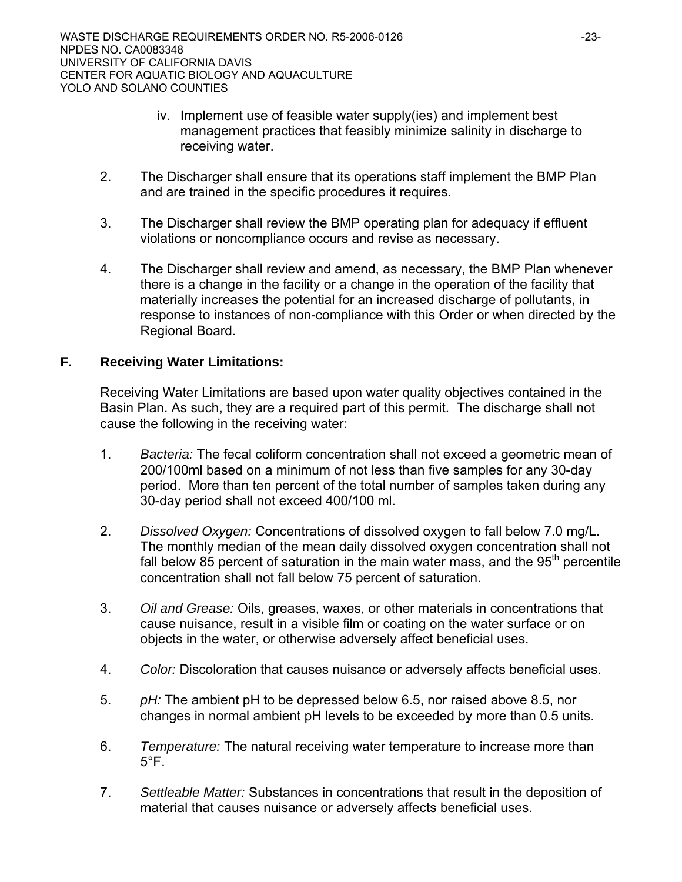iv. Implement use of feasible water supply(ies) and implement best management practices that feasibly minimize salinity in discharge to receiving water.

2. The Discharger shall ensure that its operations staff implement the BMP Plan and are trained in the specific procedures it requires.

3. The Discharger shall review the BMP operating plan for adequacy if effluent violations or noncompliance occurs and revise as necessary.

4. The Discharger shall review and amend, as necessary, the BMP Plan whenever there is a change in the facility or a change in the operation of the facility that materially increases the potential for an increased discharge of pollutants, in response to instances of non-compliance with this Order or when directed by the Regional Board.

## F. Receiving Water Limitations:

Receiving Water Limitations are based upon water quality objectives contained in the Basin Plan. As such, they are a required part of this permit. The discharge shall not cause the following in the receiving water:

1. *Bacteria:* The fecal coliform concentration shall not exceed a geometric mean of 200/100ml based on a minimum of not less than five samples for any 30-day period. More than ten percent of the total number of samples taken during any 30-day period shall not exceed 400/100 ml.

2. *Dissolved Oxygen:* Concentrations of dissolved oxygen to fall below 7.0 mg/L. The monthly median of the mean daily dissolved oxygen concentration shall not fall below 85 percent of saturation in the main water mass, and the $95^{th}$ percentile concentration shall not fall below 75 percent of saturation.

3. *Oil and Grease:* Oils, greases, waxes, or other materials in concentrations that cause nuisance, result in a visible film or coating on the water surface or on objects in the water, or otherwise adversely affect beneficial uses.

4. *Color:* Discoloration that causes nuisance or adversely affects beneficial uses.

5. *pH:* The ambient pH to be depressed below 6.5, nor raised above 8.5, nor changes in normal ambient pH levels to be exceeded by more than 0.5 units.

6. *Temperature:* The natural receiving water temperature to increase more than 5°F.

7. *Settleable Matter:* Substances in concentrations that result in the deposition of material that causes nuisance or adversely affects beneficial uses.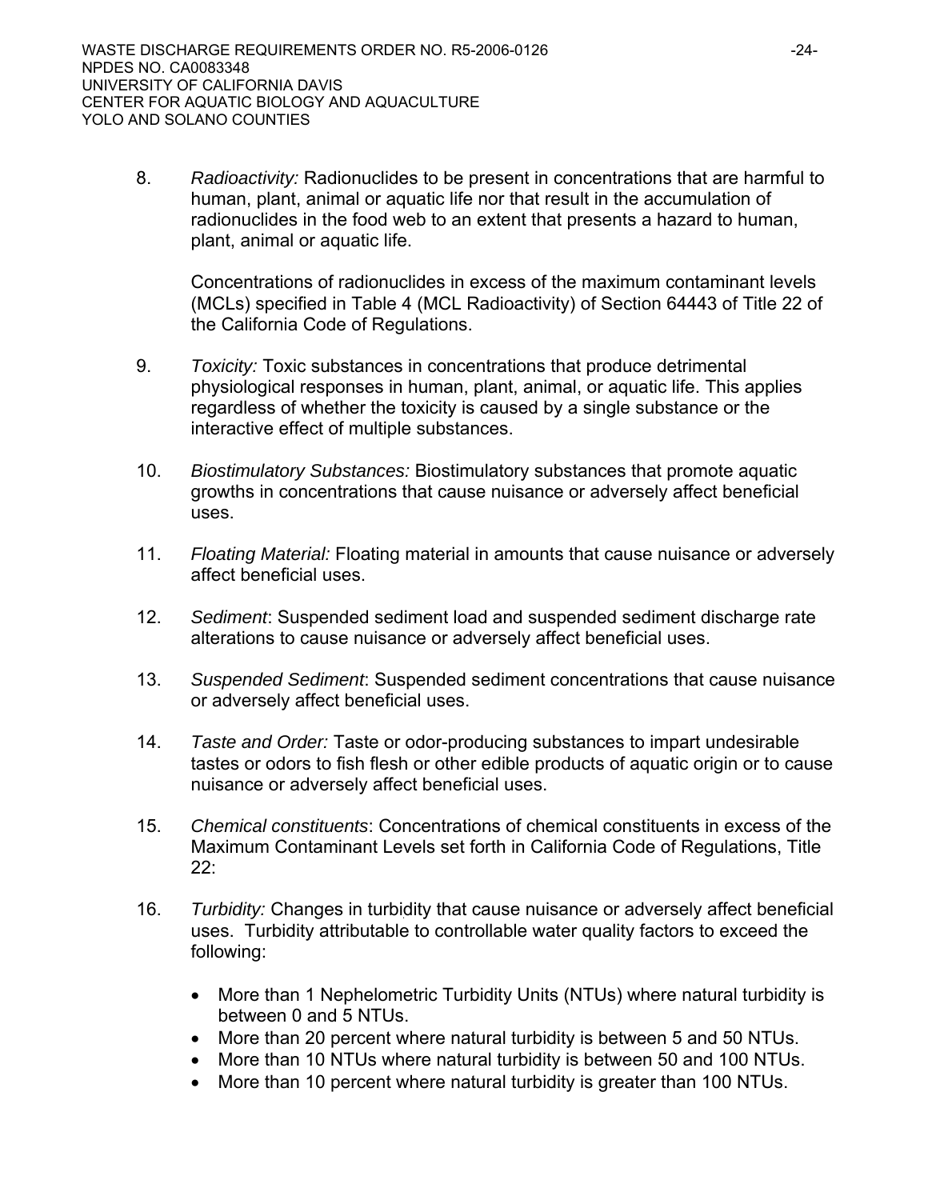8. *Radioactivity:* Radionuclides to be present in concentrations that are harmful to human, plant, animal or aquatic life nor that result in the accumulation of radionuclides in the food web to an extent that presents a hazard to human, plant, animal or aquatic life.

   Concentrations of radionuclides in excess of the maximum contaminant levels (MCLs) specified in Table 4 (MCL Radioactivity) of Section 64443 of Title 22 of the California Code of Regulations.

9. *Toxicity:* Toxic substances in concentrations that produce detrimental physiological responses in human, plant, animal, or aquatic life. This applies regardless of whether the toxicity is caused by a single substance or the interactive effect of multiple substances.

10. *Biostimulatory Substances:* Biostimulatory substances that promote aquatic growths in concentrations that cause nuisance or adversely affect beneficial uses.

11. *Floating Material:* Floating material in amounts that cause nuisance or adversely affect beneficial uses.

12. *Sediment*: Suspended sediment load and suspended sediment discharge rate alterations to cause nuisance or adversely affect beneficial uses.

13. *Suspended Sediment*: Suspended sediment concentrations that cause nuisance or adversely affect beneficial uses.

14. *Taste and Order:* Taste or odor-producing substances to impart undesirable tastes or odors to fish flesh or other edible products of aquatic origin or to cause nuisance or adversely affect beneficial uses.

15. *Chemical constituents*: Concentrations of chemical constituents in excess of the Maximum Contaminant Levels set forth in California Code of Regulations, Title 22:

16. *Turbidity:* Changes in turbidity that cause nuisance or adversely affect beneficial uses. Turbidity attributable to controllable water quality factors to exceed the following:

    - More than 1 Nephelometric Turbidity Units (NTUs) where natural turbidity is between 0 and 5 NTUs.
    - More than 20 percent where natural turbidity is between 5 and 50 NTUs.
    - More than 10 NTUs where natural turbidity is between 50 and 100 NTUs.
    - More than 10 percent where natural turbidity is greater than 100 NTUs.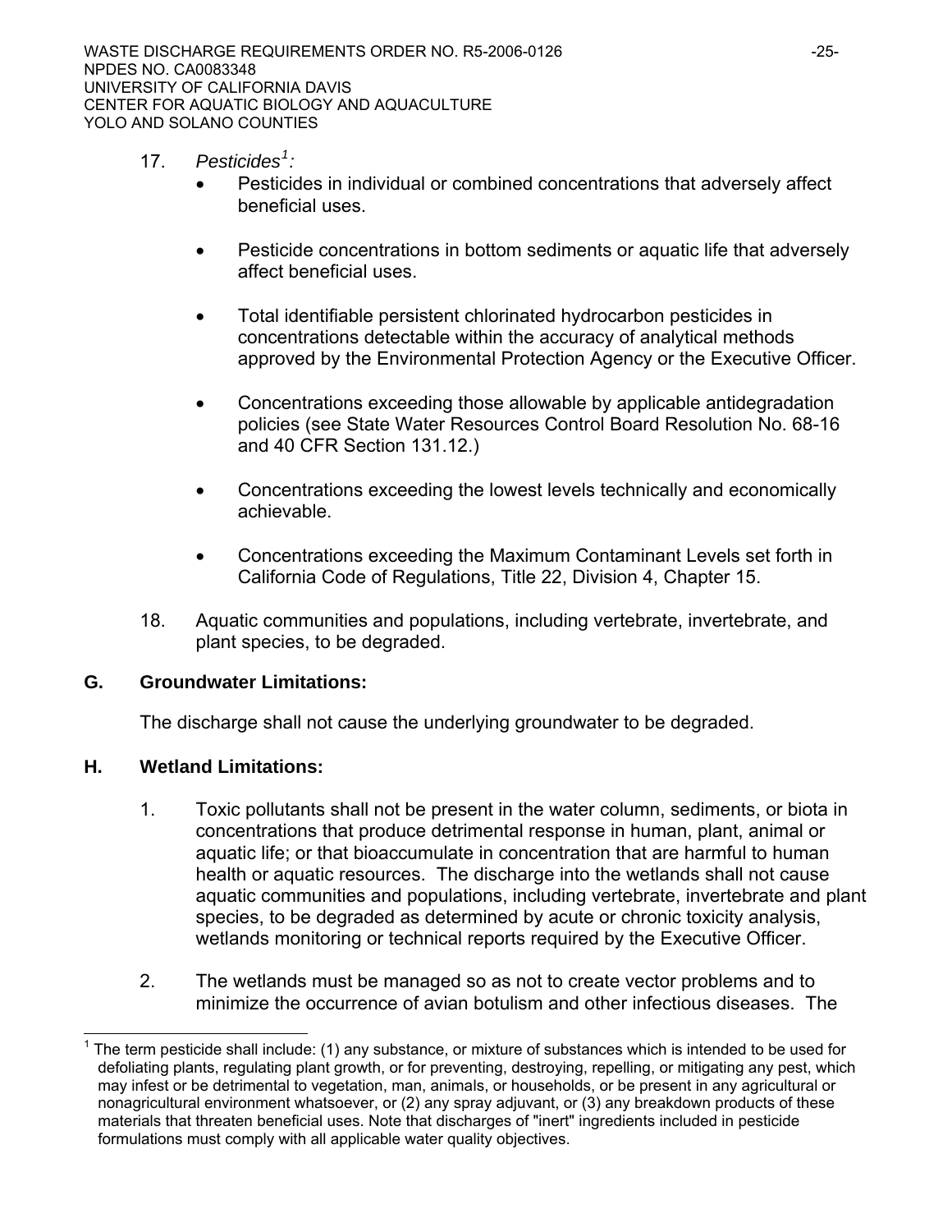17. *Pesticides*[1]*:*
    - Pesticides in individual or combined concentrations that adversely affect beneficial uses.
    - Pesticide concentrations in bottom sediments or aquatic life that adversely affect beneficial uses.
    - Total identifiable persistent chlorinated hydrocarbon pesticides in concentrations detectable within the accuracy of analytical methods approved by the Environmental Protection Agency or the Executive Officer.
    - Concentrations exceeding those allowable by applicable antidegradation policies (see State Water Resources Control Board Resolution No. 68-16 and 40 CFR Section 131.12.)
    - Concentrations exceeding the lowest levels technically and economically achievable.
    - Concentrations exceeding the Maximum Contaminant Levels set forth in California Code of Regulations, Title 22, Division 4, Chapter 15.

18. Aquatic communities and populations, including vertebrate, invertebrate, and plant species, to be degraded.

**G. Groundwater Limitations:**

The discharge shall not cause the underlying groundwater to be degraded.

**H. Wetland Limitations:**

1. Toxic pollutants shall not be present in the water column, sediments, or biota in concentrations that produce detrimental response in human, plant, animal or aquatic life; or that bioaccumulate in concentration that are harmful to human health or aquatic resources. The discharge into the wetlands shall not cause aquatic communities and populations, including vertebrate, invertebrate and plant species, to be degraded as determined by acute or chronic toxicity analysis, wetlands monitoring or technical reports required by the Executive Officer.

2. The wetlands must be managed so as not to create vector problems and to minimize the occurrence of avian botulism and other infectious diseases. The

[1] The term pesticide shall include: (1) any substance, or mixture of substances which is intended to be used for defoliating plants, regulating plant growth, or for preventing, destroying, repelling, or mitigating any pest, which may infest or be detrimental to vegetation, man, animals, or households, or be present in any agricultural or nonagricultural environment whatsoever, or (2) any spray adjuvant, or (3) any breakdown products of these materials that threaten beneficial uses. Note that discharges of "inert" ingredients included in pesticide formulations must comply with all applicable water quality objectives.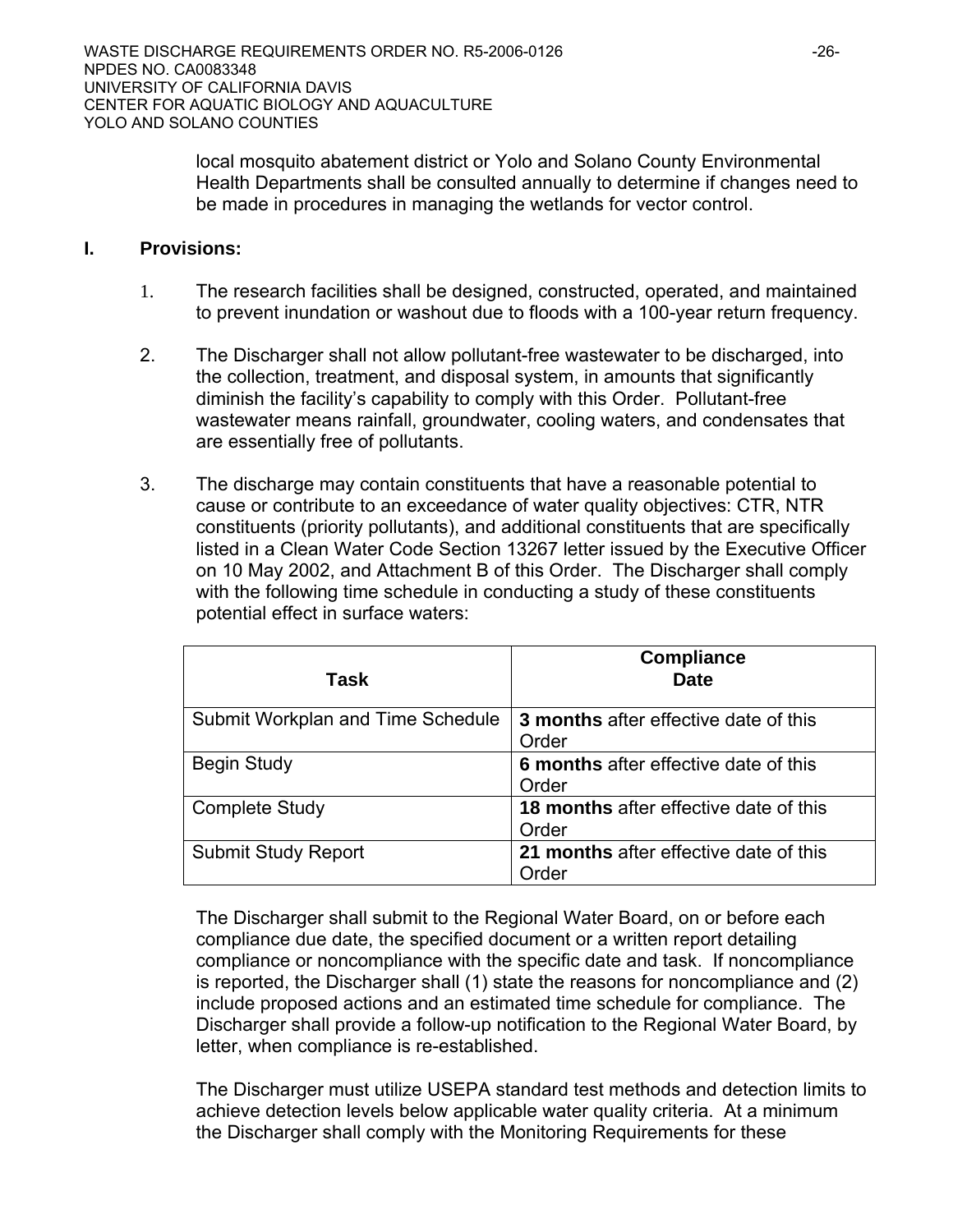local mosquito abatement district or Yolo and Solano County Environmental Health Departments shall be consulted annually to determine if changes need to be made in procedures in managing the wetlands for vector control.

## I. Provisions:

1. The research facilities shall be designed, constructed, operated, and maintained to prevent inundation or washout due to floods with a 100-year return frequency.

2. The Discharger shall not allow pollutant-free wastewater to be discharged, into the collection, treatment, and disposal system, in amounts that significantly diminish the facility's capability to comply with this Order. Pollutant-free wastewater means rainfall, groundwater, cooling waters, and condensates that are essentially free of pollutants.

3. The discharge may contain constituents that have a reasonable potential to cause or contribute to an exceedance of water quality objectives: CTR, NTR constituents (priority pollutants), and additional constituents that are specifically listed in a Clean Water Code Section 13267 letter issued by the Executive Officer on 10 May 2002, and Attachment B of this Order. The Discharger shall comply with the following time schedule in conducting a study of these constituents potential effect in surface waters:

| Task | Compliance Date |
|---|---|
| Submit Workplan and Time Schedule | **3 months** after effective date of this Order |
| Begin Study | **6 months** after effective date of this Order |
| Complete Study | **18 months** after effective date of this Order |
| Submit Study Report | **21 months** after effective date of this Order |

The Discharger shall submit to the Regional Water Board, on or before each compliance due date, the specified document or a written report detailing compliance or noncompliance with the specific date and task. If noncompliance is reported, the Discharger shall (1) state the reasons for noncompliance and (2) include proposed actions and an estimated time schedule for compliance. The Discharger shall provide a follow-up notification to the Regional Water Board, by letter, when compliance is re-established.

The Discharger must utilize USEPA standard test methods and detection limits to achieve detection levels below applicable water quality criteria. At a minimum the Discharger shall comply with the Monitoring Requirements for these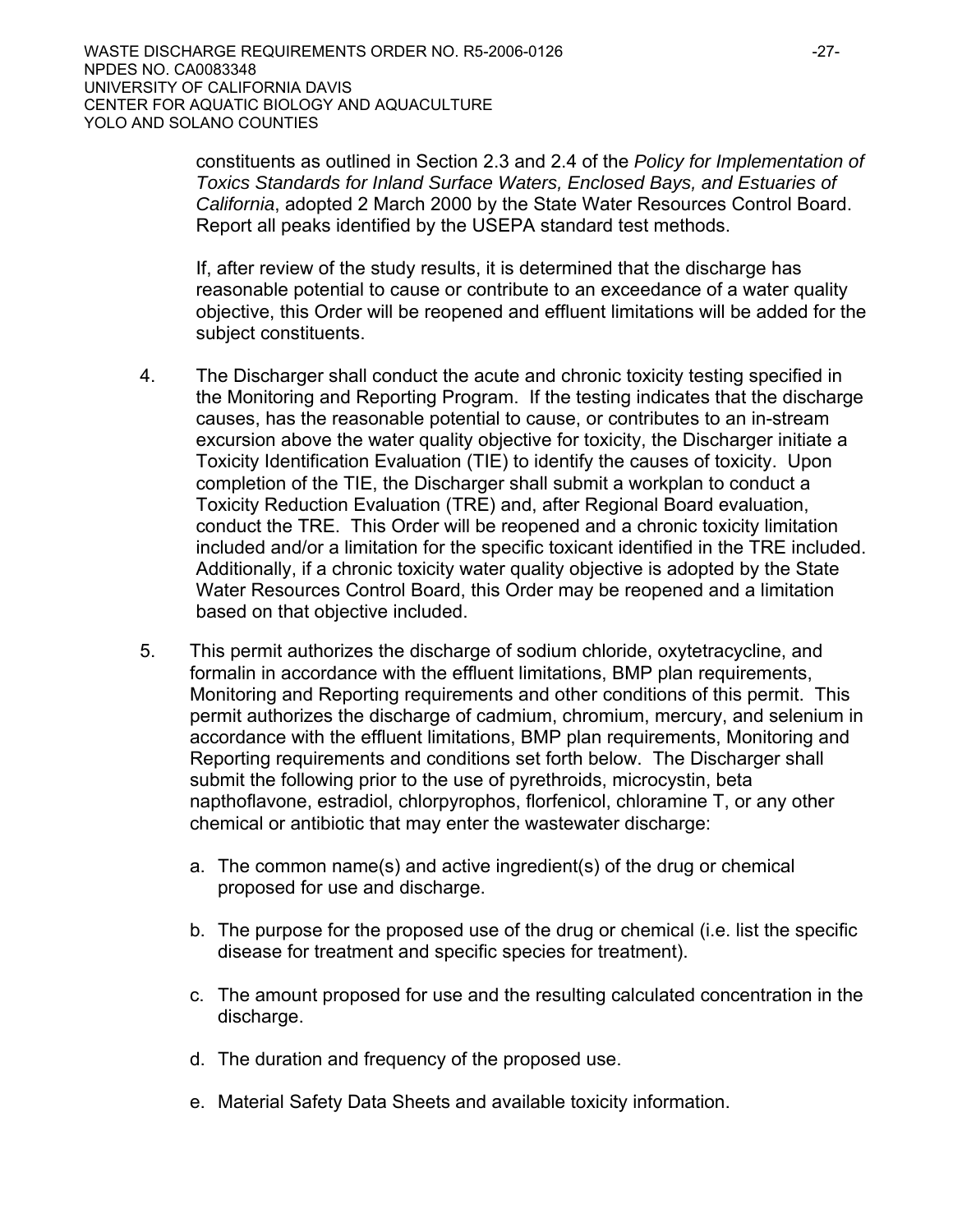constituents as outlined in Section 2.3 and 2.4 of the *Policy for Implementation of Toxics Standards for Inland Surface Waters, Enclosed Bays, and Estuaries of California*, adopted 2 March 2000 by the State Water Resources Control Board. Report all peaks identified by the USEPA standard test methods.

If, after review of the study results, it is determined that the discharge has reasonable potential to cause or contribute to an exceedance of a water quality objective, this Order will be reopened and effluent limitations will be added for the subject constituents.

4. The Discharger shall conduct the acute and chronic toxicity testing specified in the Monitoring and Reporting Program. If the testing indicates that the discharge causes, has the reasonable potential to cause, or contributes to an in-stream excursion above the water quality objective for toxicity, the Discharger initiate a Toxicity Identification Evaluation (TIE) to identify the causes of toxicity. Upon completion of the TIE, the Discharger shall submit a workplan to conduct a Toxicity Reduction Evaluation (TRE) and, after Regional Board evaluation, conduct the TRE. This Order will be reopened and a chronic toxicity limitation included and/or a limitation for the specific toxicant identified in the TRE included. Additionally, if a chronic toxicity water quality objective is adopted by the State Water Resources Control Board, this Order may be reopened and a limitation based on that objective included.

5. This permit authorizes the discharge of sodium chloride, oxytetracycline, and formalin in accordance with the effluent limitations, BMP plan requirements, Monitoring and Reporting requirements and other conditions of this permit. This permit authorizes the discharge of cadmium, chromium, mercury, and selenium in accordance with the effluent limitations, BMP plan requirements, Monitoring and Reporting requirements and conditions set forth below. The Discharger shall submit the following prior to the use of pyrethroids, microcystin, beta napthoflavone, estradiol, chlorpyrophos, florfenicol, chloramine T, or any other chemical or antibiotic that may enter the wastewater discharge:

   a. The common name(s) and active ingredient(s) of the drug or chemical proposed for use and discharge.

   b. The purpose for the proposed use of the drug or chemical (i.e. list the specific disease for treatment and specific species for treatment).

   c. The amount proposed for use and the resulting calculated concentration in the discharge.

   d. The duration and frequency of the proposed use.

   e. Material Safety Data Sheets and available toxicity information.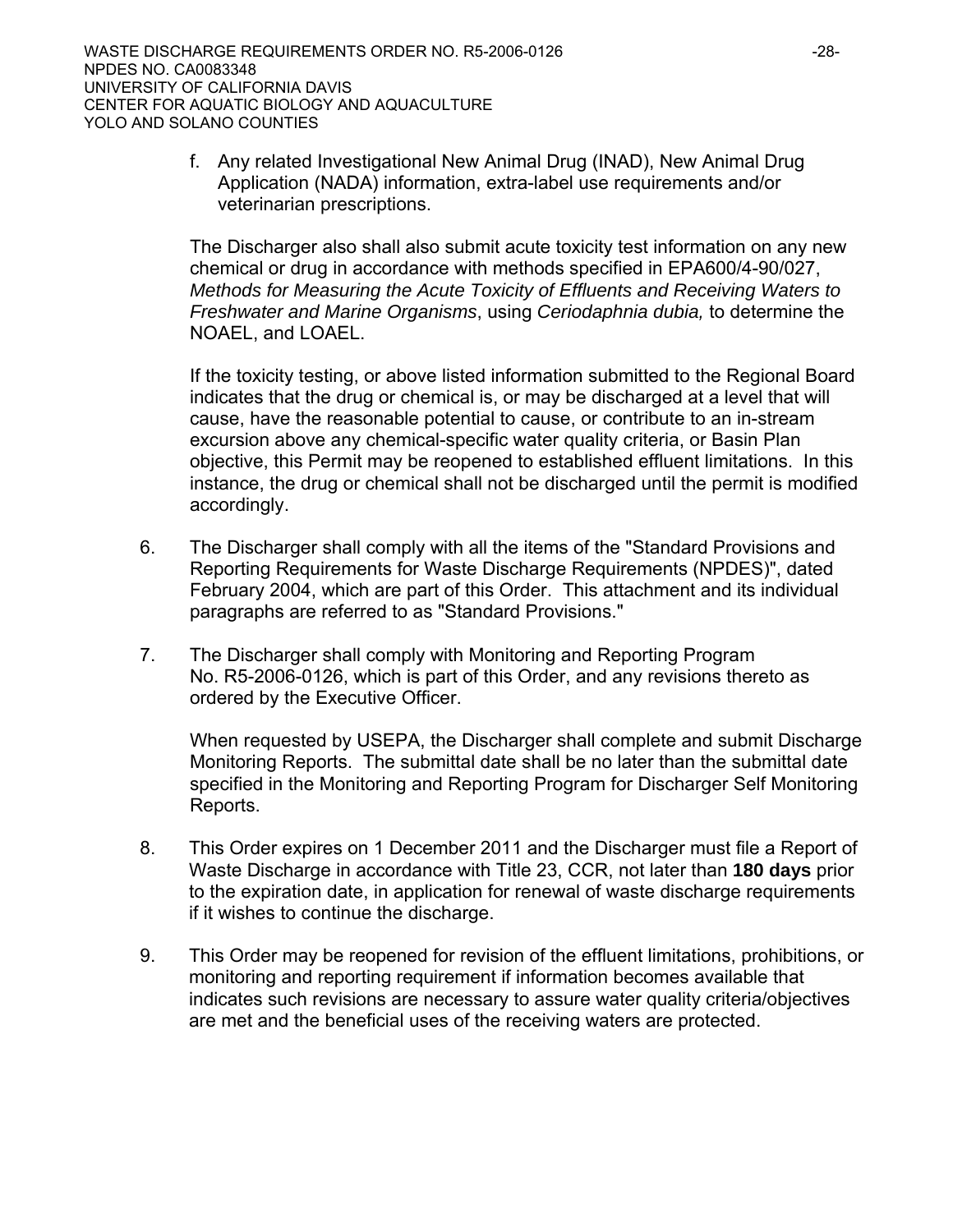f. Any related Investigational New Animal Drug (INAD), New Animal Drug Application (NADA) information, extra-label use requirements and/or veterinarian prescriptions.

The Discharger also shall also submit acute toxicity test information on any new chemical or drug in accordance with methods specified in EPA600/4-90/027, *Methods for Measuring the Acute Toxicity of Effluents and Receiving Waters to Freshwater and Marine Organisms*, using *Ceriodaphnia dubia,* to determine the NOAEL, and LOAEL.

If the toxicity testing, or above listed information submitted to the Regional Board indicates that the drug or chemical is, or may be discharged at a level that will cause, have the reasonable potential to cause, or contribute to an in-stream excursion above any chemical-specific water quality criteria, or Basin Plan objective, this Permit may be reopened to established effluent limitations. In this instance, the drug or chemical shall not be discharged until the permit is modified accordingly.

6. The Discharger shall comply with all the items of the "Standard Provisions and Reporting Requirements for Waste Discharge Requirements (NPDES)", dated February 2004, which are part of this Order. This attachment and its individual paragraphs are referred to as "Standard Provisions."

7. The Discharger shall comply with Monitoring and Reporting Program No. R5-2006-0126, which is part of this Order, and any revisions thereto as ordered by the Executive Officer.

   When requested by USEPA, the Discharger shall complete and submit Discharge Monitoring Reports. The submittal date shall be no later than the submittal date specified in the Monitoring and Reporting Program for Discharger Self Monitoring Reports.

8. This Order expires on 1 December 2011 and the Discharger must file a Report of Waste Discharge in accordance with Title 23, CCR, not later than **180 days** prior to the expiration date, in application for renewal of waste discharge requirements if it wishes to continue the discharge.

9. This Order may be reopened for revision of the effluent limitations, prohibitions, or monitoring and reporting requirement if information becomes available that indicates such revisions are necessary to assure water quality criteria/objectives are met and the beneficial uses of the receiving waters are protected.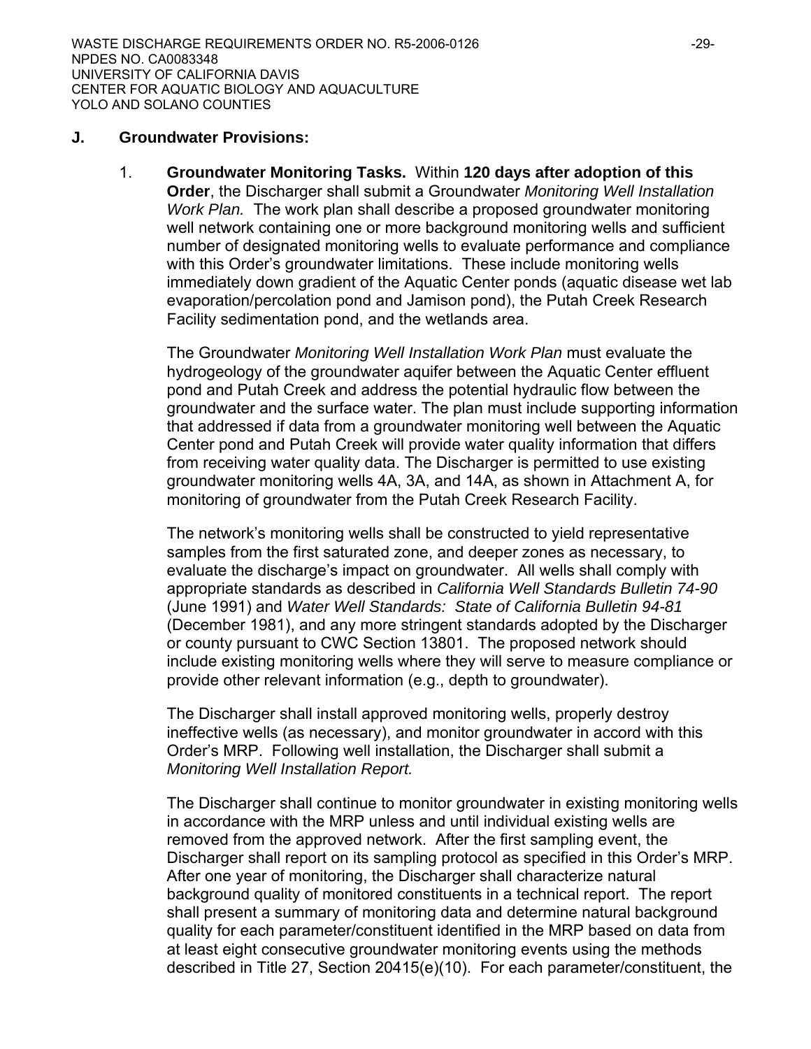### J. Groundwater Provisions:

1. **Groundwater Monitoring Tasks.** Within **120 days after adoption of this Order**, the Discharger shall submit a Groundwater *Monitoring Well Installation Work Plan.* The work plan shall describe a proposed groundwater monitoring well network containing one or more background monitoring wells and sufficient number of designated monitoring wells to evaluate performance and compliance with this Order's groundwater limitations. These include monitoring wells immediately down gradient of the Aquatic Center ponds (aquatic disease wet lab evaporation/percolation pond and Jamison pond), the Putah Creek Research Facility sedimentation pond, and the wetlands area.

   The Groundwater *Monitoring Well Installation Work Plan* must evaluate the hydrogeology of the groundwater aquifer between the Aquatic Center effluent pond and Putah Creek and address the potential hydraulic flow between the groundwater and the surface water. The plan must include supporting information that addressed if data from a groundwater monitoring well between the Aquatic Center pond and Putah Creek will provide water quality information that differs from receiving water quality data. The Discharger is permitted to use existing groundwater monitoring wells 4A, 3A, and 14A, as shown in Attachment A, for monitoring of groundwater from the Putah Creek Research Facility.

   The network's monitoring wells shall be constructed to yield representative samples from the first saturated zone, and deeper zones as necessary, to evaluate the discharge's impact on groundwater. All wells shall comply with appropriate standards as described in *California Well Standards Bulletin 74-90* (June 1991) and *Water Well Standards: State of California Bulletin 94-81* (December 1981), and any more stringent standards adopted by the Discharger or county pursuant to CWC Section 13801. The proposed network should include existing monitoring wells where they will serve to measure compliance or provide other relevant information (e.g., depth to groundwater).

   The Discharger shall install approved monitoring wells, properly destroy ineffective wells (as necessary), and monitor groundwater in accord with this Order's MRP. Following well installation, the Discharger shall submit a *Monitoring Well Installation Report.*

   The Discharger shall continue to monitor groundwater in existing monitoring wells in accordance with the MRP unless and until individual existing wells are removed from the approved network. After the first sampling event, the Discharger shall report on its sampling protocol as specified in this Order's MRP. After one year of monitoring, the Discharger shall characterize natural background quality of monitored constituents in a technical report. The report shall present a summary of monitoring data and determine natural background quality for each parameter/constituent identified in the MRP based on data from at least eight consecutive groundwater monitoring events using the methods described in Title 27, Section 20415(e)(10). For each parameter/constituent, the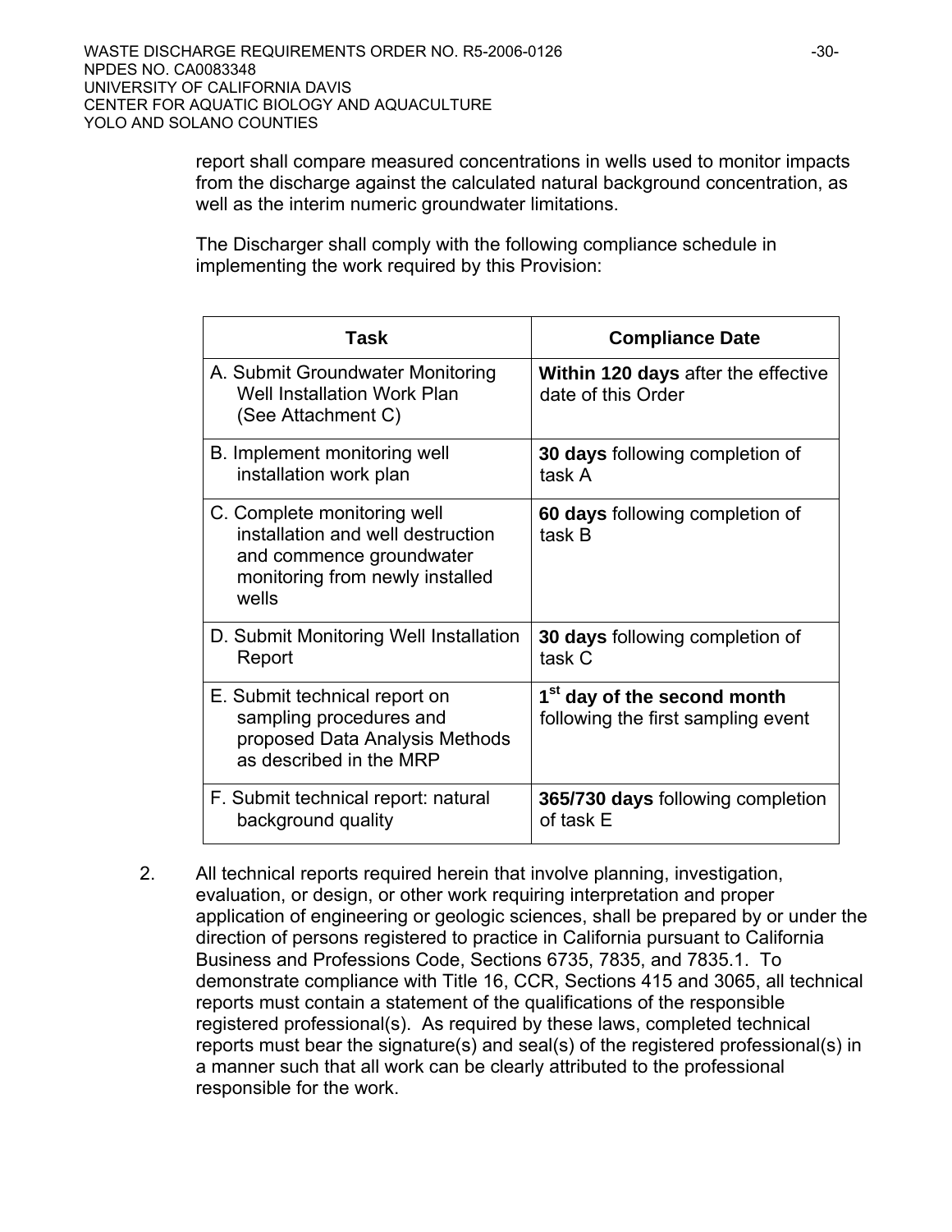report shall compare measured concentrations in wells used to monitor impacts from the discharge against the calculated natural background concentration, as well as the interim numeric groundwater limitations.

The Discharger shall comply with the following compliance schedule in implementing the work required by this Provision:

| Task | Compliance Date |
|---|---|
| A. Submit Groundwater Monitoring Well Installation Work Plan (See Attachment C) | **Within 120 days** after the effective date of this Order |
| B. Implement monitoring well installation work plan | **30 days** following completion of task A |
| C. Complete monitoring well installation and well destruction and commence groundwater monitoring from newly installed wells | **60 days** following completion of task B |
| D. Submit Monitoring Well Installation Report | **30 days** following completion of task C |
| E. Submit technical report on sampling procedures and proposed Data Analysis Methods as described in the MRP | **1st day of the second month** following the first sampling event |
| F. Submit technical report: natural background quality | **365/730 days** following completion of task E |

2. All technical reports required herein that involve planning, investigation, evaluation, or design, or other work requiring interpretation and proper application of engineering or geologic sciences, shall be prepared by or under the direction of persons registered to practice in California pursuant to California Business and Professions Code, Sections 6735, 7835, and 7835.1. To demonstrate compliance with Title 16, CCR, Sections 415 and 3065, all technical reports must contain a statement of the qualifications of the responsible registered professional(s). As required by these laws, completed technical reports must bear the signature(s) and seal(s) of the registered professional(s) in a manner such that all work can be clearly attributed to the professional responsible for the work.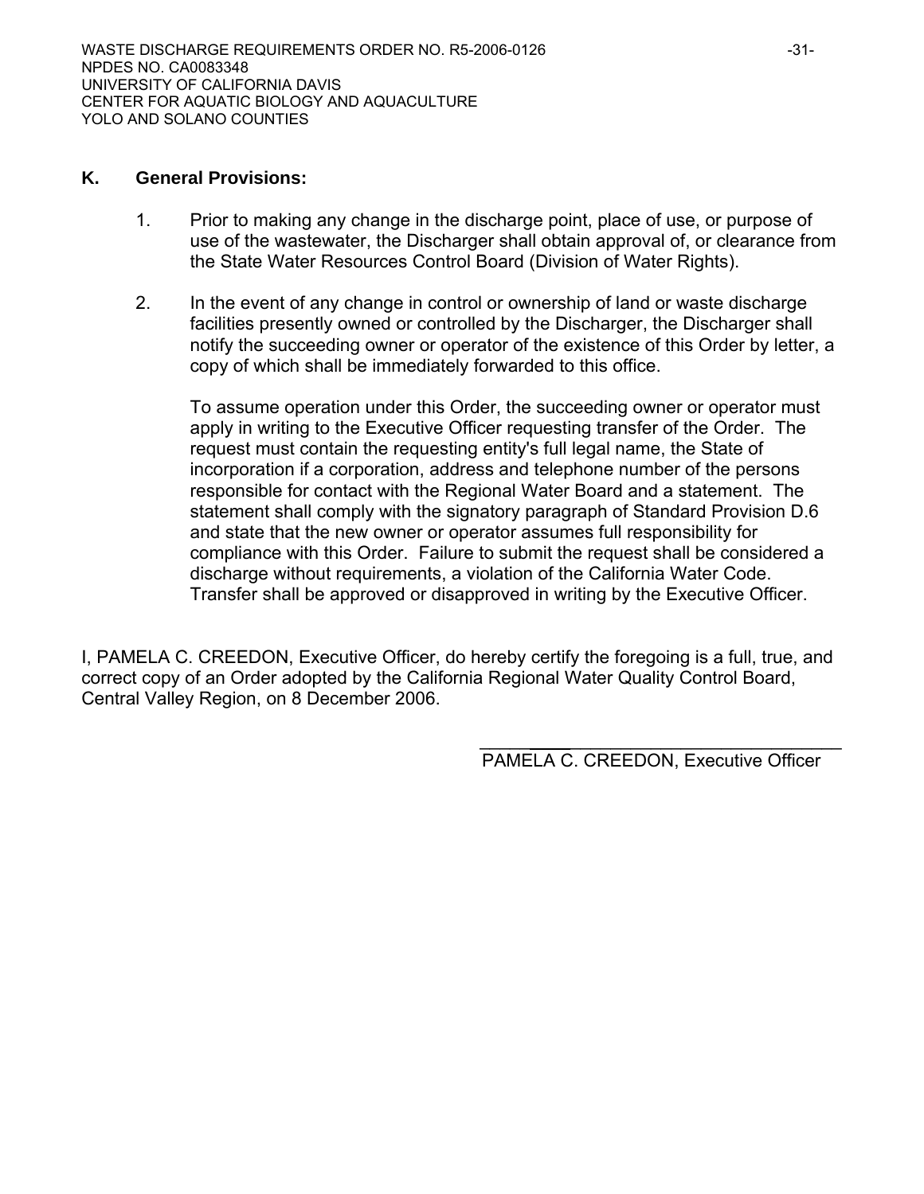## K. General Provisions:

1. Prior to making any change in the discharge point, place of use, or purpose of use of the wastewater, the Discharger shall obtain approval of, or clearance from the State Water Resources Control Board (Division of Water Rights).

2. In the event of any change in control or ownership of land or waste discharge facilities presently owned or controlled by the Discharger, the Discharger shall notify the succeeding owner or operator of the existence of this Order by letter, a copy of which shall be immediately forwarded to this office.

   To assume operation under this Order, the succeeding owner or operator must apply in writing to the Executive Officer requesting transfer of the Order. The request must contain the requesting entity's full legal name, the State of incorporation if a corporation, address and telephone number of the persons responsible for contact with the Regional Water Board and a statement. The statement shall comply with the signatory paragraph of Standard Provision D.6 and state that the new owner or operator assumes full responsibility for compliance with this Order. Failure to submit the request shall be considered a discharge without requirements, a violation of the California Water Code. Transfer shall be approved or disapproved in writing by the Executive Officer.

I, PAMELA C. CREEDON, Executive Officer, do hereby certify the foregoing is a full, true, and correct copy of an Order adopted by the California Regional Water Quality Control Board, Central Valley Region, on 8 December 2006.

\_\_\_\_\_\_\_\_\_\_\_\_\_\_\_\_\_\_\_\_\_\_\_\_\_\_\_\_\_\_\_\_\_\_\_\_

PAMELA C. CREEDON, Executive Officer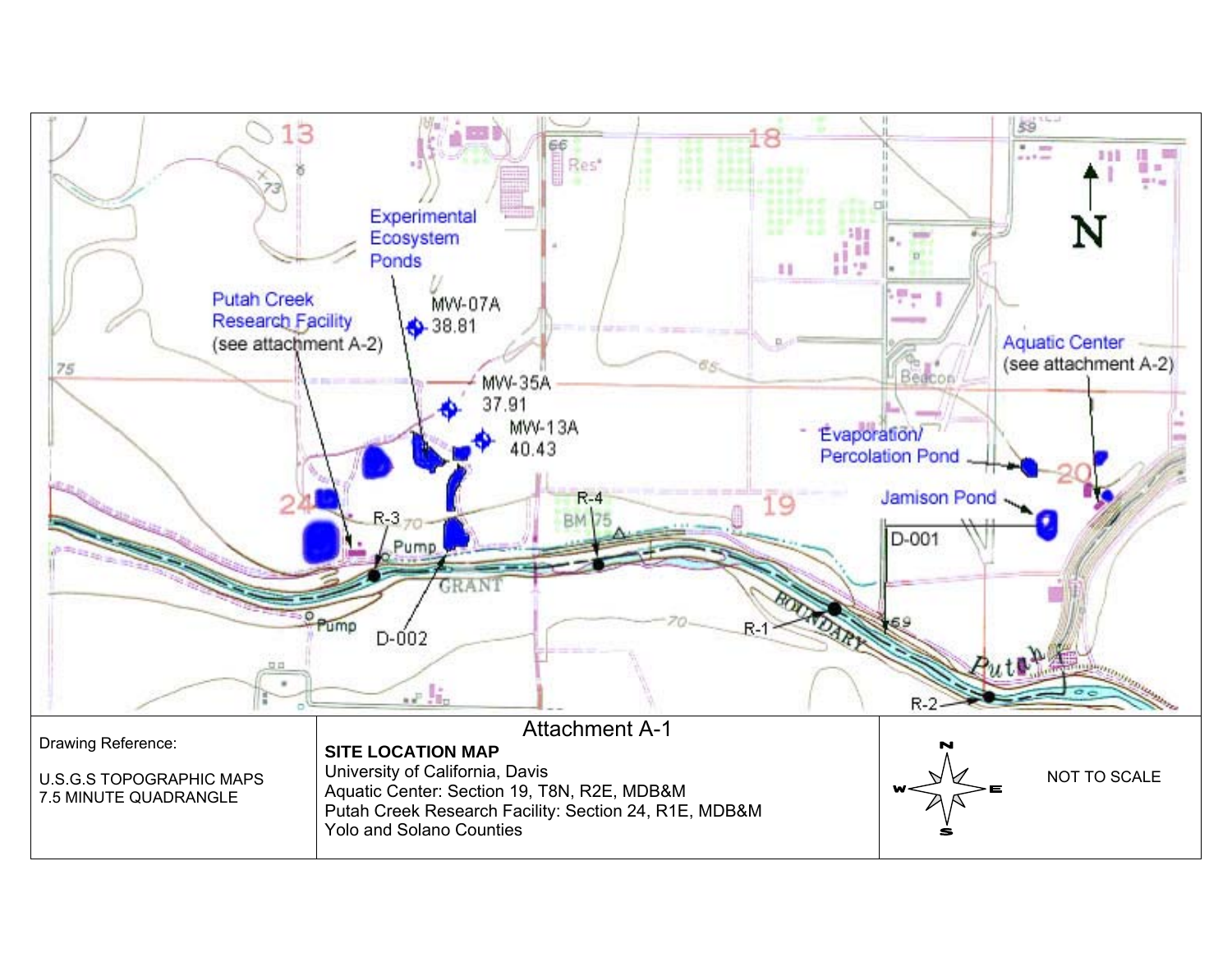Experimental Ecosystem Ponds

Putah Creek Research Facility (see attachment A-2)

MW-07A 38.81

MW-35A 37.91

MW-13A 40.43

Evaporation/ Percolation Pond

Aquatic Center (see attachment A-2)

Jamison Pond

R-3

R-4

D-001

D-002

R-1

R-2

Pump

Pump

N

| Drawing Reference:<br><br>U.S.G.S TOPOGRAPHIC MAPS<br>7.5 MINUTE QUADRANGLE | Attachment A-1<br>**SITE LOCATION MAP**<br>University of California, Davis<br>Aquatic Center: Section 19, T8N, R2E, MDB&M<br>Putah Creek Research Facility: Section 24, R1E, MDB&M<br>Yolo and Solano Counties | N W E S<br><br>NOT TO SCALE |
|---|---|---|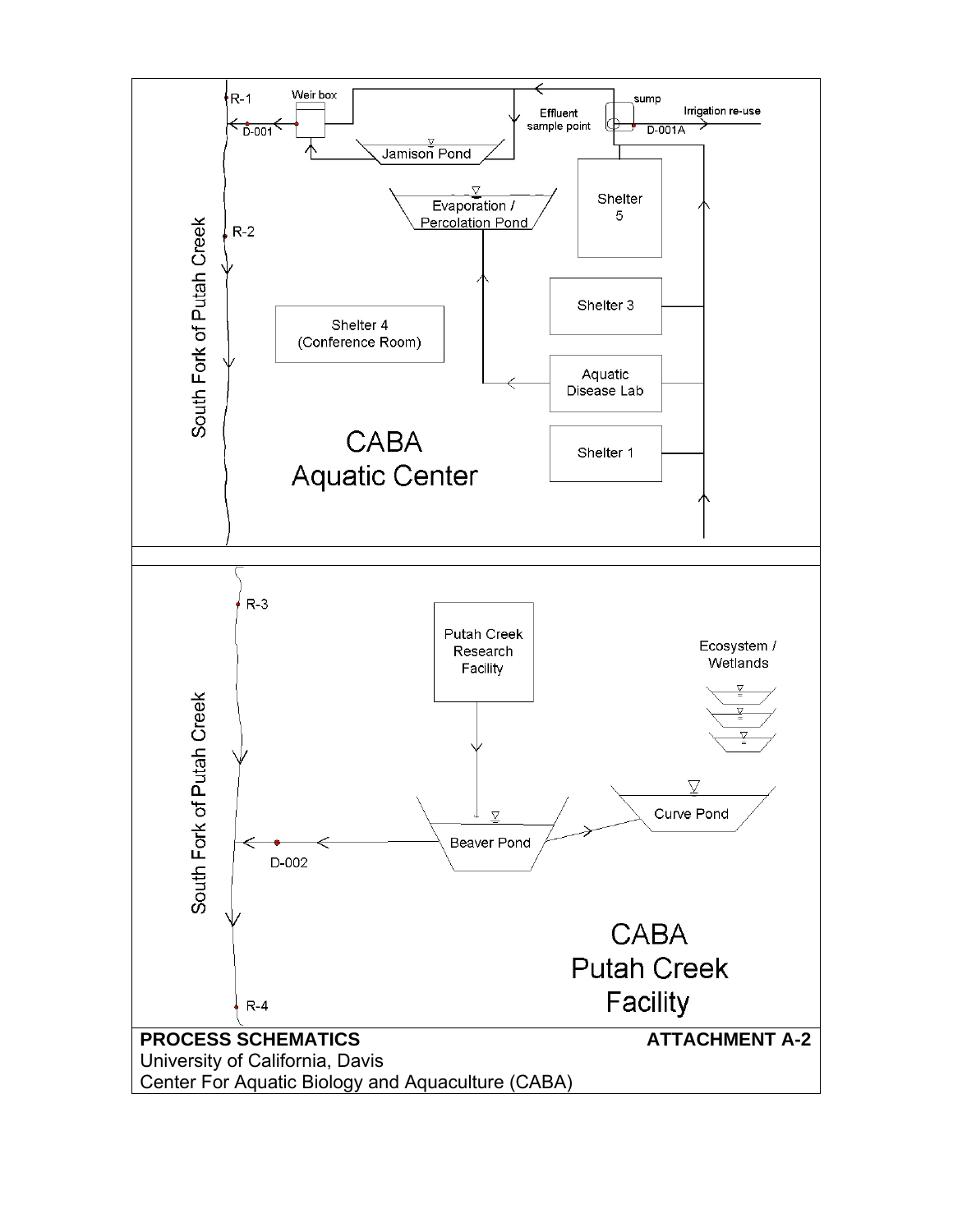South Fork of Putah Creek

R-1

Weir box

D-001

Jamison Pond

Effluent sample point

sump

Irrigation re-use

D-001A

Evaporation / Percolation Pond

Shelter 5

R-2

Shelter 3

Shelter 4 (Conference Room)

Aquatic Disease Lab

Shelter 1

CABA Aquatic Center

South Fork of Putah Creek

R-3

Putah Creek Research Facility

Ecosystem / Wetlands

Curve Pond

Beaver Pond

D-002

CABA Putah Creek Facility

R-4

**PROCESS SCHEMATICS** **ATTACHMENT A-2**

University of California, Davis

Center For Aquatic Biology and Aquaculture (CABA)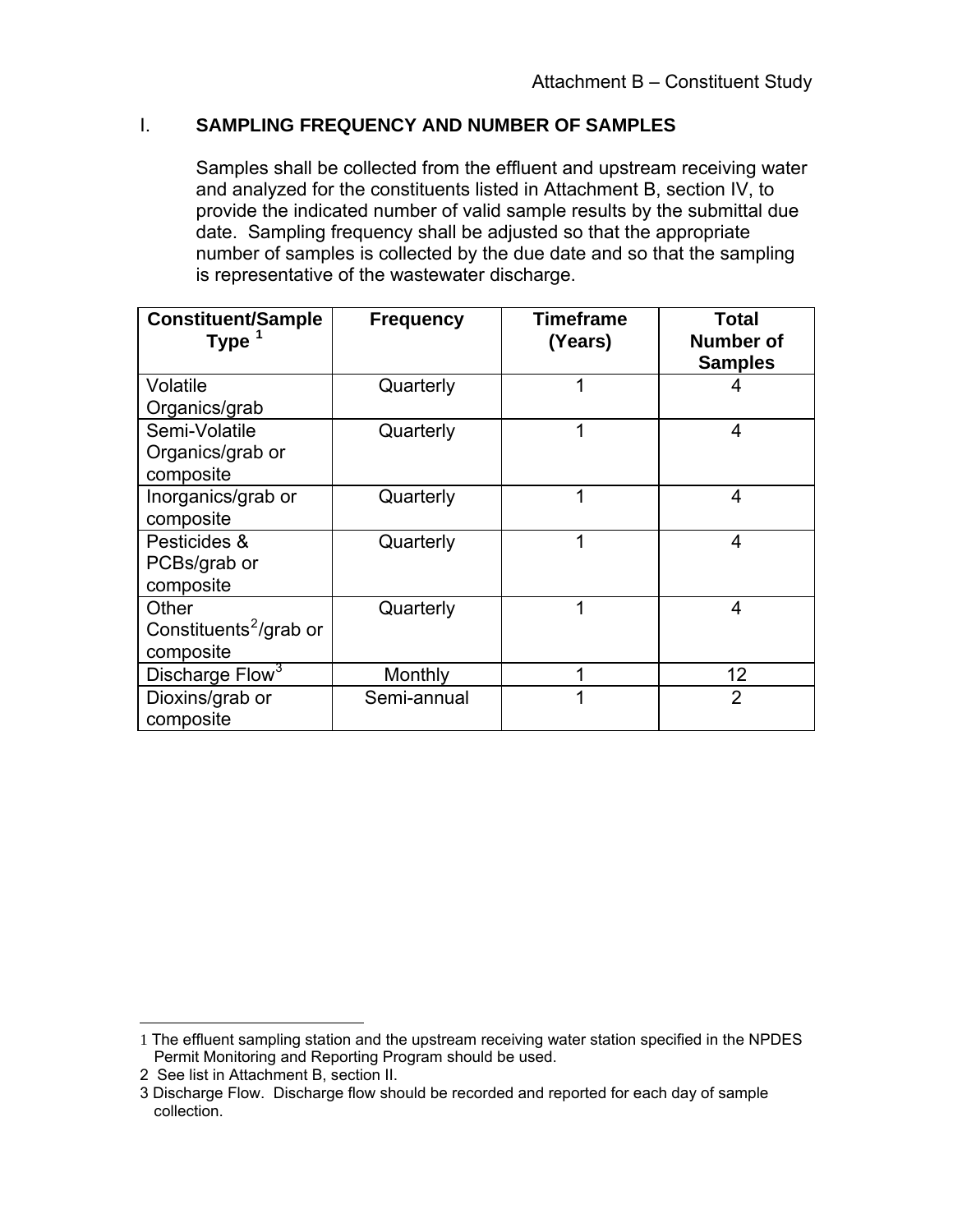Attachment B – Constituent Study

## I. SAMPLING FREQUENCY AND NUMBER OF SAMPLES

Samples shall be collected from the effluent and upstream receiving water and analyzed for the constituents listed in Attachment B, section IV, to provide the indicated number of valid sample results by the submittal due date. Sampling frequency shall be adjusted so that the appropriate number of samples is collected by the due date and so that the sampling is representative of the wastewater discharge.

| Constituent/Sample Type [1] | Frequency | Timeframe (Years) | Total Number of Samples |
|---|---|---|---|
| Volatile Organics/grab | Quarterly | 1 | 4 |
| Semi-Volatile Organics/grab or composite | Quarterly | 1 | 4 |
| Inorganics/grab or composite | Quarterly | 1 | 4 |
| Pesticides & PCBs/grab or composite | Quarterly | 1 | 4 |
| Other Constituents[2]/grab or composite | Quarterly | 1 | 4 |
| Discharge Flow[3] | Monthly | 1 | 12 |
| Dioxins/grab or composite | Semi-annual | 1 | 2 |

1 The effluent sampling station and the upstream receiving water station specified in the NPDES Permit Monitoring and Reporting Program should be used.

2 See list in Attachment B, section II.

3 Discharge Flow. Discharge flow should be recorded and reported for each day of sample collection.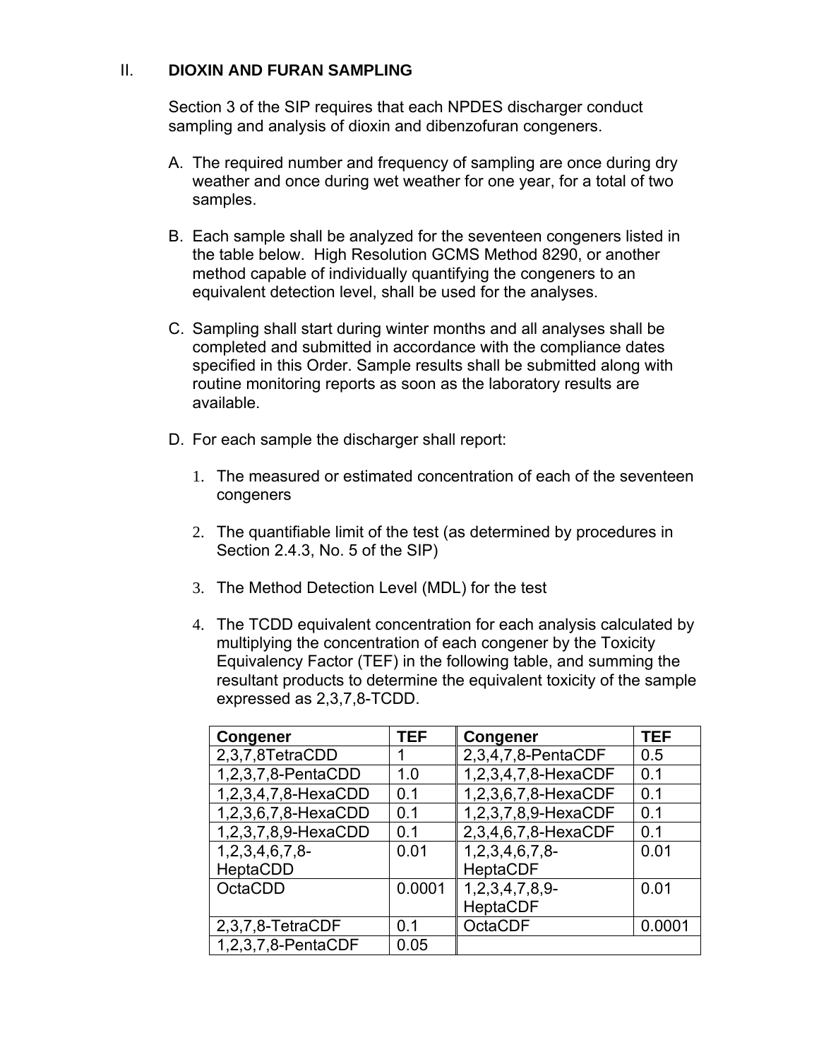## II. DIOXIN AND FURAN SAMPLING

Section 3 of the SIP requires that each NPDES discharger conduct sampling and analysis of dioxin and dibenzofuran congeners.

A. The required number and frequency of sampling are once during dry weather and once during wet weather for one year, for a total of two samples.

B. Each sample shall be analyzed for the seventeen congeners listed in the table below. High Resolution GCMS Method 8290, or another method capable of individually quantifying the congeners to an equivalent detection level, shall be used for the analyses.

C. Sampling shall start during winter months and all analyses shall be completed and submitted in accordance with the compliance dates specified in this Order. Sample results shall be submitted along with routine monitoring reports as soon as the laboratory results are available.

D. For each sample the discharger shall report:

1. The measured or estimated concentration of each of the seventeen congeners

2. The quantifiable limit of the test (as determined by procedures in Section 2.4.3, No. 5 of the SIP)

3. The Method Detection Level (MDL) for the test

4. The TCDD equivalent concentration for each analysis calculated by multiplying the concentration of each congener by the Toxicity Equivalency Factor (TEF) in the following table, and summing the resultant products to determine the equivalent toxicity of the sample expressed as 2,3,7,8-TCDD.

| Congener | TEF | Congener | TEF |
|---|---|---|---|
| 2,3,7,8TetraCDD | 1 | 2,3,4,7,8-PentaCDF | 0.5 |
| 1,2,3,7,8-PentaCDD | 1.0 | 1,2,3,4,7,8-HexaCDF | 0.1 |
| 1,2,3,4,7,8-HexaCDD | 0.1 | 1,2,3,6,7,8-HexaCDF | 0.1 |
| 1,2,3,6,7,8-HexaCDD | 0.1 | 1,2,3,7,8,9-HexaCDF | 0.1 |
| 1,2,3,7,8,9-HexaCDD | 0.1 | 2,3,4,6,7,8-HexaCDF | 0.1 |
| 1,2,3,4,6,7,8-HeptaCDD | 0.01 | 1,2,3,4,6,7,8-HeptaCDF | 0.01 |
| OctaCDD | 0.0001 | 1,2,3,4,7,8,9-HeptaCDF | 0.01 |
| 2,3,7,8-TetraCDF | 0.1 | OctaCDF | 0.0001 |
| 1,2,3,7,8-PentaCDF | 0.05 | | |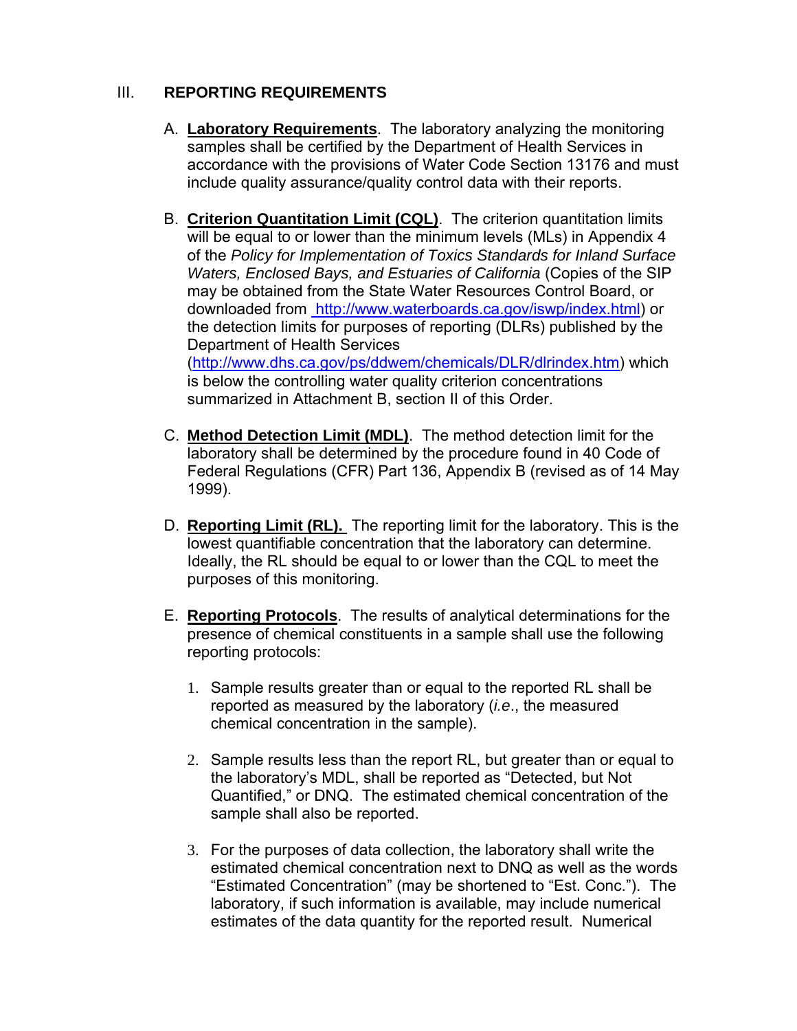## III. REPORTING REQUIREMENTS

A. **Laboratory Requirements**. The laboratory analyzing the monitoring samples shall be certified by the Department of Health Services in accordance with the provisions of Water Code Section 13176 and must include quality assurance/quality control data with their reports.

B. **Criterion Quantitation Limit (CQL)**. The criterion quantitation limits will be equal to or lower than the minimum levels (MLs) in Appendix 4 of the *Policy for Implementation of Toxics Standards for Inland Surface Waters, Enclosed Bays, and Estuaries of California* (Copies of the SIP may be obtained from the State Water Resources Control Board, or downloaded from http://www.waterboards.ca.gov/iswp/index.html) or the detection limits for purposes of reporting (DLRs) published by the Department of Health Services (http://www.dhs.ca.gov/ps/ddwem/chemicals/DLR/dlrindex.htm) which is below the controlling water quality criterion concentrations summarized in Attachment B, section II of this Order.

C. **Method Detection Limit (MDL)**. The method detection limit for the laboratory shall be determined by the procedure found in 40 Code of Federal Regulations (CFR) Part 136, Appendix B (revised as of 14 May 1999).

D. **Reporting Limit (RL).** The reporting limit for the laboratory. This is the lowest quantifiable concentration that the laboratory can determine. Ideally, the RL should be equal to or lower than the CQL to meet the purposes of this monitoring.

E. **Reporting Protocols**. The results of analytical determinations for the presence of chemical constituents in a sample shall use the following reporting protocols:

1. Sample results greater than or equal to the reported RL shall be reported as measured by the laboratory (*i.e*., the measured chemical concentration in the sample).

2. Sample results less than the report RL, but greater than or equal to the laboratory's MDL, shall be reported as "Detected, but Not Quantified," or DNQ. The estimated chemical concentration of the sample shall also be reported.

3. For the purposes of data collection, the laboratory shall write the estimated chemical concentration next to DNQ as well as the words "Estimated Concentration" (may be shortened to "Est. Conc."). The laboratory, if such information is available, may include numerical estimates of the data quantity for the reported result. Numerical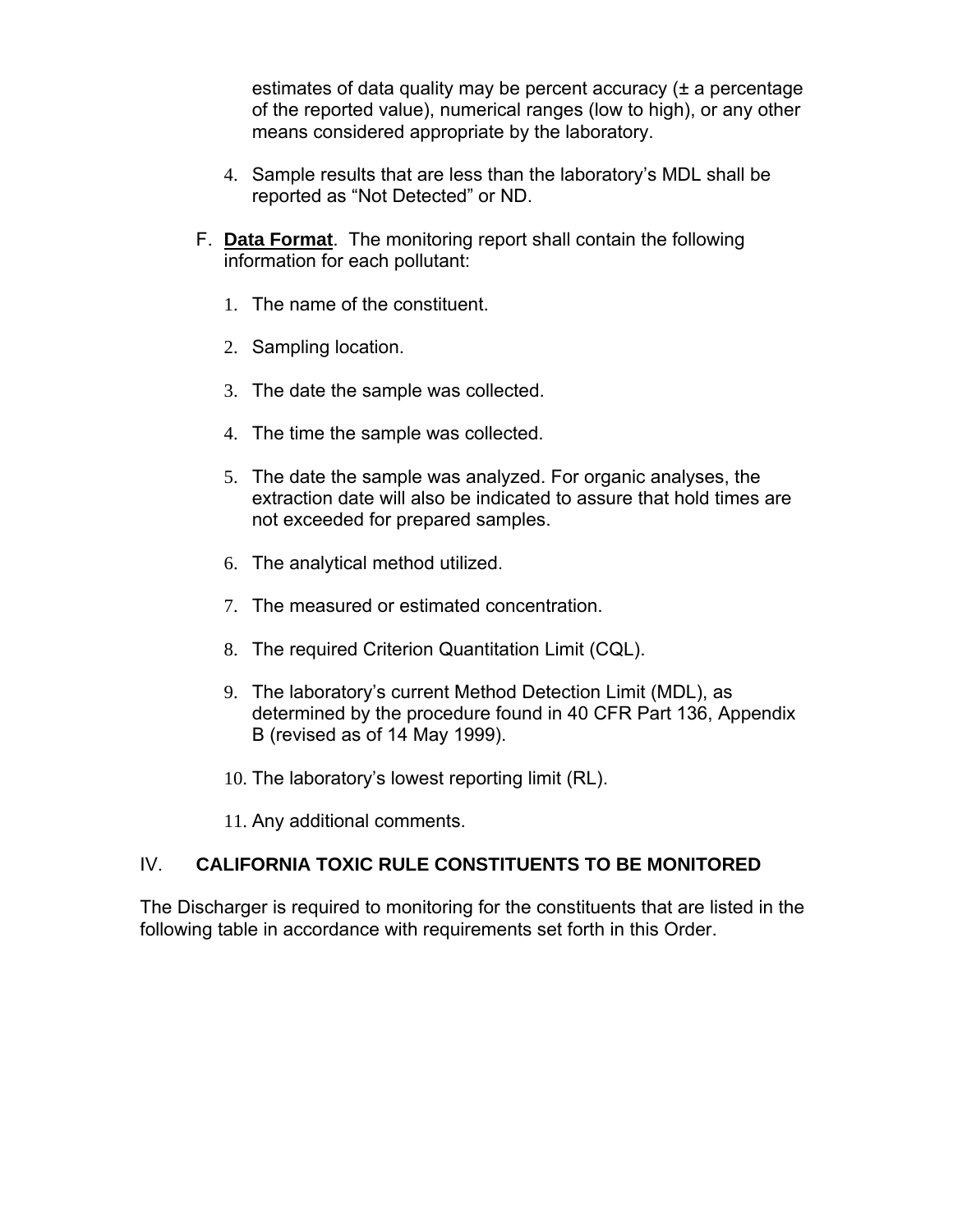estimates of data quality may be percent accuracy (± a percentage of the reported value), numerical ranges (low to high), or any other means considered appropriate by the laboratory.

4. Sample results that are less than the laboratory's MDL shall be reported as "Not Detected" or ND.

F. **Data Format**. The monitoring report shall contain the following information for each pollutant:

1. The name of the constituent.

2. Sampling location.

3. The date the sample was collected.

4. The time the sample was collected.

5. The date the sample was analyzed. For organic analyses, the extraction date will also be indicated to assure that hold times are not exceeded for prepared samples.

6. The analytical method utilized.

7. The measured or estimated concentration.

8. The required Criterion Quantitation Limit (CQL).

9. The laboratory's current Method Detection Limit (MDL), as determined by the procedure found in 40 CFR Part 136, Appendix B (revised as of 14 May 1999).

10. The laboratory's lowest reporting limit (RL).

11. Any additional comments.

## IV. CALIFORNIA TOXIC RULE CONSTITUENTS TO BE MONITORED

The Discharger is required to monitoring for the constituents that are listed in the following table in accordance with requirements set forth in this Order.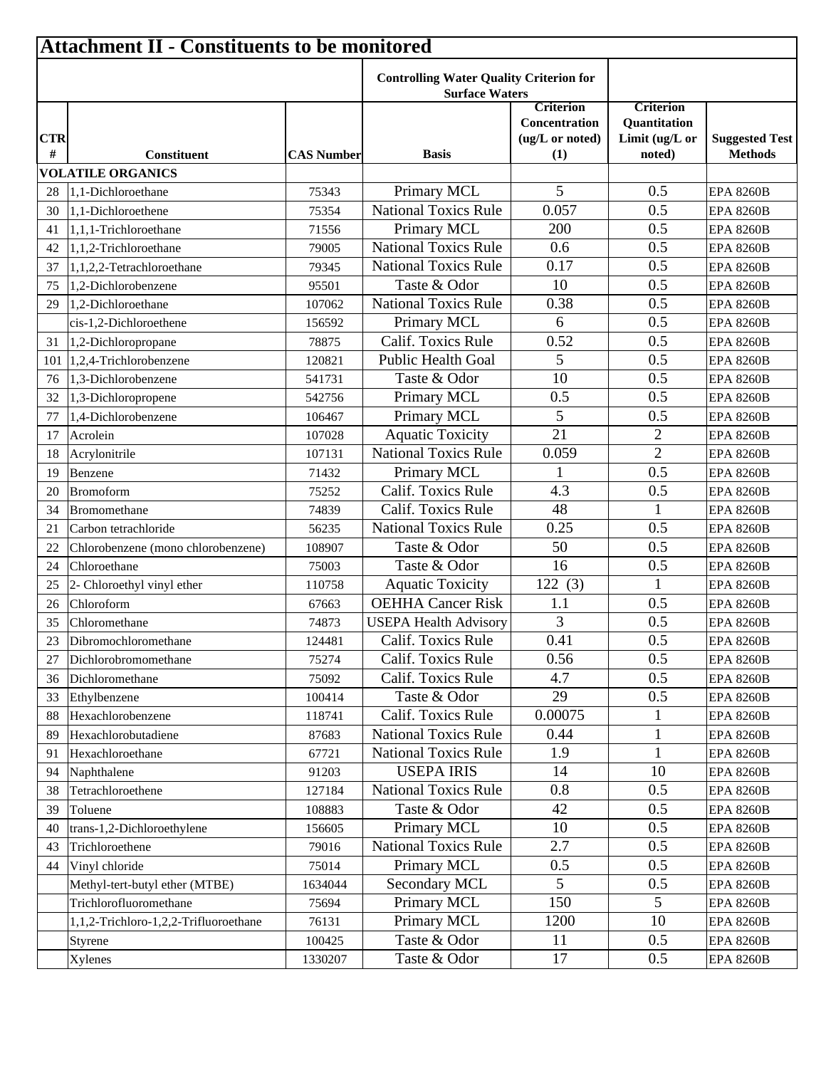## Attachment II - Constituents to be monitored

| | | | Controlling Water Quality Criterion for Surface Waters | | | |
|---|---|---|---|---|---|---|
| CTR # | Constituent | CAS Number | Basis | Criterion Concentration (ug/L or noted) (1) | Criterion Quantitation Limit (ug/L or noted) | Suggested Test Methods |
| | **VOLATILE ORGANICS** | | | | | |
| 28 | 1,1-Dichloroethane | 75343 | Primary MCL | 5 | 0.5 | EPA 8260B |
| 30 | 1,1-Dichloroethene | 75354 | National Toxics Rule | 0.057 | 0.5 | EPA 8260B |
| 41 | 1,1,1-Trichloroethane | 71556 | Primary MCL | 200 | 0.5 | EPA 8260B |
| 42 | 1,1,2-Trichloroethane | 79005 | National Toxics Rule | 0.6 | 0.5 | EPA 8260B |
| 37 | 1,1,2,2-Tetrachloroethane | 79345 | National Toxics Rule | 0.17 | 0.5 | EPA 8260B |
| 75 | 1,2-Dichlorobenzene | 95501 | Taste & Odor | 10 | 0.5 | EPA 8260B |
| 29 | 1,2-Dichloroethane | 107062 | National Toxics Rule | 0.38 | 0.5 | EPA 8260B |
| | cis-1,2-Dichloroethene | 156592 | Primary MCL | 6 | 0.5 | EPA 8260B |
| 31 | 1,2-Dichloropropane | 78875 | Calif. Toxics Rule | 0.52 | 0.5 | EPA 8260B |
| 101 | 1,2,4-Trichlorobenzene | 120821 | Public Health Goal | 5 | 0.5 | EPA 8260B |
| 76 | 1,3-Dichlorobenzene | 541731 | Taste & Odor | 10 | 0.5 | EPA 8260B |
| 32 | 1,3-Dichloropropene | 542756 | Primary MCL | 0.5 | 0.5 | EPA 8260B |
| 77 | 1,4-Dichlorobenzene | 106467 | Primary MCL | 5 | 0.5 | EPA 8260B |
| 17 | Acrolein | 107028 | Aquatic Toxicity | 21 | 2 | EPA 8260B |
| 18 | Acrylonitrile | 107131 | National Toxics Rule | 0.059 | 2 | EPA 8260B |
| 19 | Benzene | 71432 | Primary MCL | 1 | 0.5 | EPA 8260B |
| 20 | Bromoform | 75252 | Calif. Toxics Rule | 4.3 | 0.5 | EPA 8260B |
| 34 | Bromomethane | 74839 | Calif. Toxics Rule | 48 | 1 | EPA 8260B |
| 21 | Carbon tetrachloride | 56235 | National Toxics Rule | 0.25 | 0.5 | EPA 8260B |
| 22 | Chlorobenzene (mono chlorobenzene) | 108907 | Taste & Odor | 50 | 0.5 | EPA 8260B |
| 24 | Chloroethane | 75003 | Taste & Odor | 16 | 0.5 | EPA 8260B |
| 25 | 2- Chloroethyl vinyl ether | 110758 | Aquatic Toxicity | 122 (3) | 1 | EPA 8260B |
| 26 | Chloroform | 67663 | OEHHA Cancer Risk | 1.1 | 0.5 | EPA 8260B |
| 35 | Chloromethane | 74873 | USEPA Health Advisory | 3 | 0.5 | EPA 8260B |
| 23 | Dibromochloromethane | 124481 | Calif. Toxics Rule | 0.41 | 0.5 | EPA 8260B |
| 27 | Dichlorobromomethane | 75274 | Calif. Toxics Rule | 0.56 | 0.5 | EPA 8260B |
| 36 | Dichloromethane | 75092 | Calif. Toxics Rule | 4.7 | 0.5 | EPA 8260B |
| 33 | Ethylbenzene | 100414 | Taste & Odor | 29 | 0.5 | EPA 8260B |
| 88 | Hexachlorobenzene | 118741 | Calif. Toxics Rule | 0.00075 | 1 | EPA 8260B |
| 89 | Hexachlorobutadiene | 87683 | National Toxics Rule | 0.44 | 1 | EPA 8260B |
| 91 | Hexachloroethane | 67721 | National Toxics Rule | 1.9 | 1 | EPA 8260B |
| 94 | Naphthalene | 91203 | USEPA IRIS | 14 | 10 | EPA 8260B |
| 38 | Tetrachloroethene | 127184 | National Toxics Rule | 0.8 | 0.5 | EPA 8260B |
| 39 | Toluene | 108883 | Taste & Odor | 42 | 0.5 | EPA 8260B |
| 40 | trans-1,2-Dichloroethylene | 156605 | Primary MCL | 10 | 0.5 | EPA 8260B |
| 43 | Trichloroethene | 79016 | National Toxics Rule | 2.7 | 0.5 | EPA 8260B |
| 44 | Vinyl chloride | 75014 | Primary MCL | 0.5 | 0.5 | EPA 8260B |
| | Methyl-tert-butyl ether (MTBE) | 1634044 | Secondary MCL | 5 | 0.5 | EPA 8260B |
| | Trichlorofluoromethane | 75694 | Primary MCL | 150 | 5 | EPA 8260B |
| | 1,1,2-Trichloro-1,2,2-Trifluoroethane | 76131 | Primary MCL | 1200 | 10 | EPA 8260B |
| | Styrene | 100425 | Taste & Odor | 11 | 0.5 | EPA 8260B |
| | Xylenes | 1330207 | Taste & Odor | 17 | 0.5 | EPA 8260B |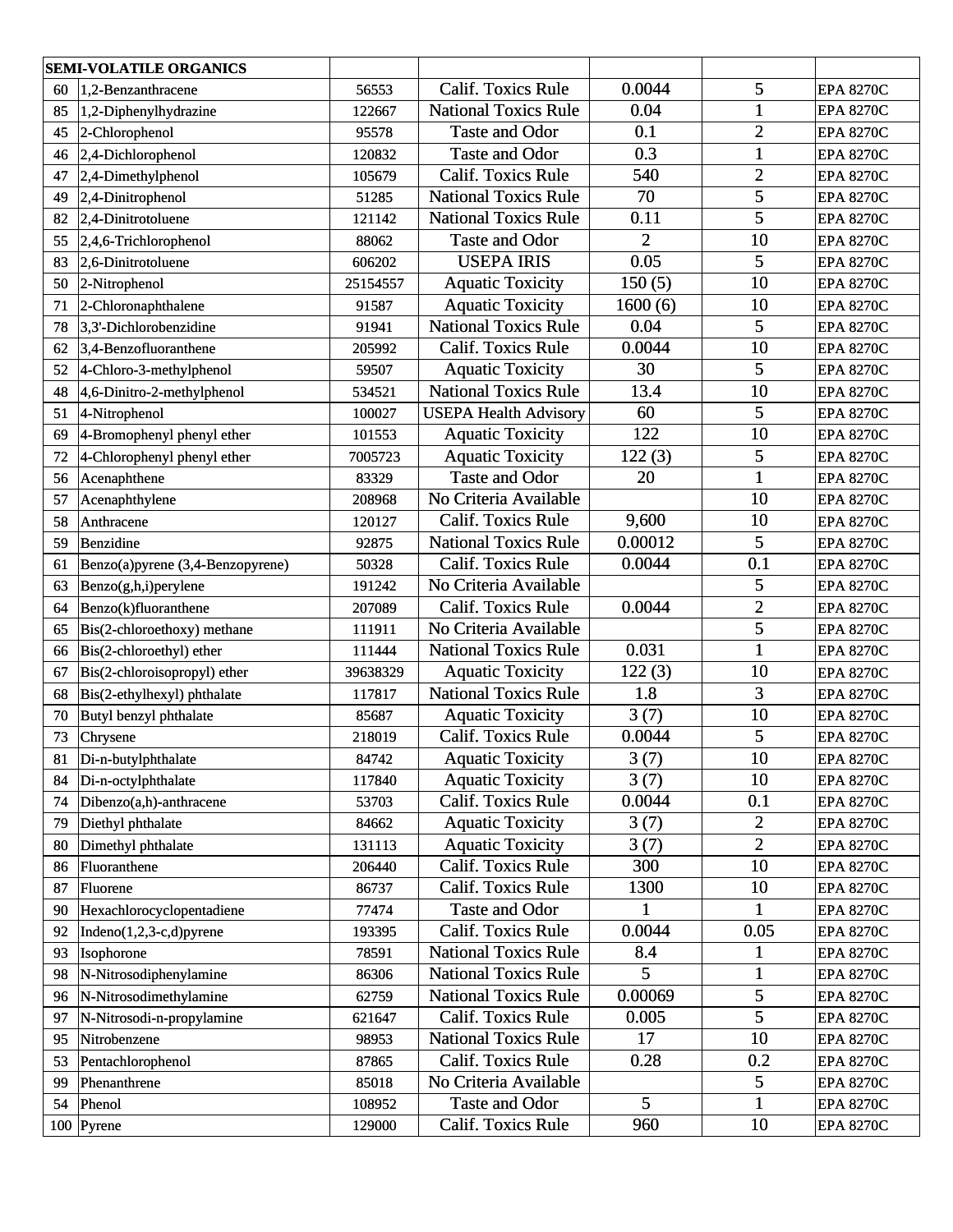| SEMI-VOLATILE ORGANICS | | | | | | |
|---|---|---|---|---|---|---|
| 60 | 1,2-Benzanthracene | 56553 | Calif. Toxics Rule | 0.0044 | 5 | EPA 8270C |
| 85 | 1,2-Diphenylhydrazine | 122667 | National Toxics Rule | 0.04 | 1 | EPA 8270C |
| 45 | 2-Chlorophenol | 95578 | Taste and Odor | 0.1 | 2 | EPA 8270C |
| 46 | 2,4-Dichlorophenol | 120832 | Taste and Odor | 0.3 | 1 | EPA 8270C |
| 47 | 2,4-Dimethylphenol | 105679 | Calif. Toxics Rule | 540 | 2 | EPA 8270C |
| 49 | 2,4-Dinitrophenol | 51285 | National Toxics Rule | 70 | 5 | EPA 8270C |
| 82 | 2,4-Dinitrotoluene | 121142 | National Toxics Rule | 0.11 | 5 | EPA 8270C |
| 55 | 2,4,6-Trichlorophenol | 88062 | Taste and Odor | 2 | 10 | EPA 8270C |
| 83 | 2,6-Dinitrotoluene | 606202 | USEPA IRIS | 0.05 | 5 | EPA 8270C |
| 50 | 2-Nitrophenol | 25154557 | Aquatic Toxicity | 150 (5) | 10 | EPA 8270C |
| 71 | 2-Chloronaphthalene | 91587 | Aquatic Toxicity | 1600 (6) | 10 | EPA 8270C |
| 78 | 3,3'-Dichlorobenzidine | 91941 | National Toxics Rule | 0.04 | 5 | EPA 8270C |
| 62 | 3,4-Benzofluoranthene | 205992 | Calif. Toxics Rule | 0.0044 | 10 | EPA 8270C |
| 52 | 4-Chloro-3-methylphenol | 59507 | Aquatic Toxicity | 30 | 5 | EPA 8270C |
| 48 | 4,6-Dinitro-2-methylphenol | 534521 | National Toxics Rule | 13.4 | 10 | EPA 8270C |
| 51 | 4-Nitrophenol | 100027 | USEPA Health Advisory | 60 | 5 | EPA 8270C |
| 69 | 4-Bromophenyl phenyl ether | 101553 | Aquatic Toxicity | 122 | 10 | EPA 8270C |
| 72 | 4-Chlorophenyl phenyl ether | 7005723 | Aquatic Toxicity | 122 (3) | 5 | EPA 8270C |
| 56 | Acenaphthene | 83329 | Taste and Odor | 20 | 1 | EPA 8270C |
| 57 | Acenaphthylene | 208968 | No Criteria Available | | 10 | EPA 8270C |
| 58 | Anthracene | 120127 | Calif. Toxics Rule | 9,600 | 10 | EPA 8270C |
| 59 | Benzidine | 92875 | National Toxics Rule | 0.00012 | 5 | EPA 8270C |
| 61 | Benzo(a)pyrene (3,4-Benzopyrene) | 50328 | Calif. Toxics Rule | 0.0044 | 0.1 | EPA 8270C |
| 63 | Benzo(g,h,i)perylene | 191242 | No Criteria Available | | 5 | EPA 8270C |
| 64 | Benzo(k)fluoranthene | 207089 | Calif. Toxics Rule | 0.0044 | 2 | EPA 8270C |
| 65 | Bis(2-chloroethoxy) methane | 111911 | No Criteria Available | | 5 | EPA 8270C |
| 66 | Bis(2-chloroethyl) ether | 111444 | National Toxics Rule | 0.031 | 1 | EPA 8270C |
| 67 | Bis(2-chloroisopropyl) ether | 39638329 | Aquatic Toxicity | 122 (3) | 10 | EPA 8270C |
| 68 | Bis(2-ethylhexyl) phthalate | 117817 | National Toxics Rule | 1.8 | 3 | EPA 8270C |
| 70 | Butyl benzyl phthalate | 85687 | Aquatic Toxicity | 3 (7) | 10 | EPA 8270C |
| 73 | Chrysene | 218019 | Calif. Toxics Rule | 0.0044 | 5 | EPA 8270C |
| 81 | Di-n-butylphthalate | 84742 | Aquatic Toxicity | 3 (7) | 10 | EPA 8270C |
| 84 | Di-n-octylphthalate | 117840 | Aquatic Toxicity | 3 (7) | 10 | EPA 8270C |
| 74 | Dibenzo(a,h)-anthracene | 53703 | Calif. Toxics Rule | 0.0044 | 0.1 | EPA 8270C |
| 79 | Diethyl phthalate | 84662 | Aquatic Toxicity | 3 (7) | 2 | EPA 8270C |
| 80 | Dimethyl phthalate | 131113 | Aquatic Toxicity | 3 (7) | 2 | EPA 8270C |
| 86 | Fluoranthene | 206440 | Calif. Toxics Rule | 300 | 10 | EPA 8270C |
| 87 | Fluorene | 86737 | Calif. Toxics Rule | 1300 | 10 | EPA 8270C |
| 90 | Hexachlorocyclopentadiene | 77474 | Taste and Odor | 1 | 1 | EPA 8270C |
| 92 | Indeno(1,2,3-c,d)pyrene | 193395 | Calif. Toxics Rule | 0.0044 | 0.05 | EPA 8270C |
| 93 | Isophorone | 78591 | National Toxics Rule | 8.4 | 1 | EPA 8270C |
| 98 | N-Nitrosodiphenylamine | 86306 | National Toxics Rule | 5 | 1 | EPA 8270C |
| 96 | N-Nitrosodimethylamine | 62759 | National Toxics Rule | 0.00069 | 5 | EPA 8270C |
| 97 | N-Nitrosodi-n-propylamine | 621647 | Calif. Toxics Rule | 0.005 | 5 | EPA 8270C |
| 95 | Nitrobenzene | 98953 | National Toxics Rule | 17 | 10 | EPA 8270C |
| 53 | Pentachlorophenol | 87865 | Calif. Toxics Rule | 0.28 | 0.2 | EPA 8270C |
| 99 | Phenanthrene | 85018 | No Criteria Available | | 5 | EPA 8270C |
| 54 | Phenol | 108952 | Taste and Odor | 5 | 1 | EPA 8270C |
| 100 | Pyrene | 129000 | Calif. Toxics Rule | 960 | 10 | EPA 8270C |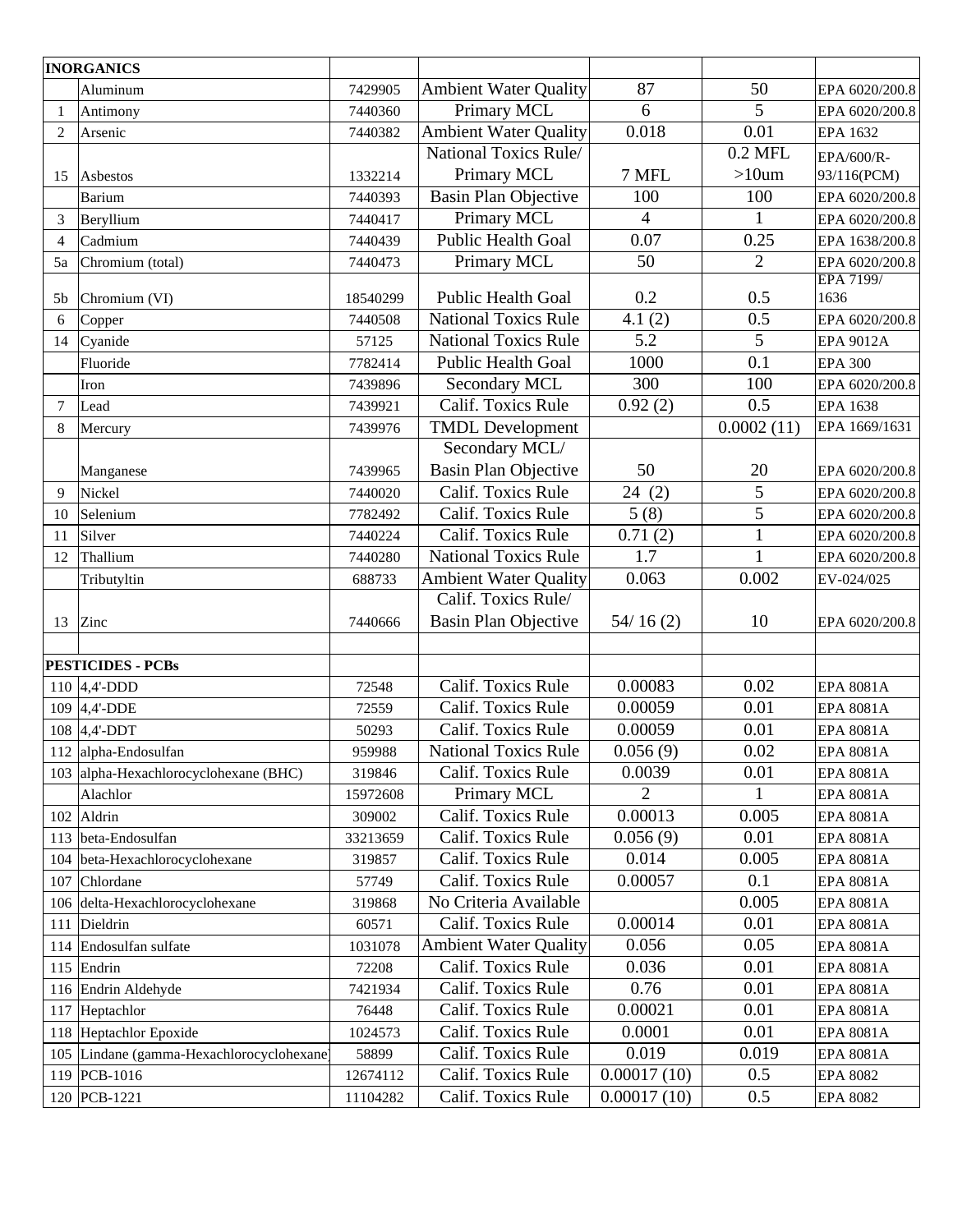| | | | | | | |
|---|---|---|---|---|---|---|
| **INORGANICS** | | | | | | |
| | Aluminum | 7429905 | Ambient Water Quality | 87 | 50 | EPA 6020/200.8 |
| 1 | Antimony | 7440360 | Primary MCL | 6 | 5 | EPA 6020/200.8 |
| 2 | Arsenic | 7440382 | Ambient Water Quality | 0.018 | 0.01 | EPA 1632 |
| 15 | Asbestos | 1332214 | National Toxics Rule/ Primary MCL | 7 MFL | 0.2 MFL >10um | EPA/600/R-93/116(PCM) |
| | Barium | 7440393 | Basin Plan Objective | 100 | 100 | EPA 6020/200.8 |
| 3 | Beryllium | 7440417 | Primary MCL | 4 | 1 | EPA 6020/200.8 |
| 4 | Cadmium | 7440439 | Public Health Goal | 0.07 | 0.25 | EPA 1638/200.8 |
| 5a | Chromium (total) | 7440473 | Primary MCL | 50 | 2 | EPA 6020/200.8 |
| 5b | Chromium (VI) | 18540299 | Public Health Goal | 0.2 | 0.5 | EPA 7199/ 1636 |
| 6 | Copper | 7440508 | National Toxics Rule | 4.1 (2) | 0.5 | EPA 6020/200.8 |
| 14 | Cyanide | 57125 | National Toxics Rule | 5.2 | 5 | EPA 9012A |
| | Fluoride | 7782414 | Public Health Goal | 1000 | 0.1 | EPA 300 |
| | Iron | 7439896 | Secondary MCL | 300 | 100 | EPA 6020/200.8 |
| 7 | Lead | 7439921 | Calif. Toxics Rule | 0.92 (2) | 0.5 | EPA 1638 |
| 8 | Mercury | 7439976 | TMDL Development | | 0.0002 (11) | EPA 1669/1631 |
| | Manganese | 7439965 | Secondary MCL/ Basin Plan Objective | 50 | 20 | EPA 6020/200.8 |
| 9 | Nickel | 7440020 | Calif. Toxics Rule | 24 (2) | 5 | EPA 6020/200.8 |
| 10 | Selenium | 7782492 | Calif. Toxics Rule | 5 (8) | 5 | EPA 6020/200.8 |
| 11 | Silver | 7440224 | Calif. Toxics Rule | 0.71 (2) | 1 | EPA 6020/200.8 |
| 12 | Thallium | 7440280 | National Toxics Rule | 1.7 | 1 | EPA 6020/200.8 |
| | Tributyltin | 688733 | Ambient Water Quality | 0.063 | 0.002 | EV-024/025 |
| 13 | Zinc | 7440666 | Calif. Toxics Rule/ Basin Plan Objective | 54/ 16 (2) | 10 | EPA 6020/200.8 |
| | | | | | | |
| **PESTICIDES - PCBs** | | | | | | |
| 110 | 4,4'-DDD | 72548 | Calif. Toxics Rule | 0.00083 | 0.02 | EPA 8081A |
| 109 | 4,4'-DDE | 72559 | Calif. Toxics Rule | 0.00059 | 0.01 | EPA 8081A |
| 108 | 4,4'-DDT | 50293 | Calif. Toxics Rule | 0.00059 | 0.01 | EPA 8081A |
| 112 | alpha-Endosulfan | 959988 | National Toxics Rule | 0.056 (9) | 0.02 | EPA 8081A |
| 103 | alpha-Hexachlorocyclohexane (BHC) | 319846 | Calif. Toxics Rule | 0.0039 | 0.01 | EPA 8081A |
| | Alachlor | 15972608 | Primary MCL | 2 | 1 | EPA 8081A |
| 102 | Aldrin | 309002 | Calif. Toxics Rule | 0.00013 | 0.005 | EPA 8081A |
| 113 | beta-Endosulfan | 33213659 | Calif. Toxics Rule | 0.056 (9) | 0.01 | EPA 8081A |
| 104 | beta-Hexachlorocyclohexane | 319857 | Calif. Toxics Rule | 0.014 | 0.005 | EPA 8081A |
| 107 | Chlordane | 57749 | Calif. Toxics Rule | 0.00057 | 0.1 | EPA 8081A |
| 106 | delta-Hexachlorocyclohexane | 319868 | No Criteria Available | | 0.005 | EPA 8081A |
| 111 | Dieldrin | 60571 | Calif. Toxics Rule | 0.00014 | 0.01 | EPA 8081A |
| 114 | Endosulfan sulfate | 1031078 | Ambient Water Quality | 0.056 | 0.05 | EPA 8081A |
| 115 | Endrin | 72208 | Calif. Toxics Rule | 0.036 | 0.01 | EPA 8081A |
| 116 | Endrin Aldehyde | 7421934 | Calif. Toxics Rule | 0.76 | 0.01 | EPA 8081A |
| 117 | Heptachlor | 76448 | Calif. Toxics Rule | 0.00021 | 0.01 | EPA 8081A |
| 118 | Heptachlor Epoxide | 1024573 | Calif. Toxics Rule | 0.0001 | 0.01 | EPA 8081A |
| 105 | Lindane (gamma-Hexachlorocyclohexane) | 58899 | Calif. Toxics Rule | 0.019 | 0.019 | EPA 8081A |
| 119 | PCB-1016 | 12674112 | Calif. Toxics Rule | 0.00017 (10) | 0.5 | EPA 8082 |
| 120 | PCB-1221 | 11104282 | Calif. Toxics Rule | 0.00017 (10) | 0.5 | EPA 8082 |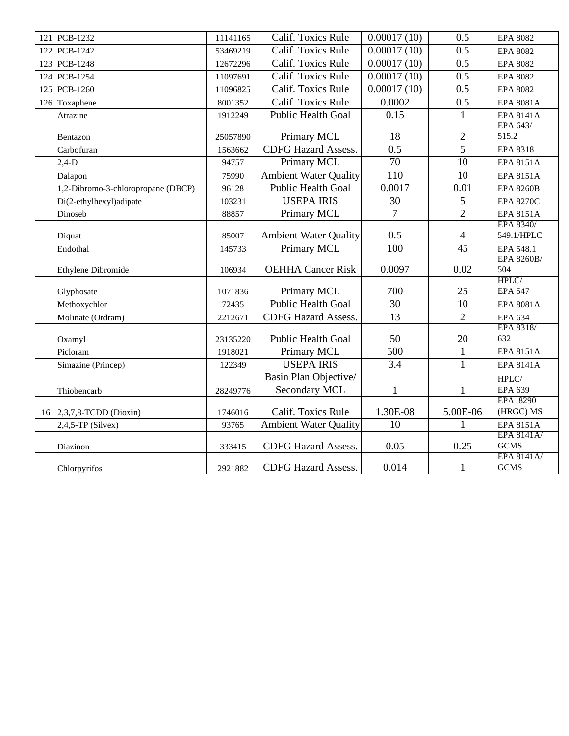| | | | | | | |
|---|---|---|---|---|---|---|
| 121 | PCB-1232 | 11141165 | Calif. Toxics Rule | 0.00017 (10) | 0.5 | EPA 8082 |
| 122 | PCB-1242 | 53469219 | Calif. Toxics Rule | 0.00017 (10) | 0.5 | EPA 8082 |
| 123 | PCB-1248 | 12672296 | Calif. Toxics Rule | 0.00017 (10) | 0.5 | EPA 8082 |
| 124 | PCB-1254 | 11097691 | Calif. Toxics Rule | 0.00017 (10) | 0.5 | EPA 8082 |
| 125 | PCB-1260 | 11096825 | Calif. Toxics Rule | 0.00017 (10) | 0.5 | EPA 8082 |
| 126 | Toxaphene | 8001352 | Calif. Toxics Rule | 0.0002 | 0.5 | EPA 8081A |
| | Atrazine | 1912249 | Public Health Goal | 0.15 | 1 | EPA 8141A |
| | Bentazon | 25057890 | Primary MCL | 18 | 2 | EPA 643/ 515.2 |
| | Carbofuran | 1563662 | CDFG Hazard Assess. | 0.5 | 5 | EPA 8318 |
| | 2,4-D | 94757 | Primary MCL | 70 | 10 | EPA 8151A |
| | Dalapon | 75990 | Ambient Water Quality | 110 | 10 | EPA 8151A |
| | 1,2-Dibromo-3-chloropropane (DBCP) | 96128 | Public Health Goal | 0.0017 | 0.01 | EPA 8260B |
| | Di(2-ethylhexyl)adipate | 103231 | USEPA IRIS | 30 | 5 | EPA 8270C |
| | Dinoseb | 88857 | Primary MCL | 7 | 2 | EPA 8151A |
| | Diquat | 85007 | Ambient Water Quality | 0.5 | 4 | EPA 8340/ 549.1/HPLC |
| | Endothal | 145733 | Primary MCL | 100 | 45 | EPA 548.1 |
| | Ethylene Dibromide | 106934 | OEHHA Cancer Risk | 0.0097 | 0.02 | EPA 8260B/ 504 |
| | Glyphosate | 1071836 | Primary MCL | 700 | 25 | HPLC/ EPA 547 |
| | Methoxychlor | 72435 | Public Health Goal | 30 | 10 | EPA 8081A |
| | Molinate (Ordram) | 2212671 | CDFG Hazard Assess. | 13 | 2 | EPA 634 |
| | Oxamyl | 23135220 | Public Health Goal | 50 | 20 | EPA 8318/ 632 |
| | Picloram | 1918021 | Primary MCL | 500 | 1 | EPA 8151A |
| | Simazine (Princep) | 122349 | USEPA IRIS | 3.4 | 1 | EPA 8141A |
| | Thiobencarb | 28249776 | Basin Plan Objective/ Secondary MCL | 1 | 1 | HPLC/ EPA 639 |
| 16 | 2,3,7,8-TCDD (Dioxin) | 1746016 | Calif. Toxics Rule | 1.30E-08 | 5.00E-06 | EPA 8290 (HRGC) MS |
| | 2,4,5-TP (Silvex) | 93765 | Ambient Water Quality | 10 | 1 | EPA 8151A |
| | Diazinon | 333415 | CDFG Hazard Assess. | 0.05 | 0.25 | EPA 8141A/ GCMS |
| | Chlorpyrifos | 2921882 | CDFG Hazard Assess. | 0.014 | 1 | EPA 8141A/ GCMS |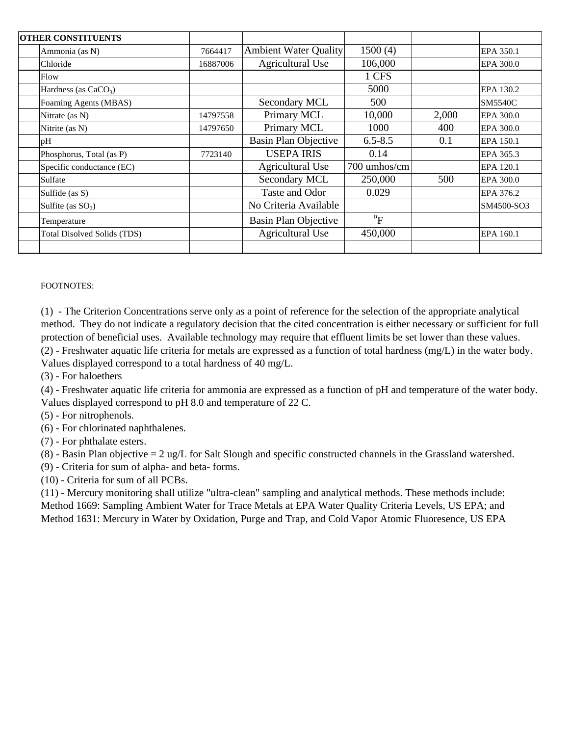| OTHER CONSTITUENTS | | | | | | |
|---|---|---|---|---|---|---|
| | Ammonia (as N) | 7664417 | Ambient Water Quality | 1500 (4) | | EPA 350.1 |
| | Chloride | 16887006 | Agricultural Use | 106,000 | | EPA 300.0 |
| | Flow | | | 1 CFS | | |
| | Hardness (as $CaCO_3$) | | | 5000 | | EPA 130.2 |
| | Foaming Agents (MBAS) | | Secondary MCL | 500 | | SM5540C |
| | Nitrate (as N) | 14797558 | Primary MCL | 10,000 | 2,000 | EPA 300.0 |
| | Nitrite (as N) | 14797650 | Primary MCL | 1000 | 400 | EPA 300.0 |
| | pH | | Basin Plan Objective | 6.5-8.5 | 0.1 | EPA 150.1 |
| | Phosphorus, Total (as P) | 7723140 | USEPA IRIS | 0.14 | | EPA 365.3 |
| | Specific conductance (EC) | | Agricultural Use | 700 umhos/cm | | EPA 120.1 |
| | Sulfate | | Secondary MCL | 250,000 | 500 | EPA 300.0 |
| | Sulfide (as S) | | Taste and Odor | 0.029 | | EPA 376.2 |
| | Sulfite (as $SO_3$) | | No Criteria Available | | | SM4500-SO3 |
| | Temperature | | Basin Plan Objective | $^oF$ | | |
| | Total Disolved Solids (TDS) | | Agricultural Use | 450,000 | | EPA 160.1 |
| | | | | | | |

FOOTNOTES:

(1) - The Criterion Concentrations serve only as a point of reference for the selection of the appropriate analytical method. They do not indicate a regulatory decision that the cited concentration is either necessary or sufficient for full protection of beneficial uses. Available technology may require that effluent limits be set lower than these values.

(2) - Freshwater aquatic life criteria for metals are expressed as a function of total hardness (mg/L) in the water body. Values displayed correspond to a total hardness of 40 mg/L.

(3) - For haloethers

(4) - Freshwater aquatic life criteria for ammonia are expressed as a function of pH and temperature of the water body. Values displayed correspond to pH 8.0 and temperature of 22 C.

(5) - For nitrophenols.

(6) - For chlorinated naphthalenes.

(7) - For phthalate esters.

(8) - Basin Plan objective = 2 ug/L for Salt Slough and specific constructed channels in the Grassland watershed.

(9) - Criteria for sum of alpha- and beta- forms.

(10) - Criteria for sum of all PCBs.

(11) - Mercury monitoring shall utilize "ultra-clean" sampling and analytical methods. These methods include: Method 1669: Sampling Ambient Water for Trace Metals at EPA Water Quality Criteria Levels, US EPA; and Method 1631: Mercury in Water by Oxidation, Purge and Trap, and Cold Vapor Atomic Fluoresence, US EPA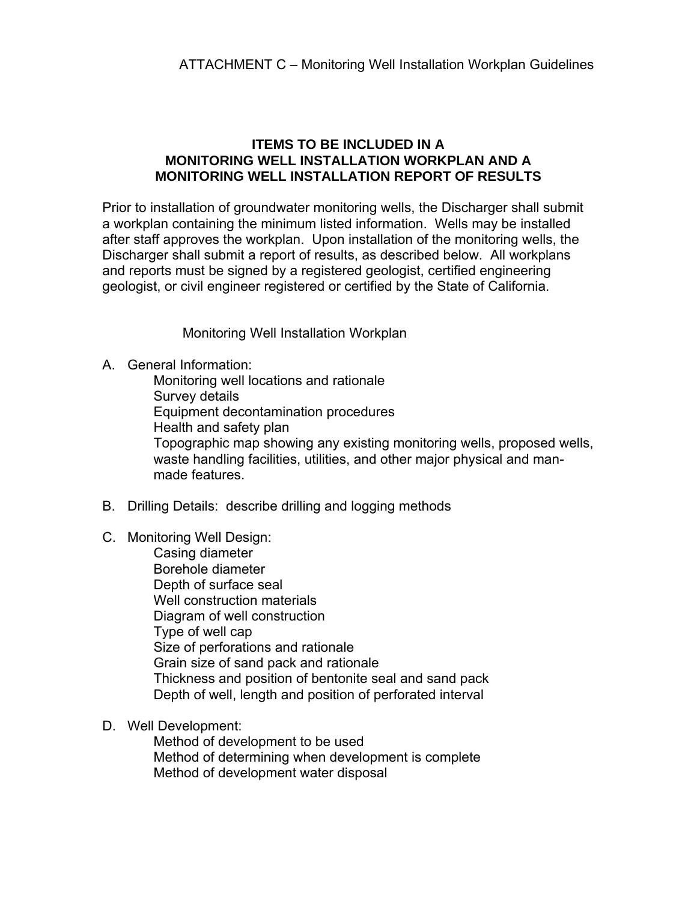ATTACHMENT C – Monitoring Well Installation Workplan Guidelines

## ITEMS TO BE INCLUDED IN A MONITORING WELL INSTALLATION WORKPLAN AND A MONITORING WELL INSTALLATION REPORT OF RESULTS

Prior to installation of groundwater monitoring wells, the Discharger shall submit a workplan containing the minimum listed information. Wells may be installed after staff approves the workplan. Upon installation of the monitoring wells, the Discharger shall submit a report of results, as described below. All workplans and reports must be signed by a registered geologist, certified engineering geologist, or civil engineer registered or certified by the State of California.

### Monitoring Well Installation Workplan

A. General Information:
   - Monitoring well locations and rationale
   - Survey details
   - Equipment decontamination procedures
   - Health and safety plan
   - Topographic map showing any existing monitoring wells, proposed wells, waste handling facilities, utilities, and other major physical and man-made features.

B. Drilling Details: describe drilling and logging methods

C. Monitoring Well Design:
   - Casing diameter
   - Borehole diameter
   - Depth of surface seal
   - Well construction materials
   - Diagram of well construction
   - Type of well cap
   - Size of perforations and rationale
   - Grain size of sand pack and rationale
   - Thickness and position of bentonite seal and sand pack
   - Depth of well, length and position of perforated interval

D. Well Development:
   - Method of development to be used
   - Method of determining when development is complete
   - Method of development water disposal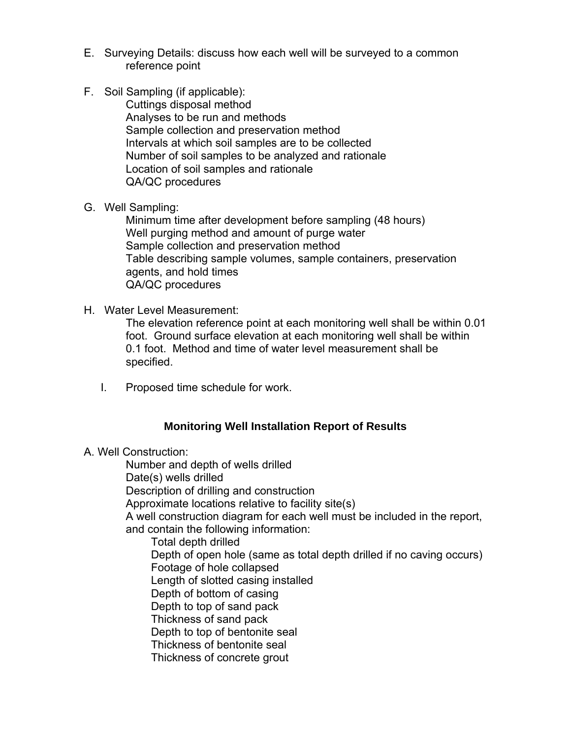E. Surveying Details: discuss how each well will be surveyed to a common reference point

F. Soil Sampling (if applicable):
   - Cuttings disposal method
   - Analyses to be run and methods
   - Sample collection and preservation method
   - Intervals at which soil samples are to be collected
   - Number of soil samples to be analyzed and rationale
   - Location of soil samples and rationale
   - QA/QC procedures

G. Well Sampling:
   - Minimum time after development before sampling (48 hours)
   - Well purging method and amount of purge water
   - Sample collection and preservation method
   - Table describing sample volumes, sample containers, preservation agents, and hold times
   - QA/QC procedures

H. Water Level Measurement:

   The elevation reference point at each monitoring well shall be within 0.01 foot. Ground surface elevation at each monitoring well shall be within 0.1 foot. Method and time of water level measurement shall be specified.

I. Proposed time schedule for work.

### Monitoring Well Installation Report of Results

A. Well Construction:
   - Number and depth of wells drilled
   - Date(s) wells drilled
   - Description of drilling and construction
   - Approximate locations relative to facility site(s)
   - A well construction diagram for each well must be included in the report, and contain the following information:
     - Total depth drilled
     - Depth of open hole (same as total depth drilled if no caving occurs)
     - Footage of hole collapsed
     - Length of slotted casing installed
     - Depth of bottom of casing
     - Depth to top of sand pack
     - Thickness of sand pack
     - Depth to top of bentonite seal
     - Thickness of bentonite seal
     - Thickness of concrete grout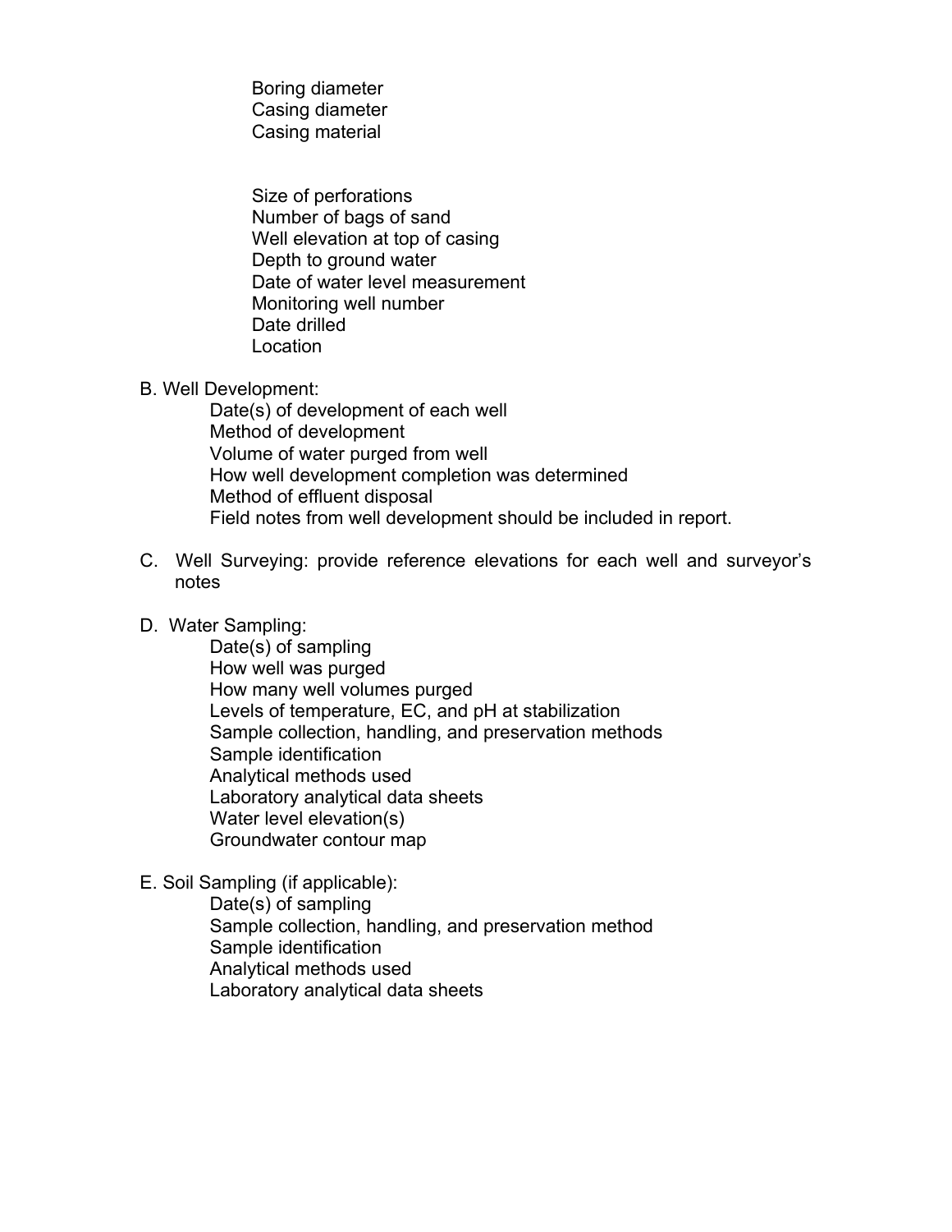Boring diameter
Casing diameter
Casing material

Size of perforations
Number of bags of sand
Well elevation at top of casing
Depth to ground water
Date of water level measurement
Monitoring well number
Date drilled
Location

B. Well Development:

Date(s) of development of each well
Method of development
Volume of water purged from well
How well development completion was determined
Method of effluent disposal
Field notes from well development should be included in report.

C. Well Surveying: provide reference elevations for each well and surveyor's notes

D. Water Sampling:

Date(s) of sampling
How well was purged
How many well volumes purged
Levels of temperature, EC, and pH at stabilization
Sample collection, handling, and preservation methods
Sample identification
Analytical methods used
Laboratory analytical data sheets
Water level elevation(s)
Groundwater contour map

E. Soil Sampling (if applicable):

Date(s) of sampling
Sample collection, handling, and preservation method
Sample identification
Analytical methods used
Laboratory analytical data sheets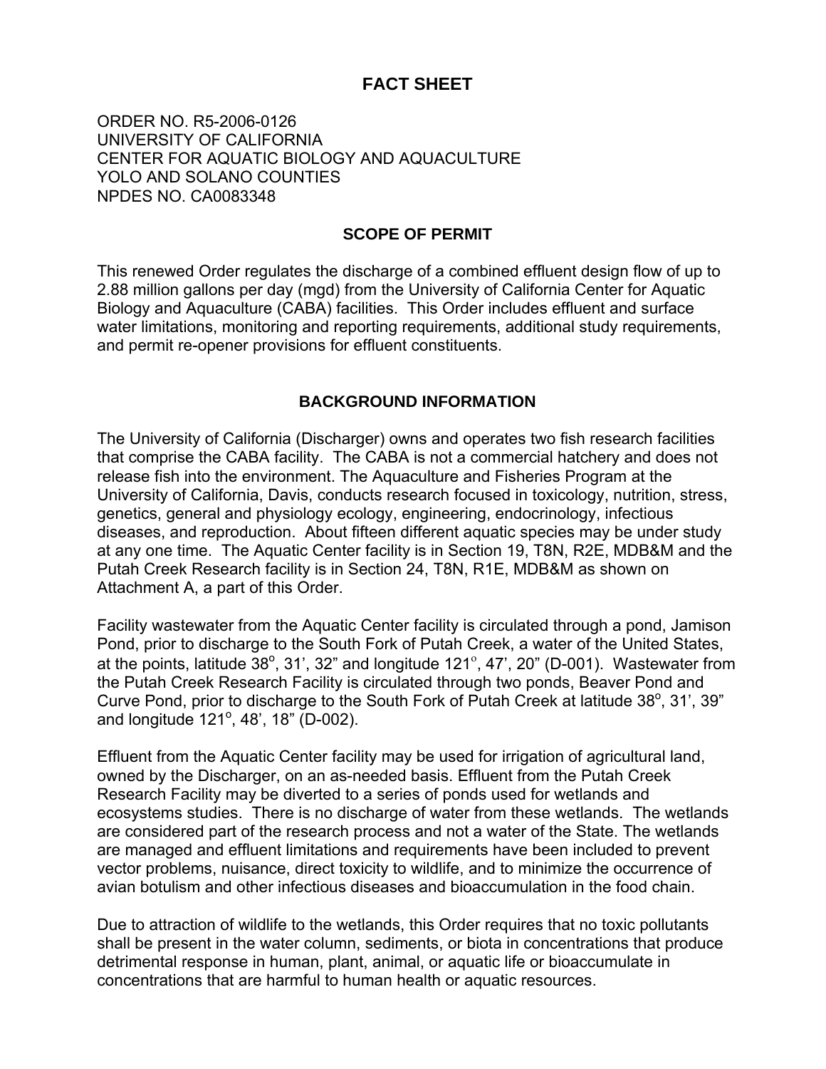# FACT SHEET

ORDER NO. R5-2006-0126
UNIVERSITY OF CALIFORNIA
CENTER FOR AQUATIC BIOLOGY AND AQUACULTURE
YOLO AND SOLANO COUNTIES
NPDES NO. CA0083348

## SCOPE OF PERMIT

This renewed Order regulates the discharge of a combined effluent design flow of up to 2.88 million gallons per day (mgd) from the University of California Center for Aquatic Biology and Aquaculture (CABA) facilities. This Order includes effluent and surface water limitations, monitoring and reporting requirements, additional study requirements, and permit re-opener provisions for effluent constituents.

## BACKGROUND INFORMATION

The University of California (Discharger) owns and operates two fish research facilities that comprise the CABA facility. The CABA is not a commercial hatchery and does not release fish into the environment. The Aquaculture and Fisheries Program at the University of California, Davis, conducts research focused in toxicology, nutrition, stress, genetics, general and physiology ecology, engineering, endocrinology, infectious diseases, and reproduction. About fifteen different aquatic species may be under study at any one time. The Aquatic Center facility is in Section 19, T8N, R2E, MDB&M and the Putah Creek Research facility is in Section 24, T8N, R1E, MDB&M as shown on Attachment A, a part of this Order.

Facility wastewater from the Aquatic Center facility is circulated through a pond, Jamison Pond, prior to discharge to the South Fork of Putah Creek, a water of the United States, at the points, latitude 38°, 31', 32" and longitude 121°, 47', 20" (D-001). Wastewater from the Putah Creek Research Facility is circulated through two ponds, Beaver Pond and Curve Pond, prior to discharge to the South Fork of Putah Creek at latitude 38°, 31', 39" and longitude 121°, 48', 18" (D-002).

Effluent from the Aquatic Center facility may be used for irrigation of agricultural land, owned by the Discharger, on an as-needed basis. Effluent from the Putah Creek Research Facility may be diverted to a series of ponds used for wetlands and ecosystems studies. There is no discharge of water from these wetlands. The wetlands are considered part of the research process and not a water of the State. The wetlands are managed and effluent limitations and requirements have been included to prevent vector problems, nuisance, direct toxicity to wildlife, and to minimize the occurrence of avian botulism and other infectious diseases and bioaccumulation in the food chain.

Due to attraction of wildlife to the wetlands, this Order requires that no toxic pollutants shall be present in the water column, sediments, or biota in concentrations that produce detrimental response in human, plant, animal, or aquatic life or bioaccumulate in concentrations that are harmful to human health or aquatic resources.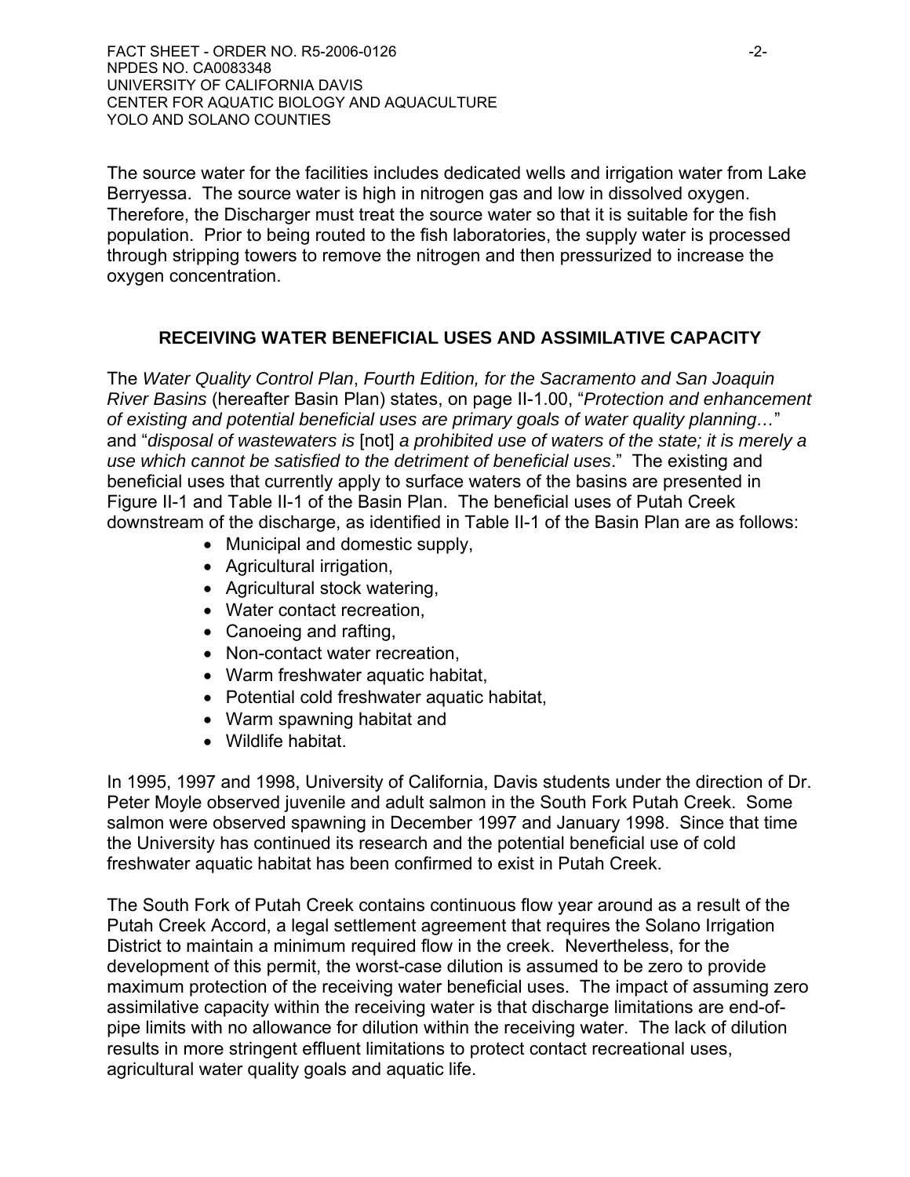The source water for the facilities includes dedicated wells and irrigation water from Lake Berryessa. The source water is high in nitrogen gas and low in dissolved oxygen. Therefore, the Discharger must treat the source water so that it is suitable for the fish population. Prior to being routed to the fish laboratories, the supply water is processed through stripping towers to remove the nitrogen and then pressurized to increase the oxygen concentration.

## RECEIVING WATER BENEFICIAL USES AND ASSIMILATIVE CAPACITY

The *Water Quality Control Plan*, *Fourth Edition, for the Sacramento and San Joaquin River Basins* (hereafter Basin Plan) states, on page II-1.00, "*Protection and enhancement of existing and potential beneficial uses are primary goals of water quality planning…*" and "*disposal of wastewaters is* [not] *a prohibited use of waters of the state; it is merely a use which cannot be satisfied to the detriment of beneficial uses*." The existing and beneficial uses that currently apply to surface waters of the basins are presented in Figure II-1 and Table II-1 of the Basin Plan. The beneficial uses of Putah Creek downstream of the discharge, as identified in Table II-1 of the Basin Plan are as follows:

- Municipal and domestic supply,
- Agricultural irrigation,
- Agricultural stock watering,
- Water contact recreation,
- Canoeing and rafting,
- Non-contact water recreation,
- Warm freshwater aquatic habitat,
- Potential cold freshwater aquatic habitat,
- Warm spawning habitat and
- Wildlife habitat.

In 1995, 1997 and 1998, University of California, Davis students under the direction of Dr. Peter Moyle observed juvenile and adult salmon in the South Fork Putah Creek. Some salmon were observed spawning in December 1997 and January 1998. Since that time the University has continued its research and the potential beneficial use of cold freshwater aquatic habitat has been confirmed to exist in Putah Creek.

The South Fork of Putah Creek contains continuous flow year around as a result of the Putah Creek Accord, a legal settlement agreement that requires the Solano Irrigation District to maintain a minimum required flow in the creek. Nevertheless, for the development of this permit, the worst-case dilution is assumed to be zero to provide maximum protection of the receiving water beneficial uses. The impact of assuming zero assimilative capacity within the receiving water is that discharge limitations are end-of-pipe limits with no allowance for dilution within the receiving water. The lack of dilution results in more stringent effluent limitations to protect contact recreational uses, agricultural water quality goals and aquatic life.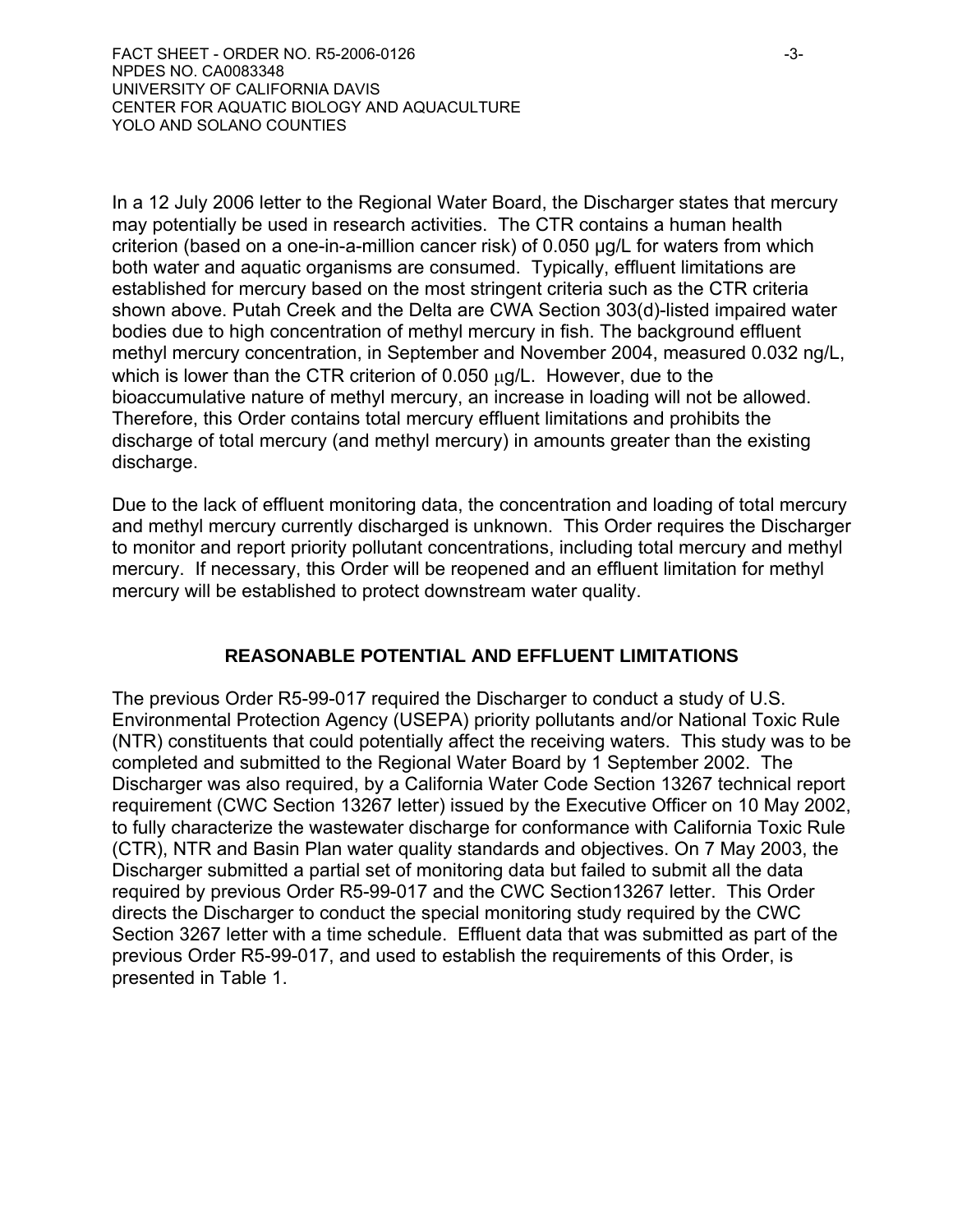In a 12 July 2006 letter to the Regional Water Board, the Discharger states that mercury may potentially be used in research activities. The CTR contains a human health criterion (based on a one-in-a-million cancer risk) of 0.050 µg/L for waters from which both water and aquatic organisms are consumed. Typically, effluent limitations are established for mercury based on the most stringent criteria such as the CTR criteria shown above. Putah Creek and the Delta are CWA Section 303(d)-listed impaired water bodies due to high concentration of methyl mercury in fish. The background effluent methyl mercury concentration, in September and November 2004, measured 0.032 ng/L, which is lower than the CTR criterion of 0.050 µg/L. However, due to the bioaccumulative nature of methyl mercury, an increase in loading will not be allowed. Therefore, this Order contains total mercury effluent limitations and prohibits the discharge of total mercury (and methyl mercury) in amounts greater than the existing discharge.

Due to the lack of effluent monitoring data, the concentration and loading of total mercury and methyl mercury currently discharged is unknown. This Order requires the Discharger to monitor and report priority pollutant concentrations, including total mercury and methyl mercury. If necessary, this Order will be reopened and an effluent limitation for methyl mercury will be established to protect downstream water quality.

## REASONABLE POTENTIAL AND EFFLUENT LIMITATIONS

The previous Order R5-99-017 required the Discharger to conduct a study of U.S. Environmental Protection Agency (USEPA) priority pollutants and/or National Toxic Rule (NTR) constituents that could potentially affect the receiving waters. This study was to be completed and submitted to the Regional Water Board by 1 September 2002. The Discharger was also required, by a California Water Code Section 13267 technical report requirement (CWC Section 13267 letter) issued by the Executive Officer on 10 May 2002, to fully characterize the wastewater discharge for conformance with California Toxic Rule (CTR), NTR and Basin Plan water quality standards and objectives. On 7 May 2003, the Discharger submitted a partial set of monitoring data but failed to submit all the data required by previous Order R5-99-017 and the CWC Section13267 letter. This Order directs the Discharger to conduct the special monitoring study required by the CWC Section 3267 letter with a time schedule. Effluent data that was submitted as part of the previous Order R5-99-017, and used to establish the requirements of this Order, is presented in Table 1.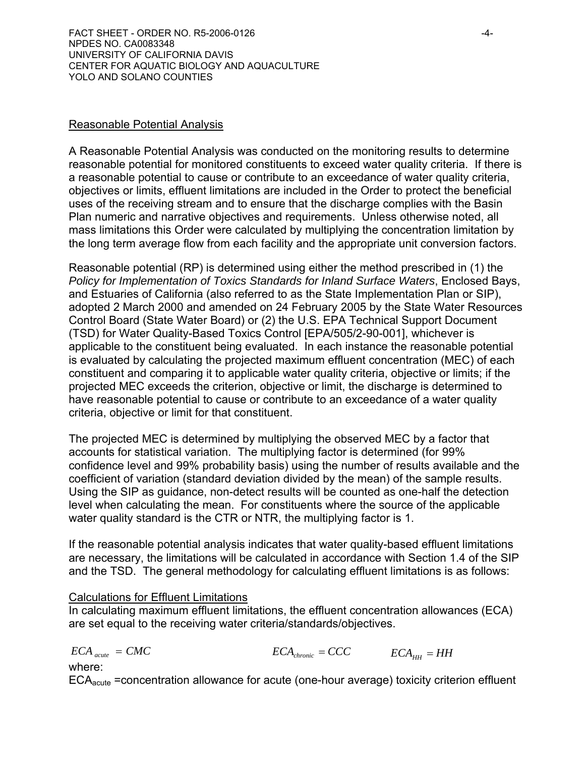## Reasonable Potential Analysis

A Reasonable Potential Analysis was conducted on the monitoring results to determine reasonable potential for monitored constituents to exceed water quality criteria. If there is a reasonable potential to cause or contribute to an exceedance of water quality criteria, objectives or limits, effluent limitations are included in the Order to protect the beneficial uses of the receiving stream and to ensure that the discharge complies with the Basin Plan numeric and narrative objectives and requirements. Unless otherwise noted, all mass limitations this Order were calculated by multiplying the concentration limitation by the long term average flow from each facility and the appropriate unit conversion factors.

Reasonable potential (RP) is determined using either the method prescribed in (1) the *Policy for Implementation of Toxics Standards for Inland Surface Waters*, Enclosed Bays, and Estuaries of California (also referred to as the State Implementation Plan or SIP), adopted 2 March 2000 and amended on 24 February 2005 by the State Water Resources Control Board (State Water Board) or (2) the U.S. EPA Technical Support Document (TSD) for Water Quality-Based Toxics Control [EPA/505/2-90-001], whichever is applicable to the constituent being evaluated. In each instance the reasonable potential is evaluated by calculating the projected maximum effluent concentration (MEC) of each constituent and comparing it to applicable water quality criteria, objective or limits; if the projected MEC exceeds the criterion, objective or limit, the discharge is determined to have reasonable potential to cause or contribute to an exceedance of a water quality criteria, objective or limit for that constituent.

The projected MEC is determined by multiplying the observed MEC by a factor that accounts for statistical variation. The multiplying factor is determined (for 99% confidence level and 99% probability basis) using the number of results available and the coefficient of variation (standard deviation divided by the mean) of the sample results. Using the SIP as guidance, non-detect results will be counted as one-half the detection level when calculating the mean. For constituents where the source of the applicable water quality standard is the CTR or NTR, the multiplying factor is 1.

If the reasonable potential analysis indicates that water quality-based effluent limitations are necessary, the limitations will be calculated in accordance with Section 1.4 of the SIP and the TSD. The general methodology for calculating effluent limitations is as follows:

## Calculations for Effluent Limitations

In calculating maximum effluent limitations, the effluent concentration allowances (ECA) are set equal to the receiving water criteria/standards/objectives.

$$ECA_{acute} = CMC \qquad ECA_{chronic} = CCC \qquad ECA_{HH} = HH$$

where:

$ECA_{acute}$ =concentration allowance for acute (one-hour average) toxicity criterion effluent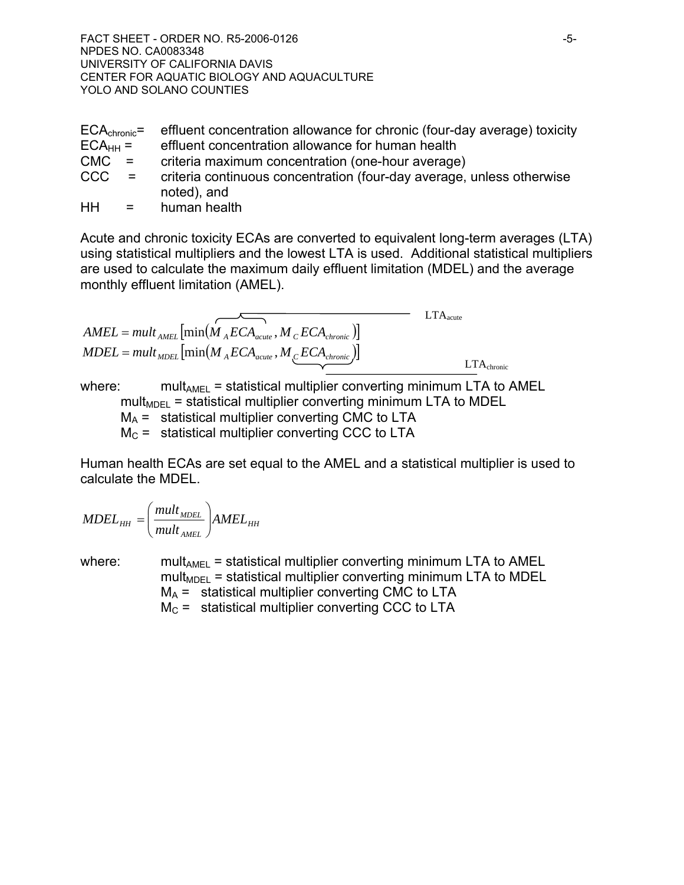$ECA_{chronic}$ = effluent concentration allowance for chronic (four-day average) toxicity
$ECA_{HH}$ = effluent concentration allowance for human health
CMC = criteria maximum concentration (one-hour average)
CCC = criteria continuous concentration (four-day average, unless otherwise noted), and
HH = human health

Acute and chronic toxicity ECAs are converted to equivalent long-term averages (LTA) using statistical multipliers and the lowest LTA is used. Additional statistical multipliers are used to calculate the maximum daily effluent limitation (MDEL) and the average monthly effluent limitation (AMEL).

$$AMEL = mult_{AMEL}\left[\min\left(\overbrace{M_A ECA_{acute}}^{LTA_{acute}}, M_C ECA_{chronic}\right)\right]$$

$$MDEL = mult_{MDEL}\left[\min\left(M_A ECA_{acute}, \underbrace{M_C ECA_{chronic}}_{LTA_{chronic}}\right)\right]$$

where: $mult_{AMEL}$ = statistical multiplier converting minimum LTA to AMEL
$mult_{MDEL}$ = statistical multiplier converting minimum LTA to MDEL
$M_A$ = statistical multiplier converting CMC to LTA
$M_C$ = statistical multiplier converting CCC to LTA

Human health ECAs are set equal to the AMEL and a statistical multiplier is used to calculate the MDEL.

$$MDEL_{HH} = \left(\frac{mult_{MDEL}}{mult_{AMEL}}\right) AMEL_{HH}$$

where: $mult_{AMEL}$ = statistical multiplier converting minimum LTA to AMEL
$mult_{MDEL}$ = statistical multiplier converting minimum LTA to MDEL
$M_A$ = statistical multiplier converting CMC to LTA
$M_C$ = statistical multiplier converting CCC to LTA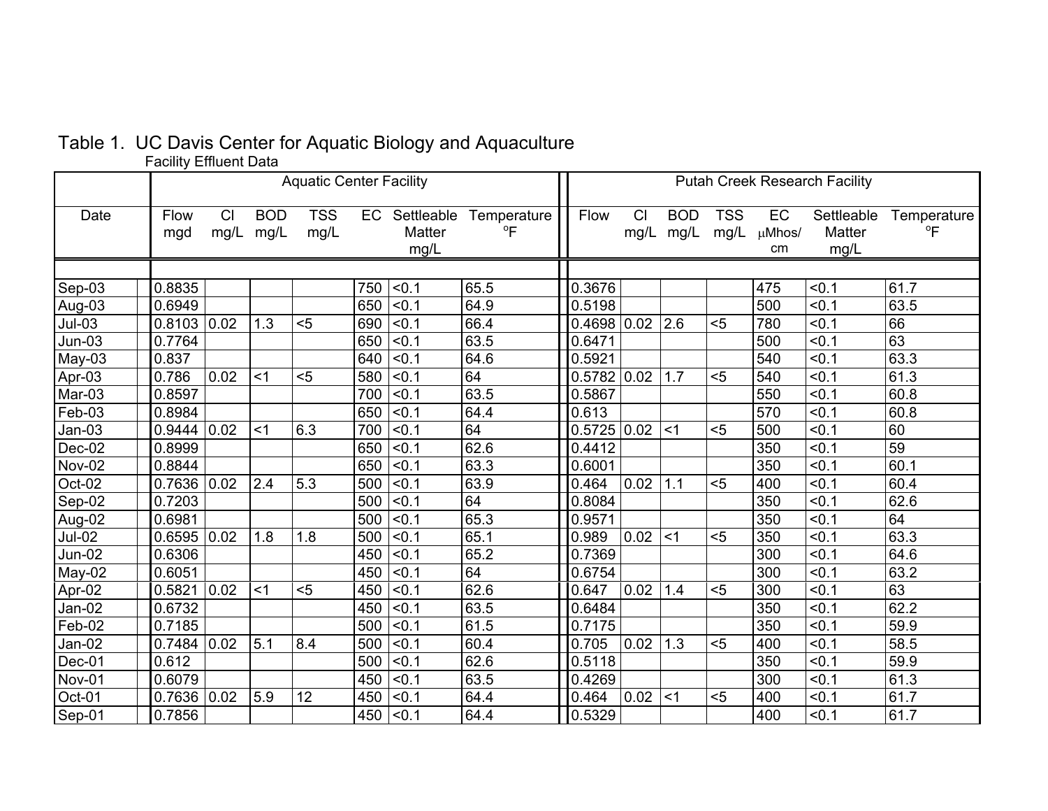# Table 1. UC Davis Center for Aquatic Biology and Aquaculture

Facility Effluent Data

| Date | Aquatic Center Facility | | | | | | | Putah Creek Research Facility | | | | | | |
|---|---|---|---|---|---|---|---|---|---|---|---|---|---|---|
| | Flow mgd | Cl mg/L | BOD mg/L | TSS mg/L | EC | Settleable Matter mg/L | Temperature °F | Flow | Cl mg/L | BOD mg/L | TSS mg/L | EC μMhos/cm | Settleable Matter mg/L | Temperature °F |
| Sep-03 | 0.8835 | | | | 750 | <0.1 | 65.5 | 0.3676 | | | | 475 | <0.1 | 61.7 |
| Aug-03 | 0.6949 | | | | 650 | <0.1 | 64.9 | 0.5198 | | | | 500 | <0.1 | 63.5 |
| Jul-03 | 0.8103 | 0.02 | 1.3 | <5 | 690 | <0.1 | 66.4 | 0.4698 | 0.02 | 2.6 | <5 | 780 | <0.1 | 66 |
| Jun-03 | 0.7764 | | | | 650 | <0.1 | 63.5 | 0.6471 | | | | 500 | <0.1 | 63 |
| May-03 | 0.837 | | | | 640 | <0.1 | 64.6 | 0.5921 | | | | 540 | <0.1 | 63.3 |
| Apr-03 | 0.786 | 0.02 | <1 | <5 | 580 | <0.1 | 64 | 0.5782 | 0.02 | 1.7 | <5 | 540 | <0.1 | 61.3 |
| Mar-03 | 0.8597 | | | | 700 | <0.1 | 63.5 | 0.5867 | | | | 550 | <0.1 | 60.8 |
| Feb-03 | 0.8984 | | | | 650 | <0.1 | 64.4 | 0.613 | | | | 570 | <0.1 | 60.8 |
| Jan-03 | 0.9444 | 0.02 | <1 | 6.3 | 700 | <0.1 | 64 | 0.5725 | 0.02 | <1 | <5 | 500 | <0.1 | 60 |
| Dec-02 | 0.8999 | | | | 650 | <0.1 | 62.6 | 0.4412 | | | | 350 | <0.1 | 59 |
| Nov-02 | 0.8844 | | | | 650 | <0.1 | 63.3 | 0.6001 | | | | 350 | <0.1 | 60.1 |
| Oct-02 | 0.7636 | 0.02 | 2.4 | 5.3 | 500 | <0.1 | 63.9 | 0.464 | 0.02 | 1.1 | <5 | 400 | <0.1 | 60.4 |
| Sep-02 | 0.7203 | | | | 500 | <0.1 | 64 | 0.8084 | | | | 350 | <0.1 | 62.6 |
| Aug-02 | 0.6981 | | | | 500 | <0.1 | 65.3 | 0.9571 | | | | 350 | <0.1 | 64 |
| Jul-02 | 0.6595 | 0.02 | 1.8 | 1.8 | 500 | <0.1 | 65.1 | 0.989 | 0.02 | <1 | <5 | 350 | <0.1 | 63.3 |
| Jun-02 | 0.6306 | | | | 450 | <0.1 | 65.2 | 0.7369 | | | | 300 | <0.1 | 64.6 |
| May-02 | 0.6051 | | | | 450 | <0.1 | 64 | 0.6754 | | | | 300 | <0.1 | 63.2 |
| Apr-02 | 0.5821 | 0.02 | <1 | <5 | 450 | <0.1 | 62.6 | 0.647 | 0.02 | 1.4 | <5 | 300 | <0.1 | 63 |
| Jan-02 | 0.6732 | | | | 450 | <0.1 | 63.5 | 0.6484 | | | | 350 | <0.1 | 62.2 |
| Feb-02 | 0.7185 | | | | 500 | <0.1 | 61.5 | 0.7175 | | | | 350 | <0.1 | 59.9 |
| Jan-02 | 0.7484 | 0.02 | 5.1 | 8.4 | 500 | <0.1 | 60.4 | 0.705 | 0.02 | 1.3 | <5 | 400 | <0.1 | 58.5 |
| Dec-01 | 0.612 | | | | 500 | <0.1 | 62.6 | 0.5118 | | | | 350 | <0.1 | 59.9 |
| Nov-01 | 0.6079 | | | | 450 | <0.1 | 63.5 | 0.4269 | | | | 300 | <0.1 | 61.3 |
| Oct-01 | 0.7636 | 0.02 | 5.9 | 12 | 450 | <0.1 | 64.4 | 0.464 | 0.02 | <1 | <5 | 400 | <0.1 | 61.7 |
| Sep-01 | 0.7856 | | | | 450 | <0.1 | 64.4 | 0.5329 | | | | 400 | <0.1 | 61.7 |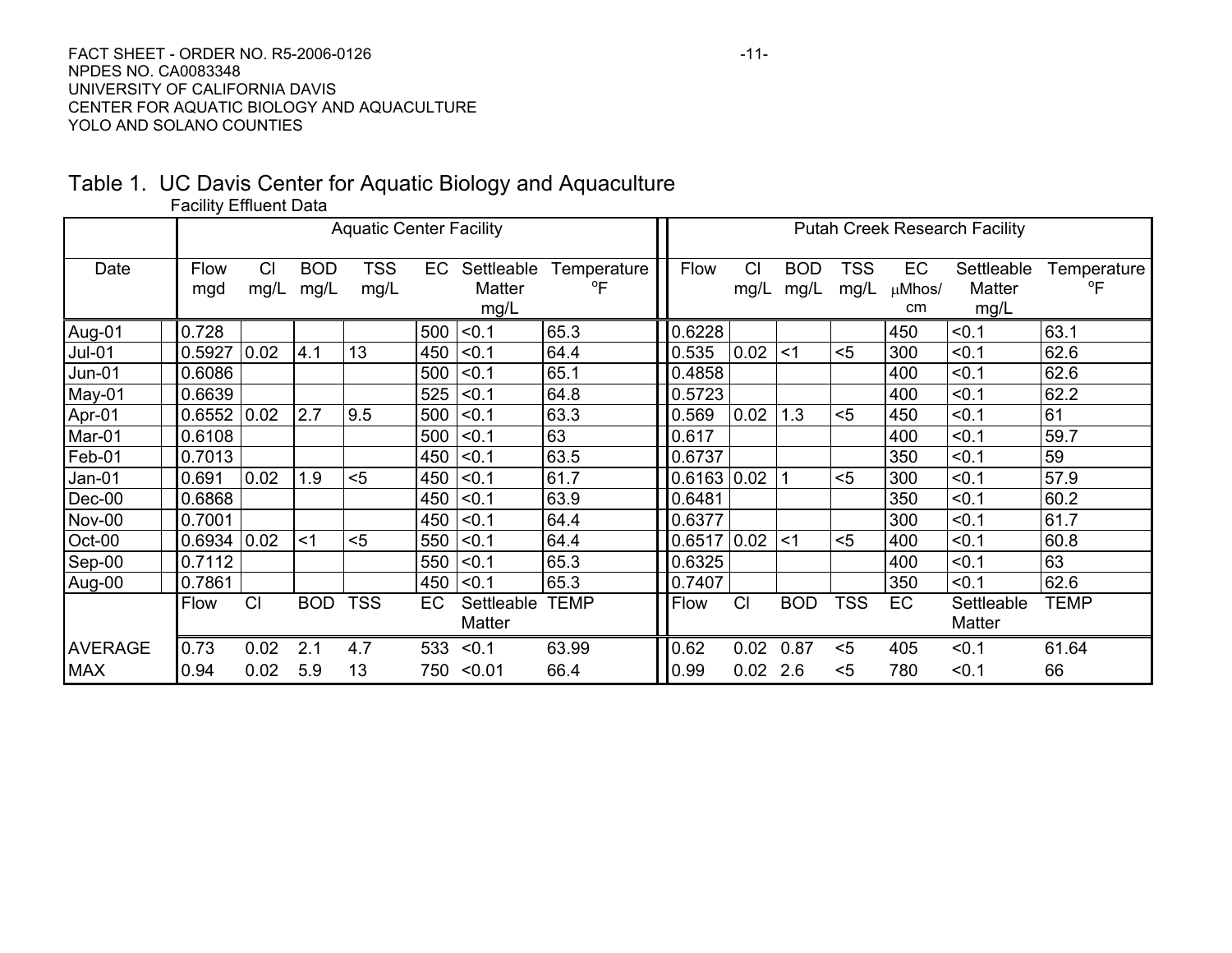## Table 1. UC Davis Center for Aquatic Biology and Aquaculture

Facility Effluent Data

| | Aquatic Center Facility | | | | | | | Putah Creek Research Facility | | | | | | |
|---|---|---|---|---|---|---|---|---|---|---|---|---|---|---|
| Date | Flow mgd | Cl mg/L | BOD mg/L | TSS mg/L | EC | Settleable Matter mg/L | Temperature °F | Flow | Cl mg/L | BOD mg/L | TSS mg/L | EC μMhos/cm | Settleable Matter mg/L | Temperature °F |
| Aug-01 | 0.728 | | | | 500 | <0.1 | 65.3 | 0.6228 | | | | 450 | <0.1 | 63.1 |
| Jul-01 | 0.5927 | 0.02 | 4.1 | 13 | 450 | <0.1 | 64.4 | 0.535 | 0.02 | <1 | <5 | 300 | <0.1 | 62.6 |
| Jun-01 | 0.6086 | | | | 500 | <0.1 | 65.1 | 0.4858 | | | | 400 | <0.1 | 62.6 |
| May-01 | 0.6639 | | | | 525 | <0.1 | 64.8 | 0.5723 | | | | 400 | <0.1 | 62.2 |
| Apr-01 | 0.6552 | 0.02 | 2.7 | 9.5 | 500 | <0.1 | 63.3 | 0.569 | 0.02 | 1.3 | <5 | 450 | <0.1 | 61 |
| Mar-01 | 0.6108 | | | | 500 | <0.1 | 63 | 0.617 | | | | 400 | <0.1 | 59.7 |
| Feb-01 | 0.7013 | | | | 450 | <0.1 | 63.5 | 0.6737 | | | | 350 | <0.1 | 59 |
| Jan-01 | 0.691 | 0.02 | 1.9 | <5 | 450 | <0.1 | 61.7 | 0.6163 | 0.02 | 1 | <5 | 300 | <0.1 | 57.9 |
| Dec-00 | 0.6868 | | | | 450 | <0.1 | 63.9 | 0.6481 | | | | 350 | <0.1 | 60.2 |
| Nov-00 | 0.7001 | | | | 450 | <0.1 | 64.4 | 0.6377 | | | | 300 | <0.1 | 61.7 |
| Oct-00 | 0.6934 | 0.02 | <1 | <5 | 550 | <0.1 | 64.4 | 0.6517 | 0.02 | <1 | <5 | 400 | <0.1 | 60.8 |
| Sep-00 | 0.7112 | | | | 550 | <0.1 | 65.3 | 0.6325 | | | | 400 | <0.1 | 63 |
| Aug-00 | 0.7861 | | | | 450 | <0.1 | 65.3 | 0.7407 | | | | 350 | <0.1 | 62.6 |
| | Flow | Cl | BOD | TSS | EC | Settleable Matter | TEMP | Flow | Cl | BOD | TSS | EC | Settleable Matter | TEMP |
| AVERAGE | 0.73 | 0.02 | 2.1 | 4.7 | 533 | <0.1 | 63.99 | 0.62 | 0.02 | 0.87 | <5 | 405 | <0.1 | 61.64 |
| MAX | 0.94 | 0.02 | 5.9 | 13 | 750 | <0.01 | 66.4 | 0.99 | 0.02 | 2.6 | <5 | 780 | <0.1 | 66 |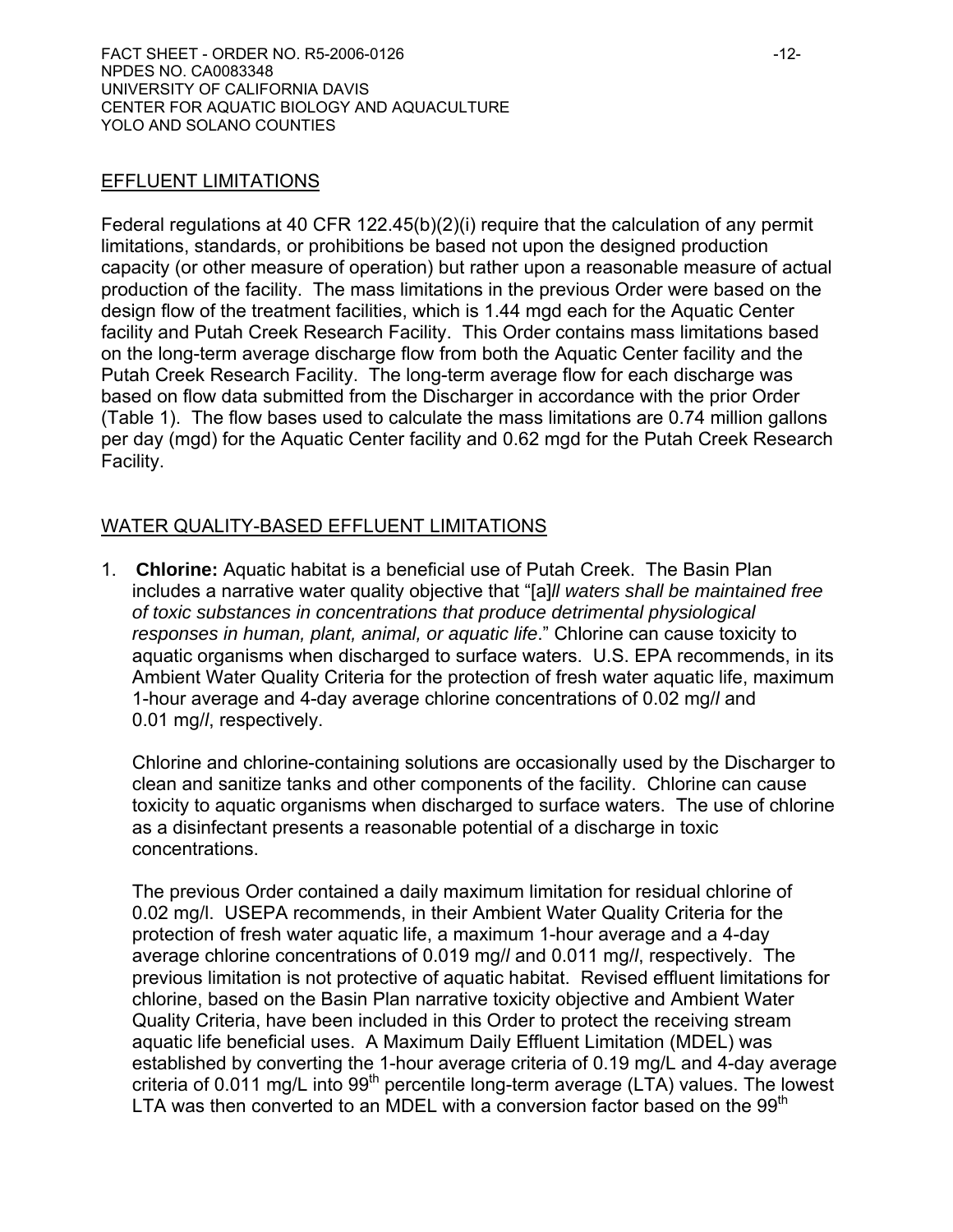## EFFLUENT LIMITATIONS

Federal regulations at 40 CFR 122.45(b)(2)(i) require that the calculation of any permit limitations, standards, or prohibitions be based not upon the designed production capacity (or other measure of operation) but rather upon a reasonable measure of actual production of the facility. The mass limitations in the previous Order were based on the design flow of the treatment facilities, which is 1.44 mgd each for the Aquatic Center facility and Putah Creek Research Facility. This Order contains mass limitations based on the long-term average discharge flow from both the Aquatic Center facility and the Putah Creek Research Facility. The long-term average flow for each discharge was based on flow data submitted from the Discharger in accordance with the prior Order (Table 1). The flow bases used to calculate the mass limitations are 0.74 million gallons per day (mgd) for the Aquatic Center facility and 0.62 mgd for the Putah Creek Research Facility.

## WATER QUALITY-BASED EFFLUENT LIMITATIONS

1. **Chlorine:** Aquatic habitat is a beneficial use of Putah Creek. The Basin Plan includes a narrative water quality objective that "[a]*ll waters shall be maintained free of toxic substances in concentrations that produce detrimental physiological responses in human, plant, animal, or aquatic life*." Chlorine can cause toxicity to aquatic organisms when discharged to surface waters. U.S. EPA recommends, in its Ambient Water Quality Criteria for the protection of fresh water aquatic life, maximum 1-hour average and 4-day average chlorine concentrations of 0.02 mg/*l* and 0.01 mg/*l*, respectively.

   Chlorine and chlorine-containing solutions are occasionally used by the Discharger to clean and sanitize tanks and other components of the facility. Chlorine can cause toxicity to aquatic organisms when discharged to surface waters. The use of chlorine as a disinfectant presents a reasonable potential of a discharge in toxic concentrations.

   The previous Order contained a daily maximum limitation for residual chlorine of 0.02 mg/l. USEPA recommends, in their Ambient Water Quality Criteria for the protection of fresh water aquatic life, a maximum 1-hour average and a 4-day average chlorine concentrations of 0.019 mg/*l* and 0.011 mg/*l*, respectively. The previous limitation is not protective of aquatic habitat. Revised effluent limitations for chlorine, based on the Basin Plan narrative toxicity objective and Ambient Water Quality Criteria, have been included in this Order to protect the receiving stream aquatic life beneficial uses. A Maximum Daily Effluent Limitation (MDEL) was established by converting the 1-hour average criteria of 0.19 mg/L and 4-day average criteria of 0.011 mg/L into 99[th] percentile long-term average (LTA) values. The lowest LTA was then converted to an MDEL with a conversion factor based on the 99[th]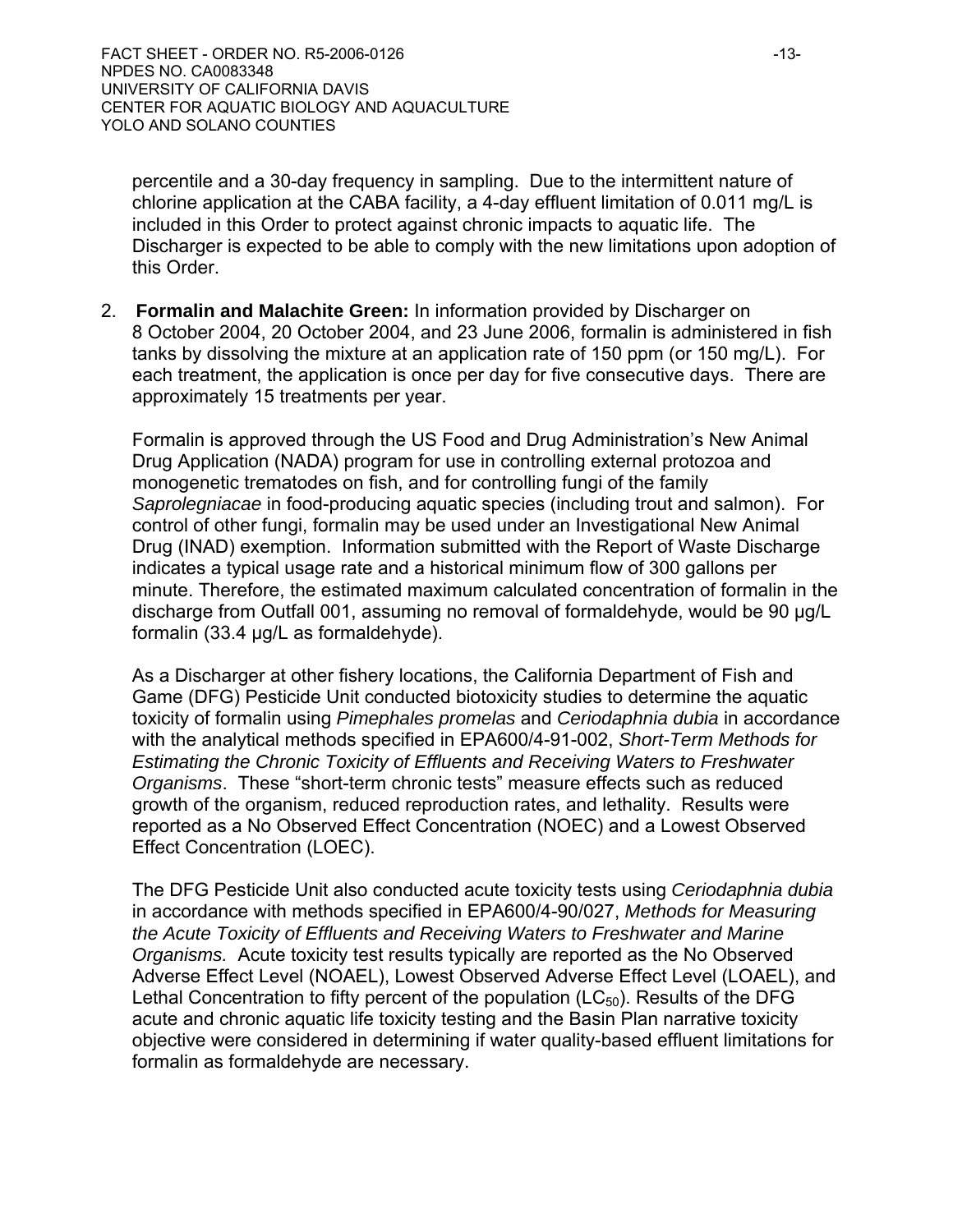percentile and a 30-day frequency in sampling. Due to the intermittent nature of chlorine application at the CABA facility, a 4-day effluent limitation of 0.011 mg/L is included in this Order to protect against chronic impacts to aquatic life. The Discharger is expected to be able to comply with the new limitations upon adoption of this Order.

2. **Formalin and Malachite Green:** In information provided by Discharger on 8 October 2004, 20 October 2004, and 23 June 2006, formalin is administered in fish tanks by dissolving the mixture at an application rate of 150 ppm (or 150 mg/L). For each treatment, the application is once per day for five consecutive days. There are approximately 15 treatments per year.

   Formalin is approved through the US Food and Drug Administration's New Animal Drug Application (NADA) program for use in controlling external protozoa and monogenetic trematodes on fish, and for controlling fungi of the family *Saprolegniacae* in food-producing aquatic species (including trout and salmon). For control of other fungi, formalin may be used under an Investigational New Animal Drug (INAD) exemption. Information submitted with the Report of Waste Discharge indicates a typical usage rate and a historical minimum flow of 300 gallons per minute. Therefore, the estimated maximum calculated concentration of formalin in the discharge from Outfall 001, assuming no removal of formaldehyde, would be 90 µg/L formalin (33.4 µg/L as formaldehyde).

   As a Discharger at other fishery locations, the California Department of Fish and Game (DFG) Pesticide Unit conducted biotoxicity studies to determine the aquatic toxicity of formalin using *Pimephales promelas* and *Ceriodaphnia dubia* in accordance with the analytical methods specified in EPA600/4-91-002, *Short-Term Methods for Estimating the Chronic Toxicity of Effluents and Receiving Waters to Freshwater Organisms*. These "short-term chronic tests" measure effects such as reduced growth of the organism, reduced reproduction rates, and lethality. Results were reported as a No Observed Effect Concentration (NOEC) and a Lowest Observed Effect Concentration (LOEC).

   The DFG Pesticide Unit also conducted acute toxicity tests using *Ceriodaphnia dubia* in accordance with methods specified in EPA600/4-90/027, *Methods for Measuring the Acute Toxicity of Effluents and Receiving Waters to Freshwater and Marine Organisms.* Acute toxicity test results typically are reported as the No Observed Adverse Effect Level (NOAEL), Lowest Observed Adverse Effect Level (LOAEL), and Lethal Concentration to fifty percent of the population ($LC_{50}$). Results of the DFG acute and chronic aquatic life toxicity testing and the Basin Plan narrative toxicity objective were considered in determining if water quality-based effluent limitations for formalin as formaldehyde are necessary.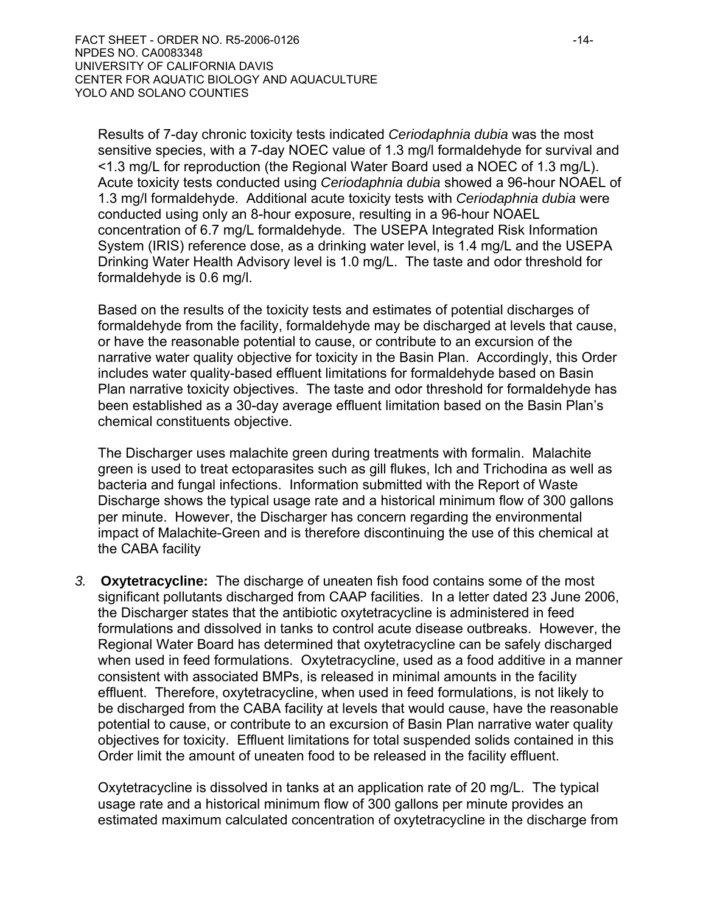Results of 7-day chronic toxicity tests indicated *Ceriodaphnia dubia* was the most sensitive species, with a 7-day NOEC value of 1.3 mg/l formaldehyde for survival and <1.3 mg/L for reproduction (the Regional Water Board used a NOEC of 1.3 mg/L). Acute toxicity tests conducted using *Ceriodaphnia dubia* showed a 96-hour NOAEL of 1.3 mg/l formaldehyde. Additional acute toxicity tests with *Ceriodaphnia dubia* were conducted using only an 8-hour exposure, resulting in a 96-hour NOAEL concentration of 6.7 mg/L formaldehyde. The USEPA Integrated Risk Information System (IRIS) reference dose, as a drinking water level, is 1.4 mg/L and the USEPA Drinking Water Health Advisory level is 1.0 mg/L. The taste and odor threshold for formaldehyde is 0.6 mg/l.

Based on the results of the toxicity tests and estimates of potential discharges of formaldehyde from the facility, formaldehyde may be discharged at levels that cause, or have the reasonable potential to cause, or contribute to an excursion of the narrative water quality objective for toxicity in the Basin Plan. Accordingly, this Order includes water quality-based effluent limitations for formaldehyde based on Basin Plan narrative toxicity objectives. The taste and odor threshold for formaldehyde has been established as a 30-day average effluent limitation based on the Basin Plan's chemical constituents objective.

The Discharger uses malachite green during treatments with formalin. Malachite green is used to treat ectoparasites such as gill flukes, Ich and Trichodina as well as bacteria and fungal infections. Information submitted with the Report of Waste Discharge shows the typical usage rate and a historical minimum flow of 300 gallons per minute. However, the Discharger has concern regarding the environmental impact of Malachite-Green and is therefore discontinuing the use of this chemical at the CABA facility

3. **Oxytetracycline:** The discharge of uneaten fish food contains some of the most significant pollutants discharged from CAAP facilities. In a letter dated 23 June 2006, the Discharger states that the antibiotic oxytetracycline is administered in feed formulations and dissolved in tanks to control acute disease outbreaks. However, the Regional Water Board has determined that oxytetracycline can be safely discharged when used in feed formulations. Oxytetracycline, used as a food additive in a manner consistent with associated BMPs, is released in minimal amounts in the facility effluent. Therefore, oxytetracycline, when used in feed formulations, is not likely to be discharged from the CABA facility at levels that would cause, have the reasonable potential to cause, or contribute to an excursion of Basin Plan narrative water quality objectives for toxicity. Effluent limitations for total suspended solids contained in this Order limit the amount of uneaten food to be released in the facility effluent.

   Oxytetracycline is dissolved in tanks at an application rate of 20 mg/L. The typical usage rate and a historical minimum flow of 300 gallons per minute provides an estimated maximum calculated concentration of oxytetracycline in the discharge from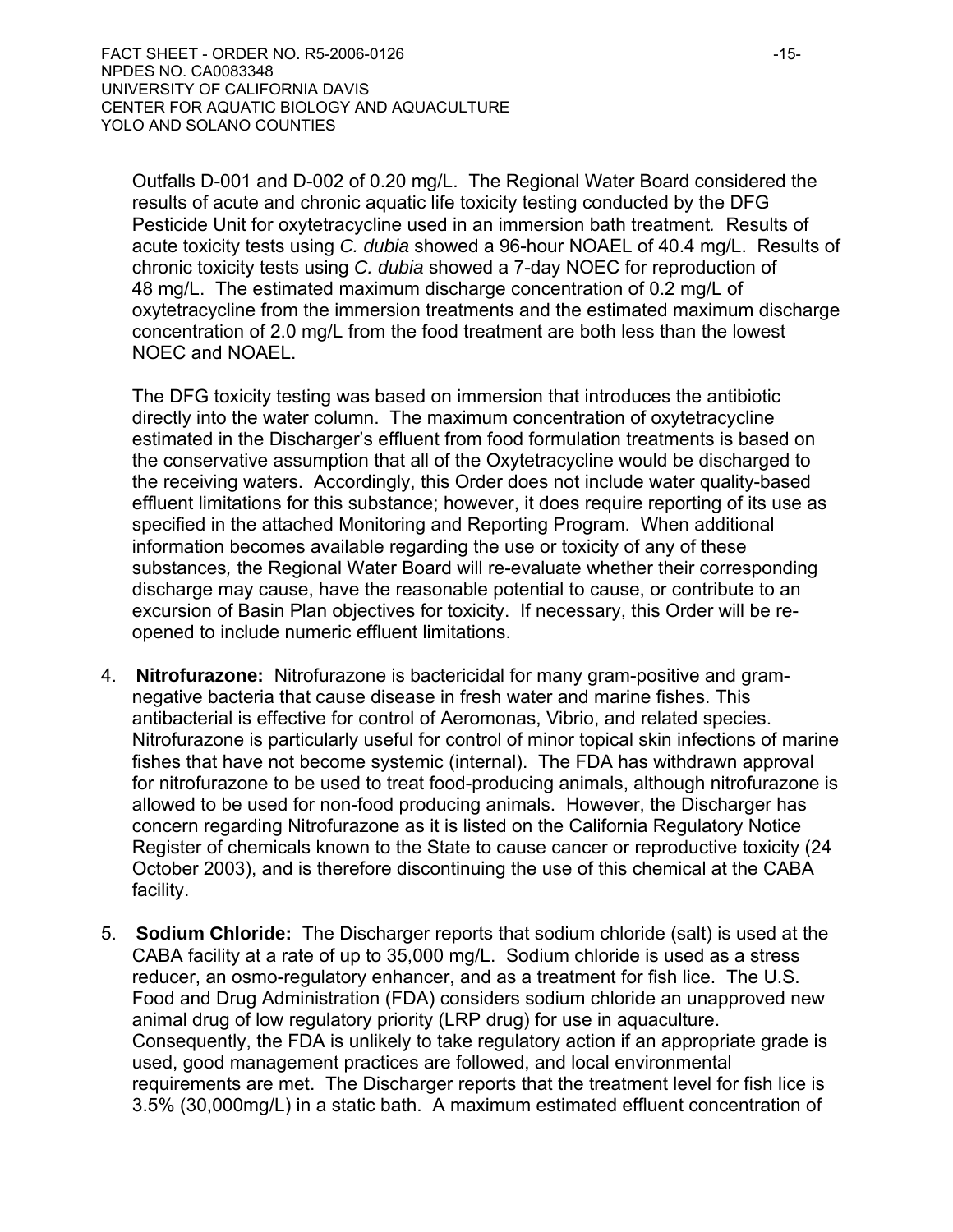Outfalls D-001 and D-002 of 0.20 mg/L. The Regional Water Board considered the results of acute and chronic aquatic life toxicity testing conducted by the DFG Pesticide Unit for oxytetracycline used in an immersion bath treatment. Results of acute toxicity tests using *C. dubia* showed a 96-hour NOAEL of 40.4 mg/L. Results of chronic toxicity tests using *C. dubia* showed a 7-day NOEC for reproduction of 48 mg/L. The estimated maximum discharge concentration of 0.2 mg/L of oxytetracycline from the immersion treatments and the estimated maximum discharge concentration of 2.0 mg/L from the food treatment are both less than the lowest NOEC and NOAEL.

The DFG toxicity testing was based on immersion that introduces the antibiotic directly into the water column. The maximum concentration of oxytetracycline estimated in the Discharger's effluent from food formulation treatments is based on the conservative assumption that all of the Oxytetracycline would be discharged to the receiving waters. Accordingly, this Order does not include water quality-based effluent limitations for this substance; however, it does require reporting of its use as specified in the attached Monitoring and Reporting Program. When additional information becomes available regarding the use or toxicity of any of these substances, the Regional Water Board will re-evaluate whether their corresponding discharge may cause, have the reasonable potential to cause, or contribute to an excursion of Basin Plan objectives for toxicity. If necessary, this Order will be re-opened to include numeric effluent limitations.

4. **Nitrofurazone:** Nitrofurazone is bactericidal for many gram-positive and gram-negative bacteria that cause disease in fresh water and marine fishes. This antibacterial is effective for control of Aeromonas, Vibrio, and related species. Nitrofurazone is particularly useful for control of minor topical skin infections of marine fishes that have not become systemic (internal). The FDA has withdrawn approval for nitrofurazone to be used to treat food-producing animals, although nitrofurazone is allowed to be used for non-food producing animals. However, the Discharger has concern regarding Nitrofurazone as it is listed on the California Regulatory Notice Register of chemicals known to the State to cause cancer or reproductive toxicity (24 October 2003), and is therefore discontinuing the use of this chemical at the CABA facility.

5. **Sodium Chloride:** The Discharger reports that sodium chloride (salt) is used at the CABA facility at a rate of up to 35,000 mg/L. Sodium chloride is used as a stress reducer, an osmo-regulatory enhancer, and as a treatment for fish lice. The U.S. Food and Drug Administration (FDA) considers sodium chloride an unapproved new animal drug of low regulatory priority (LRP drug) for use in aquaculture. Consequently, the FDA is unlikely to take regulatory action if an appropriate grade is used, good management practices are followed, and local environmental requirements are met. The Discharger reports that the treatment level for fish lice is 3.5% (30,000mg/L) in a static bath. A maximum estimated effluent concentration of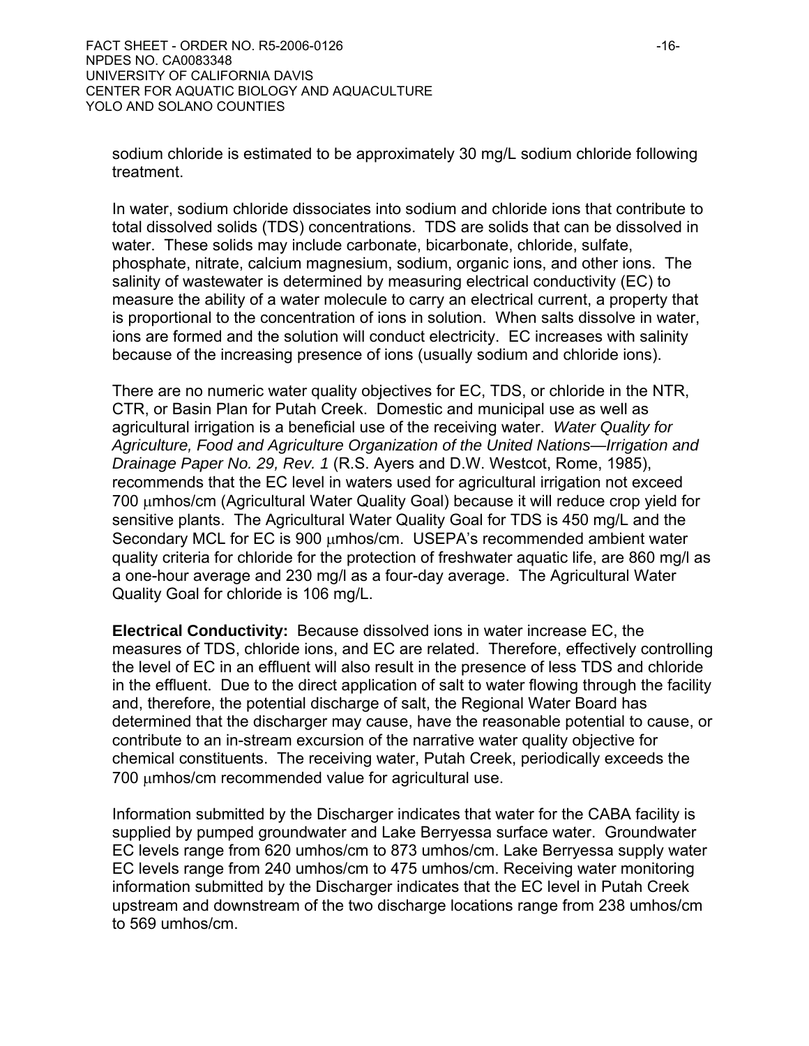sodium chloride is estimated to be approximately 30 mg/L sodium chloride following treatment.

In water, sodium chloride dissociates into sodium and chloride ions that contribute to total dissolved solids (TDS) concentrations. TDS are solids that can be dissolved in water. These solids may include carbonate, bicarbonate, chloride, sulfate, phosphate, nitrate, calcium magnesium, sodium, organic ions, and other ions. The salinity of wastewater is determined by measuring electrical conductivity (EC) to measure the ability of a water molecule to carry an electrical current, a property that is proportional to the concentration of ions in solution. When salts dissolve in water, ions are formed and the solution will conduct electricity. EC increases with salinity because of the increasing presence of ions (usually sodium and chloride ions).

There are no numeric water quality objectives for EC, TDS, or chloride in the NTR, CTR, or Basin Plan for Putah Creek. Domestic and municipal use as well as agricultural irrigation is a beneficial use of the receiving water. *Water Quality for Agriculture, Food and Agriculture Organization of the United Nations—Irrigation and Drainage Paper No. 29, Rev. 1* (R.S. Ayers and D.W. Westcot, Rome, 1985), recommends that the EC level in waters used for agricultural irrigation not exceed 700 μmhos/cm (Agricultural Water Quality Goal) because it will reduce crop yield for sensitive plants. The Agricultural Water Quality Goal for TDS is 450 mg/L and the Secondary MCL for EC is 900 μmhos/cm. USEPA's recommended ambient water quality criteria for chloride for the protection of freshwater aquatic life, are 860 mg/l as a one-hour average and 230 mg/l as a four-day average. The Agricultural Water Quality Goal for chloride is 106 mg/L.

**Electrical Conductivity:** Because dissolved ions in water increase EC, the measures of TDS, chloride ions, and EC are related. Therefore, effectively controlling the level of EC in an effluent will also result in the presence of less TDS and chloride in the effluent. Due to the direct application of salt to water flowing through the facility and, therefore, the potential discharge of salt, the Regional Water Board has determined that the discharger may cause, have the reasonable potential to cause, or contribute to an in-stream excursion of the narrative water quality objective for chemical constituents. The receiving water, Putah Creek, periodically exceeds the 700 μmhos/cm recommended value for agricultural use.

Information submitted by the Discharger indicates that water for the CABA facility is supplied by pumped groundwater and Lake Berryessa surface water. Groundwater EC levels range from 620 umhos/cm to 873 umhos/cm. Lake Berryessa supply water EC levels range from 240 umhos/cm to 475 umhos/cm. Receiving water monitoring information submitted by the Discharger indicates that the EC level in Putah Creek upstream and downstream of the two discharge locations range from 238 umhos/cm to 569 umhos/cm.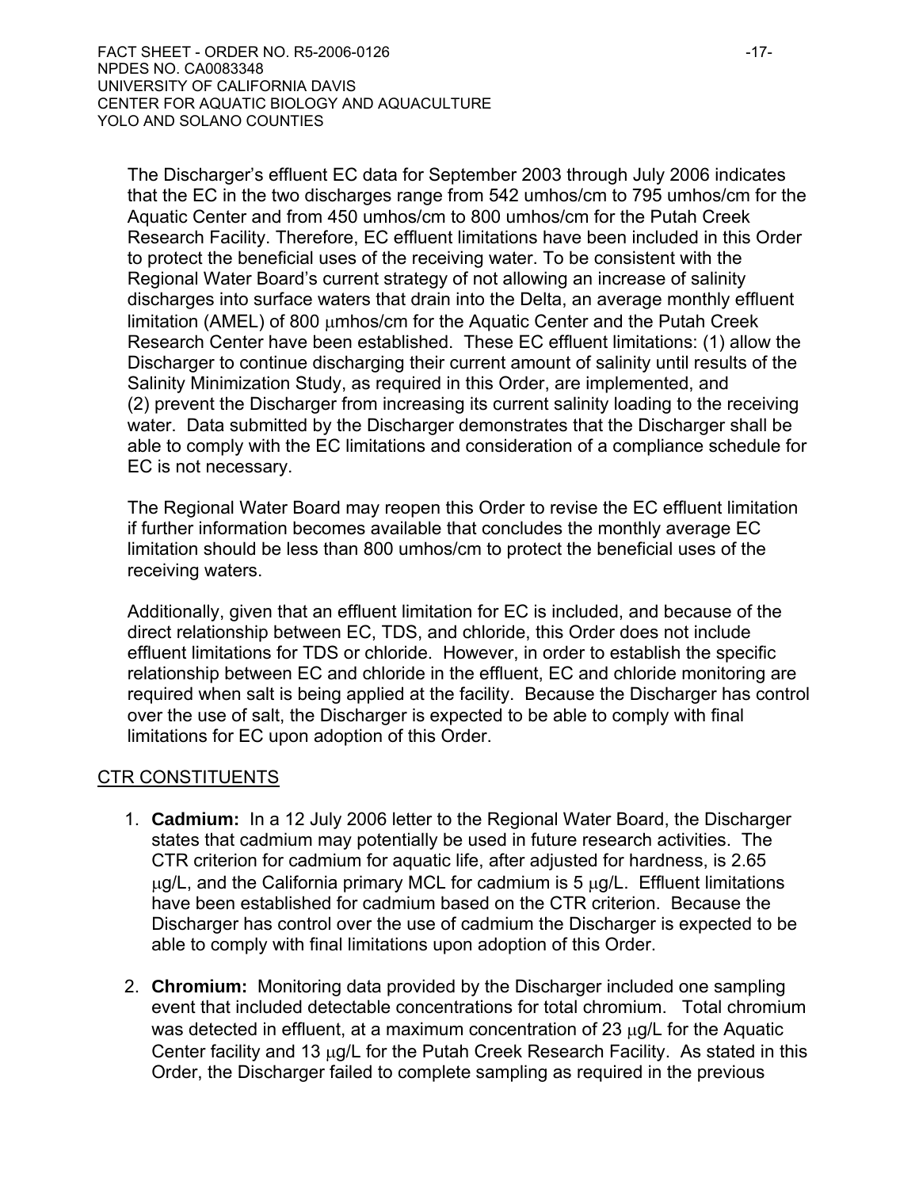The Discharger's effluent EC data for September 2003 through July 2006 indicates that the EC in the two discharges range from 542 umhos/cm to 795 umhos/cm for the Aquatic Center and from 450 umhos/cm to 800 umhos/cm for the Putah Creek Research Facility. Therefore, EC effluent limitations have been included in this Order to protect the beneficial uses of the receiving water. To be consistent with the Regional Water Board's current strategy of not allowing an increase of salinity discharges into surface waters that drain into the Delta, an average monthly effluent limitation (AMEL) of 800 μmhos/cm for the Aquatic Center and the Putah Creek Research Center have been established. These EC effluent limitations: (1) allow the Discharger to continue discharging their current amount of salinity until results of the Salinity Minimization Study, as required in this Order, are implemented, and (2) prevent the Discharger from increasing its current salinity loading to the receiving water. Data submitted by the Discharger demonstrates that the Discharger shall be able to comply with the EC limitations and consideration of a compliance schedule for EC is not necessary.

The Regional Water Board may reopen this Order to revise the EC effluent limitation if further information becomes available that concludes the monthly average EC limitation should be less than 800 umhos/cm to protect the beneficial uses of the receiving waters.

Additionally, given that an effluent limitation for EC is included, and because of the direct relationship between EC, TDS, and chloride, this Order does not include effluent limitations for TDS or chloride. However, in order to establish the specific relationship between EC and chloride in the effluent, EC and chloride monitoring are required when salt is being applied at the facility. Because the Discharger has control over the use of salt, the Discharger is expected to be able to comply with final limitations for EC upon adoption of this Order.

## CTR CONSTITUENTS

1. **Cadmium:** In a 12 July 2006 letter to the Regional Water Board, the Discharger states that cadmium may potentially be used in future research activities. The CTR criterion for cadmium for aquatic life, after adjusted for hardness, is 2.65 μg/L, and the California primary MCL for cadmium is 5 μg/L. Effluent limitations have been established for cadmium based on the CTR criterion. Because the Discharger has control over the use of cadmium the Discharger is expected to be able to comply with final limitations upon adoption of this Order.

2. **Chromium:** Monitoring data provided by the Discharger included one sampling event that included detectable concentrations for total chromium. Total chromium was detected in effluent, at a maximum concentration of 23 μg/L for the Aquatic Center facility and 13 μg/L for the Putah Creek Research Facility. As stated in this Order, the Discharger failed to complete sampling as required in the previous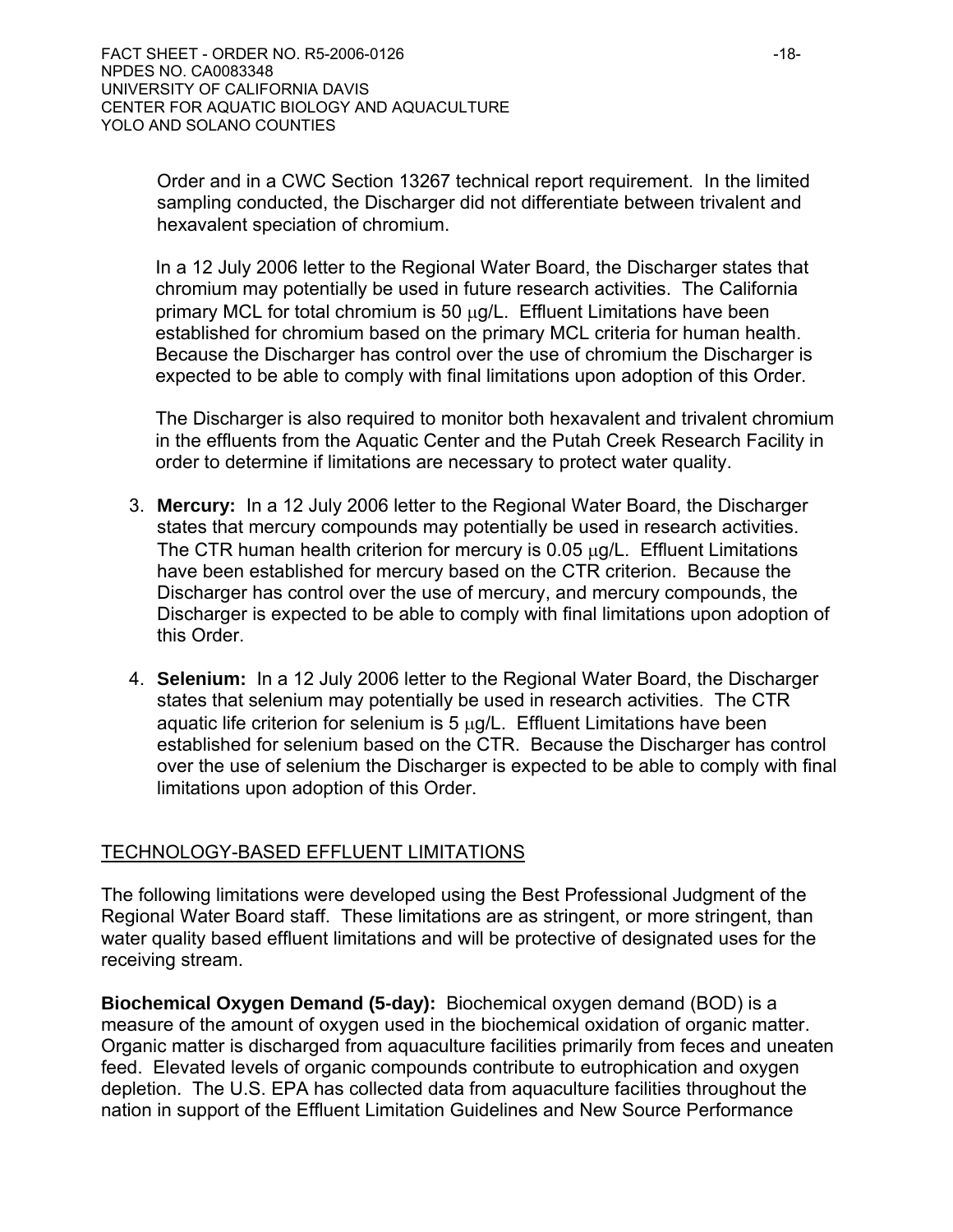Order and in a CWC Section 13267 technical report requirement. In the limited sampling conducted, the Discharger did not differentiate between trivalent and hexavalent speciation of chromium.

In a 12 July 2006 letter to the Regional Water Board, the Discharger states that chromium may potentially be used in future research activities. The California primary MCL for total chromium is 50 μg/L. Effluent Limitations have been established for chromium based on the primary MCL criteria for human health. Because the Discharger has control over the use of chromium the Discharger is expected to be able to comply with final limitations upon adoption of this Order.

The Discharger is also required to monitor both hexavalent and trivalent chromium in the effluents from the Aquatic Center and the Putah Creek Research Facility in order to determine if limitations are necessary to protect water quality.

3. **Mercury:** In a 12 July 2006 letter to the Regional Water Board, the Discharger states that mercury compounds may potentially be used in research activities. The CTR human health criterion for mercury is 0.05 μg/L. Effluent Limitations have been established for mercury based on the CTR criterion. Because the Discharger has control over the use of mercury, and mercury compounds, the Discharger is expected to be able to comply with final limitations upon adoption of this Order.

4. **Selenium:** In a 12 July 2006 letter to the Regional Water Board, the Discharger states that selenium may potentially be used in research activities. The CTR aquatic life criterion for selenium is 5 μg/L. Effluent Limitations have been established for selenium based on the CTR. Because the Discharger has control over the use of selenium the Discharger is expected to be able to comply with final limitations upon adoption of this Order.

## TECHNOLOGY-BASED EFFLUENT LIMITATIONS

The following limitations were developed using the Best Professional Judgment of the Regional Water Board staff. These limitations are as stringent, or more stringent, than water quality based effluent limitations and will be protective of designated uses for the receiving stream.

**Biochemical Oxygen Demand (5-day):** Biochemical oxygen demand (BOD) is a measure of the amount of oxygen used in the biochemical oxidation of organic matter. Organic matter is discharged from aquaculture facilities primarily from feces and uneaten feed. Elevated levels of organic compounds contribute to eutrophication and oxygen depletion. The U.S. EPA has collected data from aquaculture facilities throughout the nation in support of the Effluent Limitation Guidelines and New Source Performance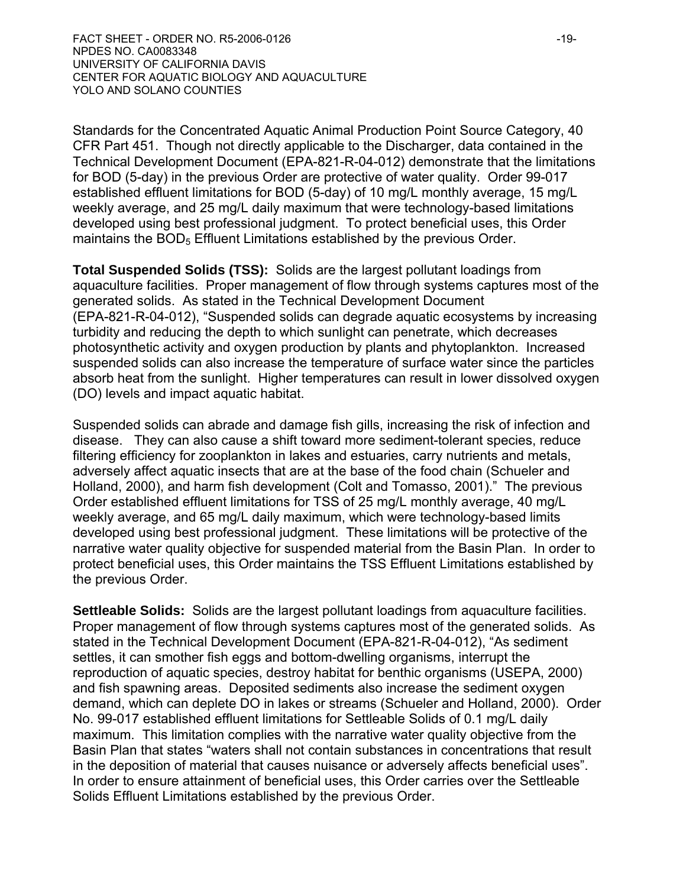Standards for the Concentrated Aquatic Animal Production Point Source Category, 40 CFR Part 451. Though not directly applicable to the Discharger, data contained in the Technical Development Document (EPA-821-R-04-012) demonstrate that the limitations for BOD (5-day) in the previous Order are protective of water quality. Order 99-017 established effluent limitations for BOD (5-day) of 10 mg/L monthly average, 15 mg/L weekly average, and 25 mg/L daily maximum that were technology-based limitations developed using best professional judgment. To protect beneficial uses, this Order maintains the $BOD_5$ Effluent Limitations established by the previous Order.

**Total Suspended Solids (TSS):** Solids are the largest pollutant loadings from aquaculture facilities. Proper management of flow through systems captures most of the generated solids. As stated in the Technical Development Document (EPA-821-R-04-012), "Suspended solids can degrade aquatic ecosystems by increasing turbidity and reducing the depth to which sunlight can penetrate, which decreases photosynthetic activity and oxygen production by plants and phytoplankton. Increased suspended solids can also increase the temperature of surface water since the particles absorb heat from the sunlight. Higher temperatures can result in lower dissolved oxygen (DO) levels and impact aquatic habitat.

Suspended solids can abrade and damage fish gills, increasing the risk of infection and disease. They can also cause a shift toward more sediment-tolerant species, reduce filtering efficiency for zooplankton in lakes and estuaries, carry nutrients and metals, adversely affect aquatic insects that are at the base of the food chain (Schueler and Holland, 2000), and harm fish development (Colt and Tomasso, 2001)." The previous Order established effluent limitations for TSS of 25 mg/L monthly average, 40 mg/L weekly average, and 65 mg/L daily maximum, which were technology-based limits developed using best professional judgment. These limitations will be protective of the narrative water quality objective for suspended material from the Basin Plan. In order to protect beneficial uses, this Order maintains the TSS Effluent Limitations established by the previous Order.

**Settleable Solids:** Solids are the largest pollutant loadings from aquaculture facilities. Proper management of flow through systems captures most of the generated solids. As stated in the Technical Development Document (EPA-821-R-04-012), "As sediment settles, it can smother fish eggs and bottom-dwelling organisms, interrupt the reproduction of aquatic species, destroy habitat for benthic organisms (USEPA, 2000) and fish spawning areas. Deposited sediments also increase the sediment oxygen demand, which can deplete DO in lakes or streams (Schueler and Holland, 2000). Order No. 99-017 established effluent limitations for Settleable Solids of 0.1 mg/L daily maximum. This limitation complies with the narrative water quality objective from the Basin Plan that states "waters shall not contain substances in concentrations that result in the deposition of material that causes nuisance or adversely affects beneficial uses". In order to ensure attainment of beneficial uses, this Order carries over the Settleable Solids Effluent Limitations established by the previous Order.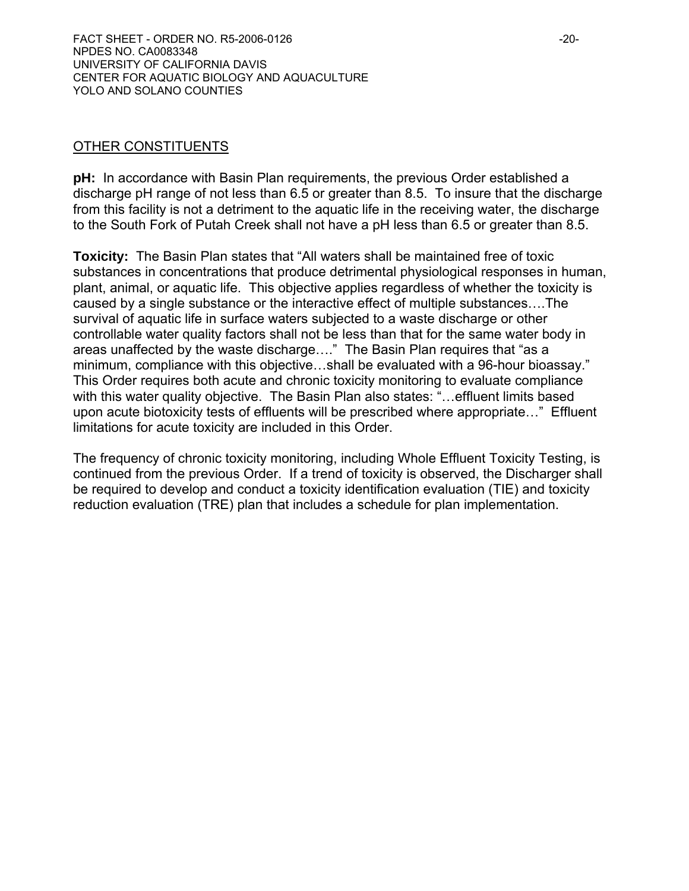## OTHER CONSTITUENTS

**pH:** In accordance with Basin Plan requirements, the previous Order established a discharge pH range of not less than 6.5 or greater than 8.5. To insure that the discharge from this facility is not a detriment to the aquatic life in the receiving water, the discharge to the South Fork of Putah Creek shall not have a pH less than 6.5 or greater than 8.5.

**Toxicity:** The Basin Plan states that "All waters shall be maintained free of toxic substances in concentrations that produce detrimental physiological responses in human, plant, animal, or aquatic life. This objective applies regardless of whether the toxicity is caused by a single substance or the interactive effect of multiple substances….The survival of aquatic life in surface waters subjected to a waste discharge or other controllable water quality factors shall not be less than that for the same water body in areas unaffected by the waste discharge…." The Basin Plan requires that "as a minimum, compliance with this objective…shall be evaluated with a 96-hour bioassay." This Order requires both acute and chronic toxicity monitoring to evaluate compliance with this water quality objective. The Basin Plan also states: "…effluent limits based upon acute biotoxicity tests of effluents will be prescribed where appropriate…" Effluent limitations for acute toxicity are included in this Order.

The frequency of chronic toxicity monitoring, including Whole Effluent Toxicity Testing, is continued from the previous Order. If a trend of toxicity is observed, the Discharger shall be required to develop and conduct a toxicity identification evaluation (TIE) and toxicity reduction evaluation (TRE) plan that includes a schedule for plan implementation.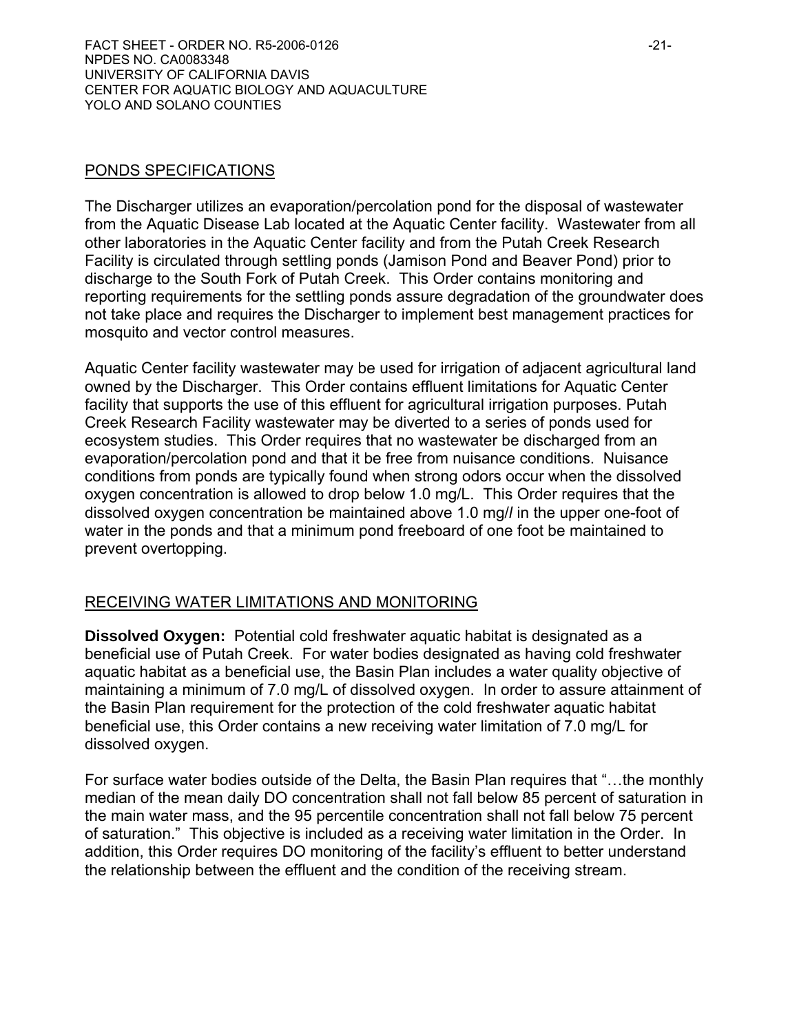## PONDS SPECIFICATIONS

The Discharger utilizes an evaporation/percolation pond for the disposal of wastewater from the Aquatic Disease Lab located at the Aquatic Center facility. Wastewater from all other laboratories in the Aquatic Center facility and from the Putah Creek Research Facility is circulated through settling ponds (Jamison Pond and Beaver Pond) prior to discharge to the South Fork of Putah Creek. This Order contains monitoring and reporting requirements for the settling ponds assure degradation of the groundwater does not take place and requires the Discharger to implement best management practices for mosquito and vector control measures.

Aquatic Center facility wastewater may be used for irrigation of adjacent agricultural land owned by the Discharger. This Order contains effluent limitations for Aquatic Center facility that supports the use of this effluent for agricultural irrigation purposes. Putah Creek Research Facility wastewater may be diverted to a series of ponds used for ecosystem studies. This Order requires that no wastewater be discharged from an evaporation/percolation pond and that it be free from nuisance conditions. Nuisance conditions from ponds are typically found when strong odors occur when the dissolved oxygen concentration is allowed to drop below 1.0 mg/L. This Order requires that the dissolved oxygen concentration be maintained above 1.0 mg// in the upper one-foot of water in the ponds and that a minimum pond freeboard of one foot be maintained to prevent overtopping.

## RECEIVING WATER LIMITATIONS AND MONITORING

**Dissolved Oxygen:** Potential cold freshwater aquatic habitat is designated as a beneficial use of Putah Creek. For water bodies designated as having cold freshwater aquatic habitat as a beneficial use, the Basin Plan includes a water quality objective of maintaining a minimum of 7.0 mg/L of dissolved oxygen. In order to assure attainment of the Basin Plan requirement for the protection of the cold freshwater aquatic habitat beneficial use, this Order contains a new receiving water limitation of 7.0 mg/L for dissolved oxygen.

For surface water bodies outside of the Delta, the Basin Plan requires that "…the monthly median of the mean daily DO concentration shall not fall below 85 percent of saturation in the main water mass, and the 95 percentile concentration shall not fall below 75 percent of saturation." This objective is included as a receiving water limitation in the Order. In addition, this Order requires DO monitoring of the facility's effluent to better understand the relationship between the effluent and the condition of the receiving stream.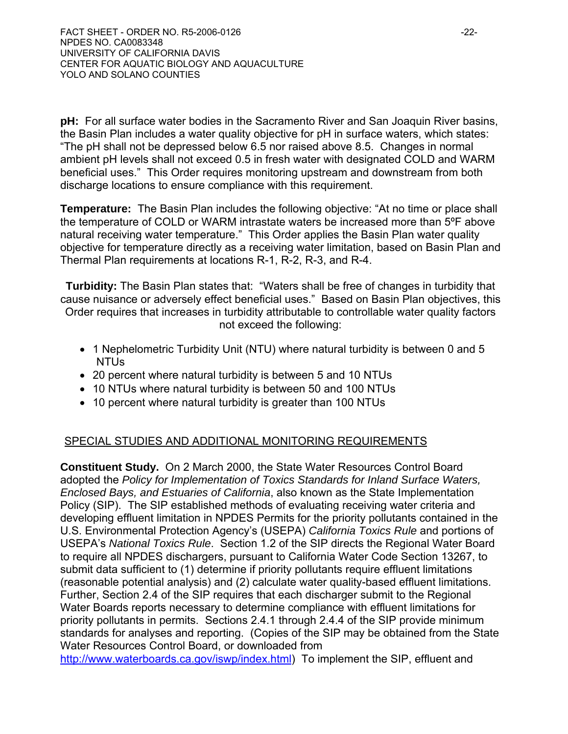**pH:** For all surface water bodies in the Sacramento River and San Joaquin River basins, the Basin Plan includes a water quality objective for pH in surface waters, which states: "The pH shall not be depressed below 6.5 nor raised above 8.5. Changes in normal ambient pH levels shall not exceed 0.5 in fresh water with designated COLD and WARM beneficial uses." This Order requires monitoring upstream and downstream from both discharge locations to ensure compliance with this requirement.

**Temperature:** The Basin Plan includes the following objective: "At no time or place shall the temperature of COLD or WARM intrastate waters be increased more than 5ºF above natural receiving water temperature." This Order applies the Basin Plan water quality objective for temperature directly as a receiving water limitation, based on Basin Plan and Thermal Plan requirements at locations R-1, R-2, R-3, and R-4.

**Turbidity:** The Basin Plan states that: "Waters shall be free of changes in turbidity that cause nuisance or adversely effect beneficial uses." Based on Basin Plan objectives, this Order requires that increases in turbidity attributable to controllable water quality factors not exceed the following:

- 1 Nephelometric Turbidity Unit (NTU) where natural turbidity is between 0 and 5 NTUs
- 20 percent where natural turbidity is between 5 and 10 NTUs
- 10 NTUs where natural turbidity is between 50 and 100 NTUs
- 10 percent where natural turbidity is greater than 100 NTUs

## SPECIAL STUDIES AND ADDITIONAL MONITORING REQUIREMENTS

**Constituent Study.** On 2 March 2000, the State Water Resources Control Board adopted the *Policy for Implementation of Toxics Standards for Inland Surface Waters, Enclosed Bays, and Estuaries of California*, also known as the State Implementation Policy (SIP). The SIP established methods of evaluating receiving water criteria and developing effluent limitation in NPDES Permits for the priority pollutants contained in the U.S. Environmental Protection Agency's (USEPA) *California Toxics Rule* and portions of USEPA's *National Toxics Rule*. Section 1.2 of the SIP directs the Regional Water Board to require all NPDES dischargers, pursuant to California Water Code Section 13267, to submit data sufficient to (1) determine if priority pollutants require effluent limitations (reasonable potential analysis) and (2) calculate water quality-based effluent limitations. Further, Section 2.4 of the SIP requires that each discharger submit to the Regional Water Boards reports necessary to determine compliance with effluent limitations for priority pollutants in permits. Sections 2.4.1 through 2.4.4 of the SIP provide minimum standards for analyses and reporting. (Copies of the SIP may be obtained from the State Water Resources Control Board, or downloaded from http://www.waterboards.ca.gov/iswp/index.html) To implement the SIP, effluent and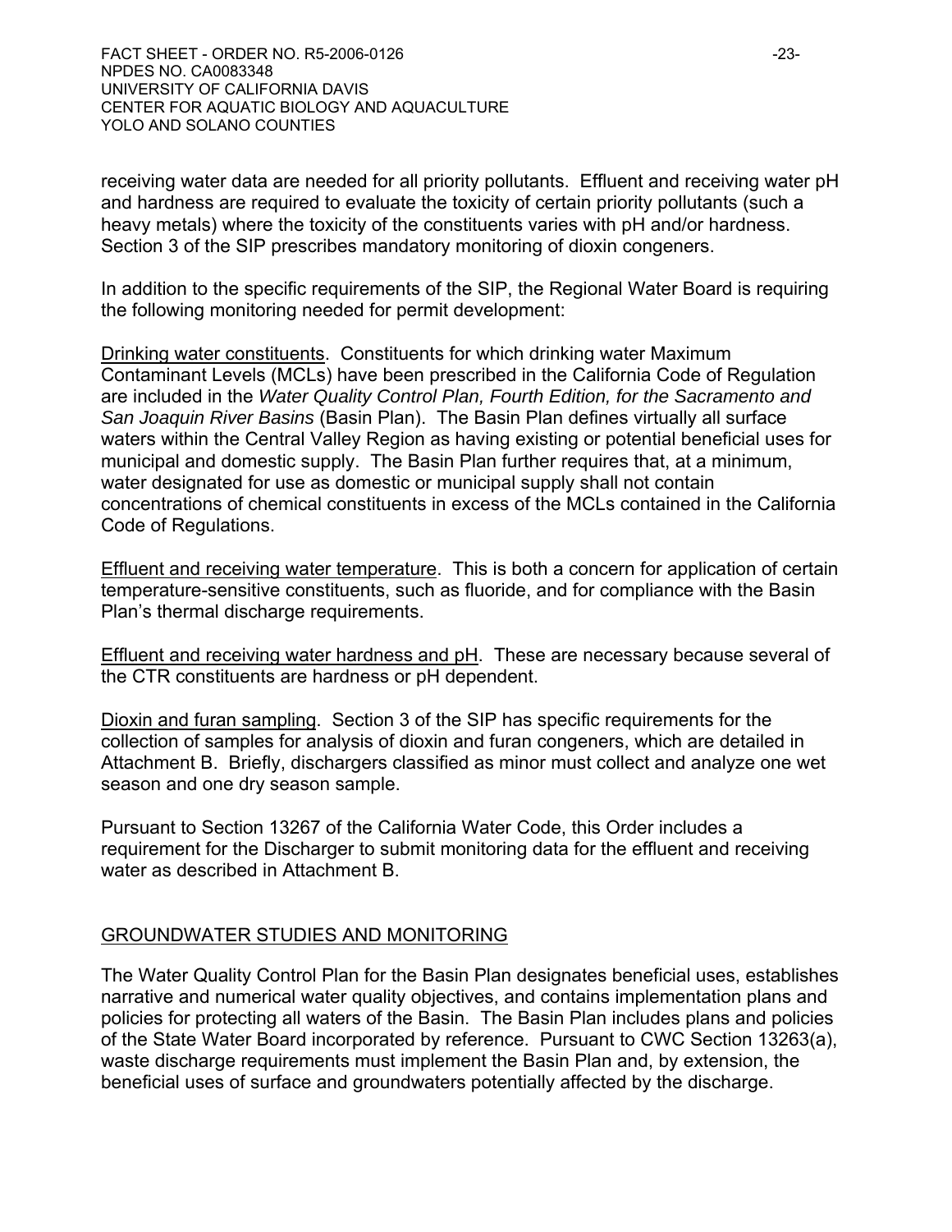receiving water data are needed for all priority pollutants. Effluent and receiving water pH and hardness are required to evaluate the toxicity of certain priority pollutants (such a heavy metals) where the toxicity of the constituents varies with pH and/or hardness. Section 3 of the SIP prescribes mandatory monitoring of dioxin congeners.

In addition to the specific requirements of the SIP, the Regional Water Board is requiring the following monitoring needed for permit development:

Drinking water constituents. Constituents for which drinking water Maximum Contaminant Levels (MCLs) have been prescribed in the California Code of Regulation are included in the *Water Quality Control Plan, Fourth Edition, for the Sacramento and San Joaquin River Basins* (Basin Plan). The Basin Plan defines virtually all surface waters within the Central Valley Region as having existing or potential beneficial uses for municipal and domestic supply. The Basin Plan further requires that, at a minimum, water designated for use as domestic or municipal supply shall not contain concentrations of chemical constituents in excess of the MCLs contained in the California Code of Regulations.

Effluent and receiving water temperature. This is both a concern for application of certain temperature-sensitive constituents, such as fluoride, and for compliance with the Basin Plan's thermal discharge requirements.

Effluent and receiving water hardness and pH. These are necessary because several of the CTR constituents are hardness or pH dependent.

Dioxin and furan sampling. Section 3 of the SIP has specific requirements for the collection of samples for analysis of dioxin and furan congeners, which are detailed in Attachment B. Briefly, dischargers classified as minor must collect and analyze one wet season and one dry season sample.

Pursuant to Section 13267 of the California Water Code, this Order includes a requirement for the Discharger to submit monitoring data for the effluent and receiving water as described in Attachment B.

## GROUNDWATER STUDIES AND MONITORING

The Water Quality Control Plan for the Basin Plan designates beneficial uses, establishes narrative and numerical water quality objectives, and contains implementation plans and policies for protecting all waters of the Basin. The Basin Plan includes plans and policies of the State Water Board incorporated by reference. Pursuant to CWC Section 13263(a), waste discharge requirements must implement the Basin Plan and, by extension, the beneficial uses of surface and groundwaters potentially affected by the discharge.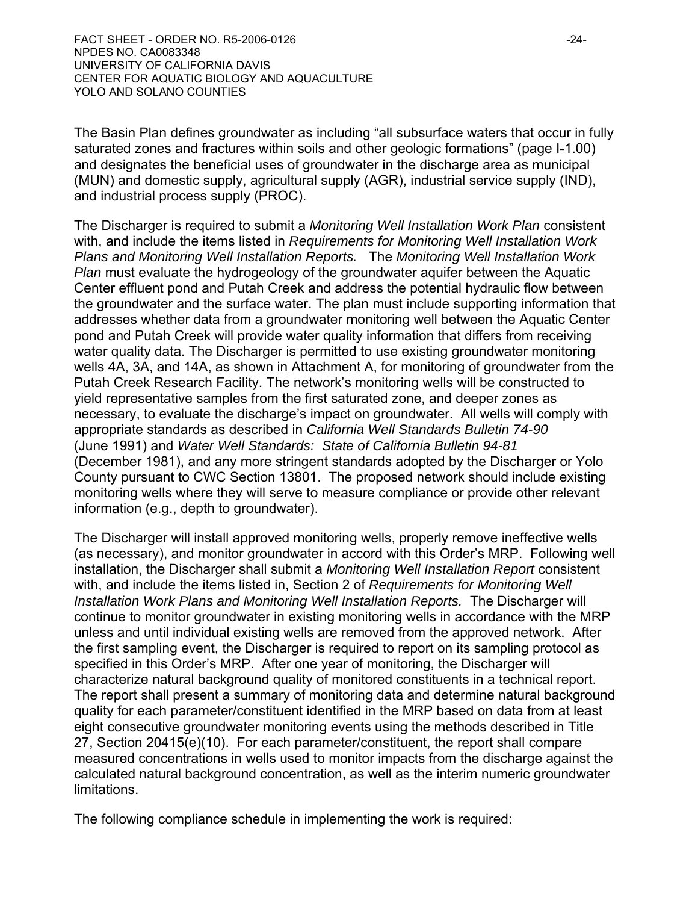The Basin Plan defines groundwater as including "all subsurface waters that occur in fully saturated zones and fractures within soils and other geologic formations" (page I-1.00) and designates the beneficial uses of groundwater in the discharge area as municipal (MUN) and domestic supply, agricultural supply (AGR), industrial service supply (IND), and industrial process supply (PROC).

The Discharger is required to submit a *Monitoring Well Installation Work Plan* consistent with, and include the items listed in *Requirements for Monitoring Well Installation Work Plans and Monitoring Well Installation Reports.* The *Monitoring Well Installation Work Plan* must evaluate the hydrogeology of the groundwater aquifer between the Aquatic Center effluent pond and Putah Creek and address the potential hydraulic flow between the groundwater and the surface water. The plan must include supporting information that addresses whether data from a groundwater monitoring well between the Aquatic Center pond and Putah Creek will provide water quality information that differs from receiving water quality data. The Discharger is permitted to use existing groundwater monitoring wells 4A, 3A, and 14A, as shown in Attachment A, for monitoring of groundwater from the Putah Creek Research Facility. The network's monitoring wells will be constructed to yield representative samples from the first saturated zone, and deeper zones as necessary, to evaluate the discharge's impact on groundwater. All wells will comply with appropriate standards as described in *California Well Standards Bulletin 74-90* (June 1991) and *Water Well Standards: State of California Bulletin 94-81* (December 1981), and any more stringent standards adopted by the Discharger or Yolo County pursuant to CWC Section 13801. The proposed network should include existing monitoring wells where they will serve to measure compliance or provide other relevant information (e.g., depth to groundwater).

The Discharger will install approved monitoring wells, properly remove ineffective wells (as necessary), and monitor groundwater in accord with this Order's MRP. Following well installation, the Discharger shall submit a *Monitoring Well Installation Report* consistent with, and include the items listed in, Section 2 of *Requirements for Monitoring Well Installation Work Plans and Monitoring Well Installation Reports.* The Discharger will continue to monitor groundwater in existing monitoring wells in accordance with the MRP unless and until individual existing wells are removed from the approved network. After the first sampling event, the Discharger is required to report on its sampling protocol as specified in this Order's MRP. After one year of monitoring, the Discharger will characterize natural background quality of monitored constituents in a technical report. The report shall present a summary of monitoring data and determine natural background quality for each parameter/constituent identified in the MRP based on data from at least eight consecutive groundwater monitoring events using the methods described in Title 27, Section 20415(e)(10). For each parameter/constituent, the report shall compare measured concentrations in wells used to monitor impacts from the discharge against the calculated natural background concentration, as well as the interim numeric groundwater limitations.

The following compliance schedule in implementing the work is required: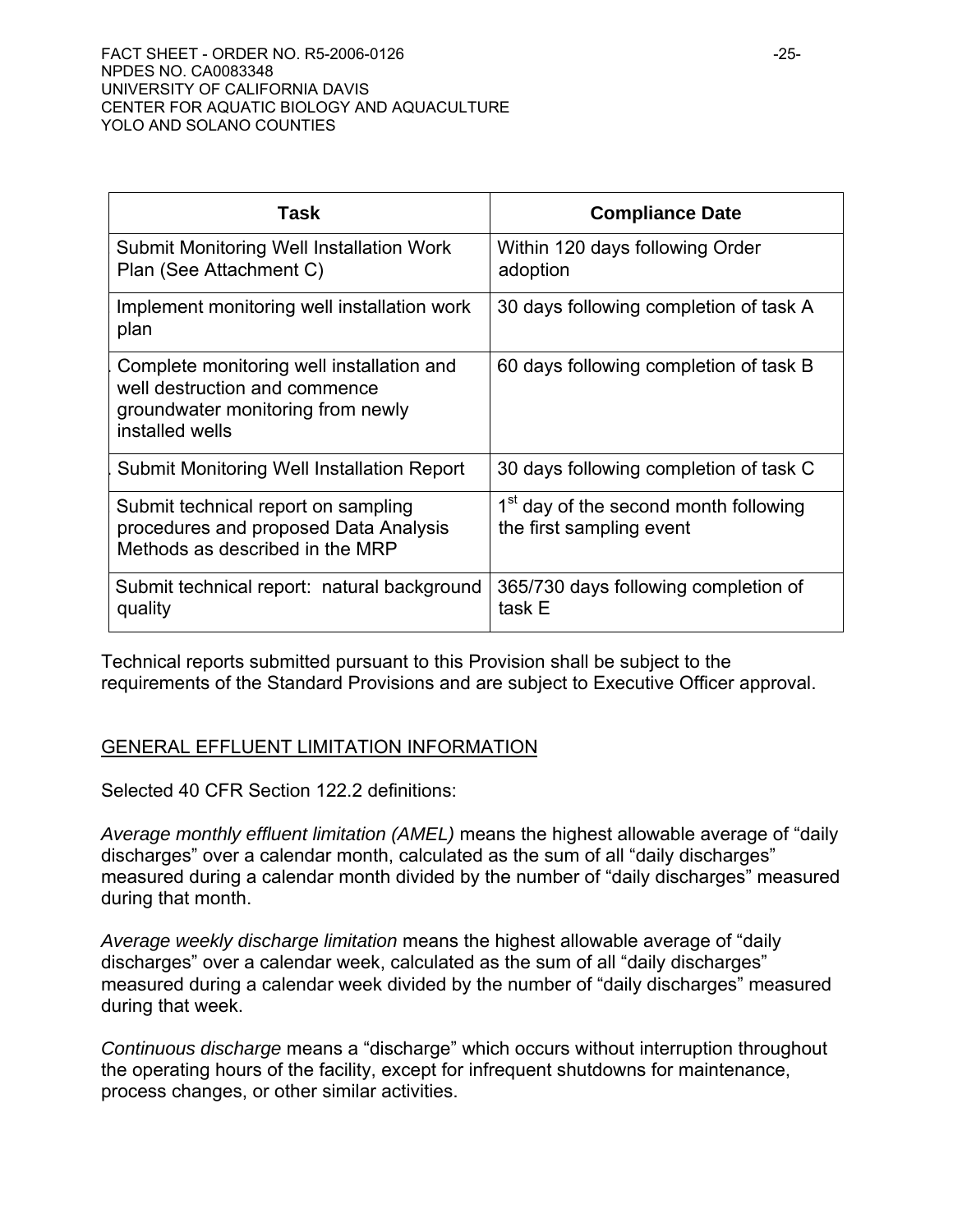| Task | Compliance Date |
| --- | --- |
| Submit Monitoring Well Installation Work Plan (See Attachment C) | Within 120 days following Order adoption |
| Implement monitoring well installation work plan | 30 days following completion of task A |
| Complete monitoring well installation and well destruction and commence groundwater monitoring from newly installed wells | 60 days following completion of task B |
| Submit Monitoring Well Installation Report | 30 days following completion of task C |
| Submit technical report on sampling procedures and proposed Data Analysis Methods as described in the MRP | 1st day of the second month following the first sampling event |
| Submit technical report: natural background quality | 365/730 days following completion of task E |

Technical reports submitted pursuant to this Provision shall be subject to the requirements of the Standard Provisions and are subject to Executive Officer approval.

## GENERAL EFFLUENT LIMITATION INFORMATION

Selected 40 CFR Section 122.2 definitions:

*Average monthly effluent limitation (AMEL)* means the highest allowable average of "daily discharges" over a calendar month, calculated as the sum of all "daily discharges" measured during a calendar month divided by the number of "daily discharges" measured during that month.

*Average weekly discharge limitation* means the highest allowable average of "daily discharges" over a calendar week, calculated as the sum of all "daily discharges" measured during a calendar week divided by the number of "daily discharges" measured during that week.

*Continuous discharge* means a "discharge" which occurs without interruption throughout the operating hours of the facility, except for infrequent shutdowns for maintenance, process changes, or other similar activities.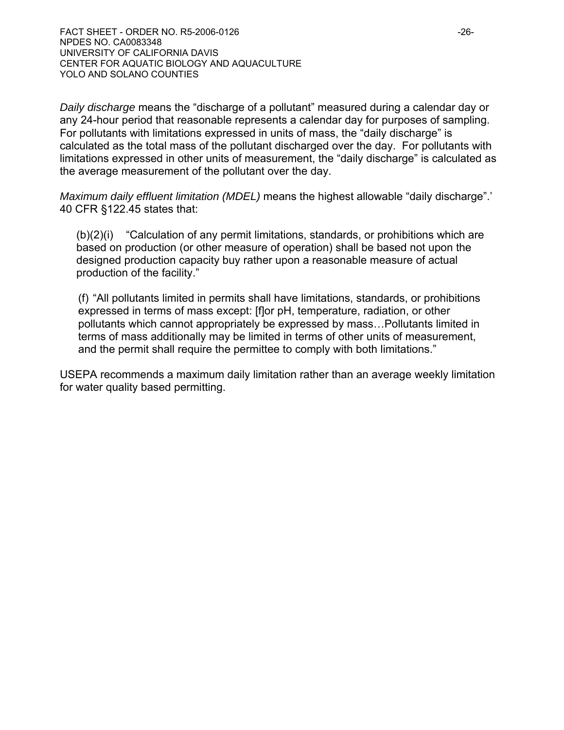*Daily discharge* means the "discharge of a pollutant" measured during a calendar day or any 24-hour period that reasonable represents a calendar day for purposes of sampling. For pollutants with limitations expressed in units of mass, the "daily discharge" is calculated as the total mass of the pollutant discharged over the day. For pollutants with limitations expressed in other units of measurement, the "daily discharge" is calculated as the average measurement of the pollutant over the day.

*Maximum daily effluent limitation (MDEL)* means the highest allowable "daily discharge".' 40 CFR §122.45 states that:

> (b)(2)(i) "Calculation of any permit limitations, standards, or prohibitions which are based on production (or other measure of operation) shall be based not upon the designed production capacity buy rather upon a reasonable measure of actual production of the facility."
>
> (f) "All pollutants limited in permits shall have limitations, standards, or prohibitions expressed in terms of mass except: [f]or pH, temperature, radiation, or other pollutants which cannot appropriately be expressed by mass…Pollutants limited in terms of mass additionally may be limited in terms of other units of measurement, and the permit shall require the permittee to comply with both limitations."

USEPA recommends a maximum daily limitation rather than an average weekly limitation for water quality based permitting.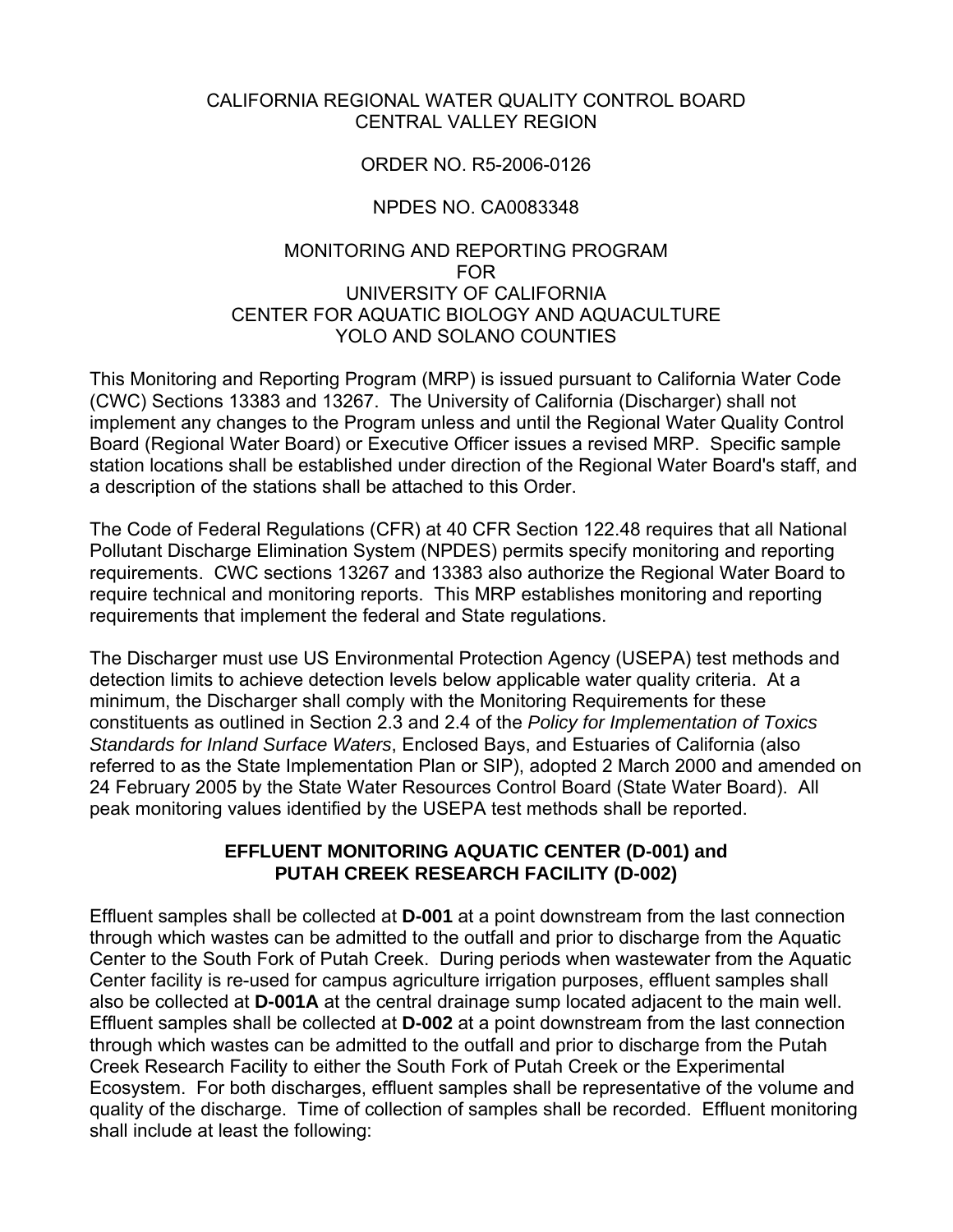CALIFORNIA REGIONAL WATER QUALITY CONTROL BOARD
CENTRAL VALLEY REGION

ORDER NO. R5-2006-0126

NPDES NO. CA0083348

MONITORING AND REPORTING PROGRAM
FOR
UNIVERSITY OF CALIFORNIA
CENTER FOR AQUATIC BIOLOGY AND AQUACULTURE
YOLO AND SOLANO COUNTIES

This Monitoring and Reporting Program (MRP) is issued pursuant to California Water Code (CWC) Sections 13383 and 13267. The University of California (Discharger) shall not implement any changes to the Program unless and until the Regional Water Quality Control Board (Regional Water Board) or Executive Officer issues a revised MRP. Specific sample station locations shall be established under direction of the Regional Water Board's staff, and a description of the stations shall be attached to this Order.

The Code of Federal Regulations (CFR) at 40 CFR Section 122.48 requires that all National Pollutant Discharge Elimination System (NPDES) permits specify monitoring and reporting requirements. CWC sections 13267 and 13383 also authorize the Regional Water Board to require technical and monitoring reports. This MRP establishes monitoring and reporting requirements that implement the federal and State regulations.

The Discharger must use US Environmental Protection Agency (USEPA) test methods and detection limits to achieve detection levels below applicable water quality criteria. At a minimum, the Discharger shall comply with the Monitoring Requirements for these constituents as outlined in Section 2.3 and 2.4 of the *Policy for Implementation of Toxics Standards for Inland Surface Waters*, Enclosed Bays, and Estuaries of California (also referred to as the State Implementation Plan or SIP), adopted 2 March 2000 and amended on 24 February 2005 by the State Water Resources Control Board (State Water Board). All peak monitoring values identified by the USEPA test methods shall be reported.

**EFFLUENT MONITORING AQUATIC CENTER (D-001) and PUTAH CREEK RESEARCH FACILITY (D-002)**

Effluent samples shall be collected at **D-001** at a point downstream from the last connection through which wastes can be admitted to the outfall and prior to discharge from the Aquatic Center to the South Fork of Putah Creek. During periods when wastewater from the Aquatic Center facility is re-used for campus agriculture irrigation purposes, effluent samples shall also be collected at **D-001A** at the central drainage sump located adjacent to the main well. Effluent samples shall be collected at **D-002** at a point downstream from the last connection through which wastes can be admitted to the outfall and prior to discharge from the Putah Creek Research Facility to either the South Fork of Putah Creek or the Experimental Ecosystem. For both discharges, effluent samples shall be representative of the volume and quality of the discharge. Time of collection of samples shall be recorded. Effluent monitoring shall include at least the following: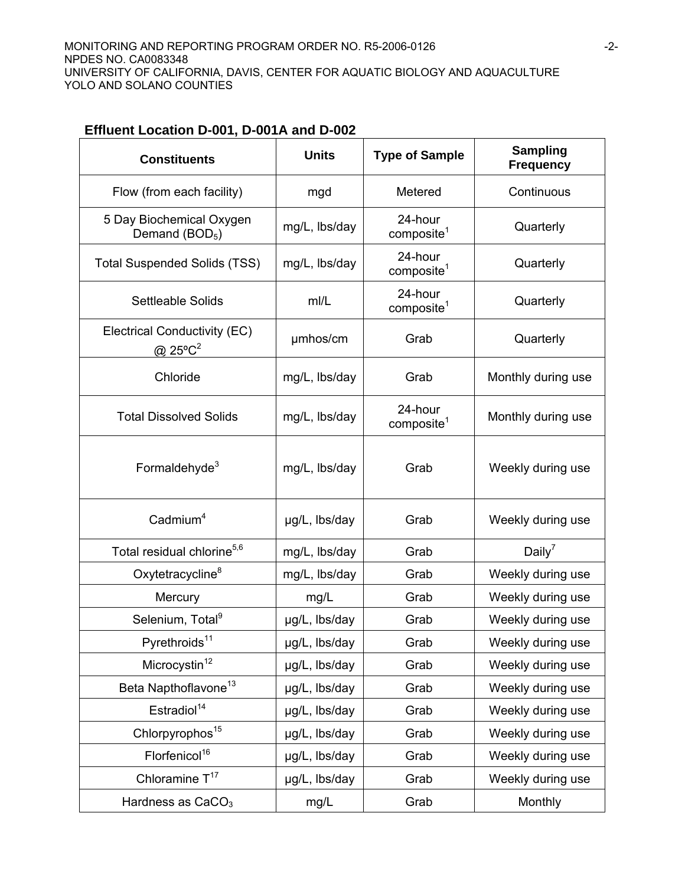**Effluent Location D-001, D-001A and D-002**

| Constituents | Units | Type of Sample | Sampling Frequency |
|---|---|---|---|
| Flow (from each facility) | mgd | Metered | Continuous |
| 5 Day Biochemical Oxygen Demand ($BOD_5$) | mg/L, lbs/day | 24-hour composite[1] | Quarterly |
| Total Suspended Solids (TSS) | mg/L, lbs/day | 24-hour composite[1] | Quarterly |
| Settleable Solids | ml/L | 24-hour composite[1] | Quarterly |
| Electrical Conductivity (EC) @ 25ºC[2] | µmhos/cm | Grab | Quarterly |
| Chloride | mg/L, lbs/day | Grab | Monthly during use |
| Total Dissolved Solids | mg/L, lbs/day | 24-hour composite[1] | Monthly during use |
| Formaldehyde[3] | mg/L, lbs/day | Grab | Weekly during use |
| Cadmium[4] | µg/L, lbs/day | Grab | Weekly during use |
| Total residual chlorine[5,6] | mg/L, lbs/day | Grab | Daily[7] |
| Oxytetracycline[8] | mg/L, lbs/day | Grab | Weekly during use |
| Mercury | mg/L | Grab | Weekly during use |
| Selenium, Total[9] | µg/L, lbs/day | Grab | Weekly during use |
| Pyrethroids[11] | µg/L, lbs/day | Grab | Weekly during use |
| Microcystin[12] | µg/L, lbs/day | Grab | Weekly during use |
| Beta Napthoflavone[13] | µg/L, lbs/day | Grab | Weekly during use |
| Estradiol[14] | µg/L, lbs/day | Grab | Weekly during use |
| Chlorpyrophos[15] | µg/L, lbs/day | Grab | Weekly during use |
| Florfenicol[16] | µg/L, lbs/day | Grab | Weekly during use |
| Chloramine T[17] | µg/L, lbs/day | Grab | Weekly during use |
| Hardness as $CaCO_3$ | mg/L | Grab | Monthly |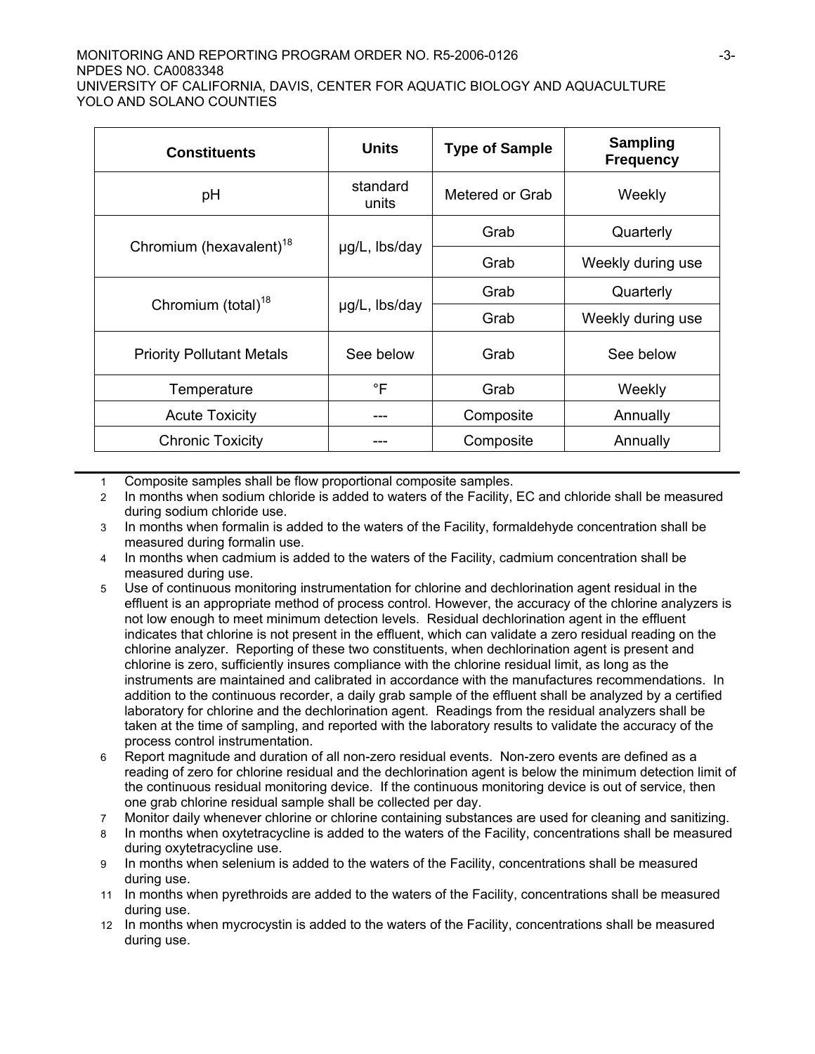| Constituents | Units | Type of Sample | Sampling Frequency |
|---|---|---|---|
| pH | standard units | Metered or Grab | Weekly |
| Chromium (hexavalent)[18] | µg/L, lbs/day | Grab | Quarterly |
| | | Grab | Weekly during use |
| Chromium (total)[18] | µg/L, lbs/day | Grab | Quarterly |
| | | Grab | Weekly during use |
| Priority Pollutant Metals | See below | Grab | See below |
| Temperature | °F | Grab | Weekly |
| Acute Toxicity | --- | Composite | Annually |
| Chronic Toxicity | --- | Composite | Annually |

1 Composite samples shall be flow proportional composite samples.

2 In months when sodium chloride is added to waters of the Facility, EC and chloride shall be measured during sodium chloride use.

3 In months when formalin is added to the waters of the Facility, formaldehyde concentration shall be measured during formalin use.

4 In months when cadmium is added to the waters of the Facility, cadmium concentration shall be measured during use.

5 Use of continuous monitoring instrumentation for chlorine and dechlorination agent residual in the effluent is an appropriate method of process control. However, the accuracy of the chlorine analyzers is not low enough to meet minimum detection levels. Residual dechlorination agent in the effluent indicates that chlorine is not present in the effluent, which can validate a zero residual reading on the chlorine analyzer. Reporting of these two constituents, when dechlorination agent is present and chlorine is zero, sufficiently insures compliance with the chlorine residual limit, as long as the instruments are maintained and calibrated in accordance with the manufactures recommendations. In addition to the continuous recorder, a daily grab sample of the effluent shall be analyzed by a certified laboratory for chlorine and the dechlorination agent. Readings from the residual analyzers shall be taken at the time of sampling, and reported with the laboratory results to validate the accuracy of the process control instrumentation.

6 Report magnitude and duration of all non-zero residual events. Non-zero events are defined as a reading of zero for chlorine residual and the dechlorination agent is below the minimum detection limit of the continuous residual monitoring device. If the continuous monitoring device is out of service, then one grab chlorine residual sample shall be collected per day.

7 Monitor daily whenever chlorine or chlorine containing substances are used for cleaning and sanitizing.

8 In months when oxytetracycline is added to the waters of the Facility, concentrations shall be measured during oxytetracycline use.

9 In months when selenium is added to the waters of the Facility, concentrations shall be measured during use.

11 In months when pyrethroids are added to the waters of the Facility, concentrations shall be measured during use.

12 In months when mycrocystin is added to the waters of the Facility, concentrations shall be measured during use.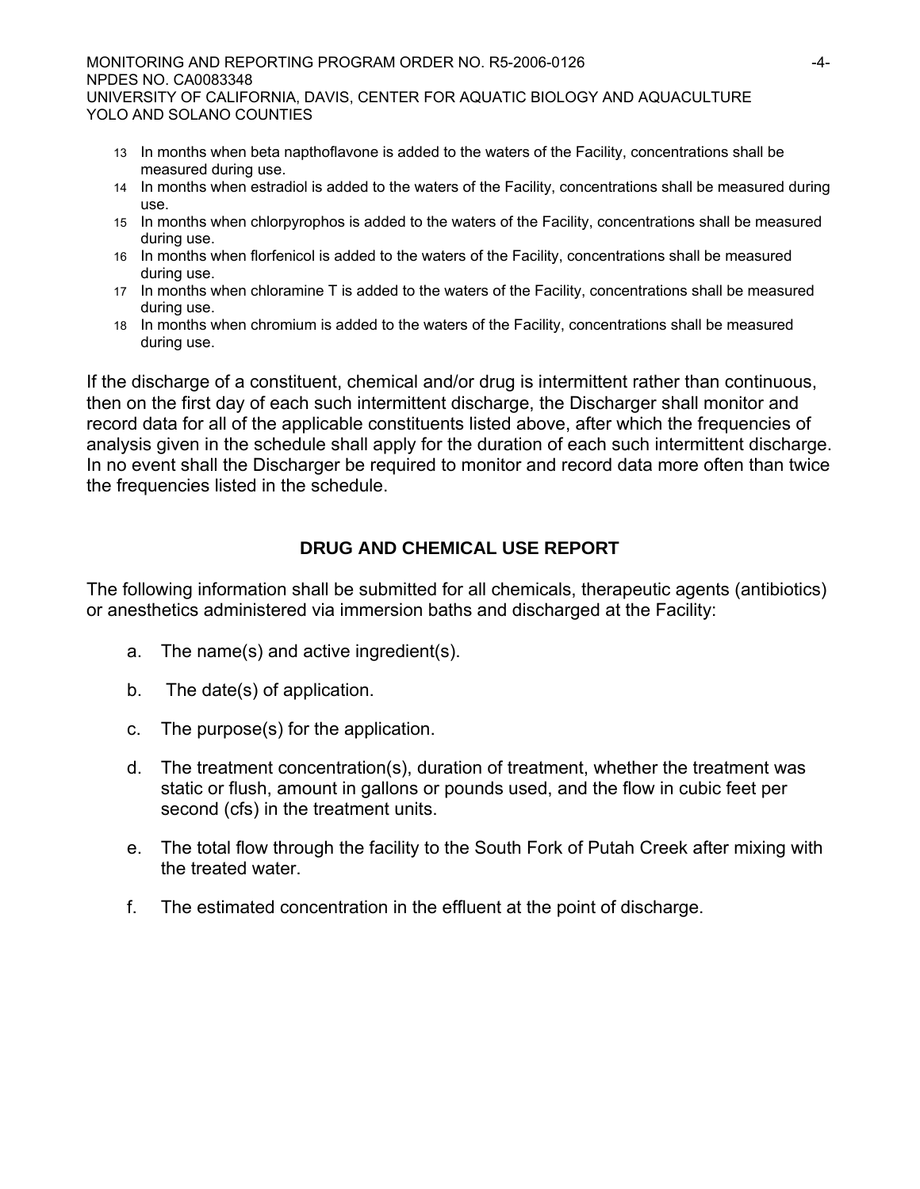13 In months when beta napthoflavone is added to the waters of the Facility, concentrations shall be measured during use.

14 In months when estradiol is added to the waters of the Facility, concentrations shall be measured during use.

15 In months when chlorpyrophos is added to the waters of the Facility, concentrations shall be measured during use.

16 In months when florfenicol is added to the waters of the Facility, concentrations shall be measured during use.

17 In months when chloramine T is added to the waters of the Facility, concentrations shall be measured during use.

18 In months when chromium is added to the waters of the Facility, concentrations shall be measured during use.

If the discharge of a constituent, chemical and/or drug is intermittent rather than continuous, then on the first day of each such intermittent discharge, the Discharger shall monitor and record data for all of the applicable constituents listed above, after which the frequencies of analysis given in the schedule shall apply for the duration of each such intermittent discharge. In no event shall the Discharger be required to monitor and record data more often than twice the frequencies listed in the schedule.

## DRUG AND CHEMICAL USE REPORT

The following information shall be submitted for all chemicals, therapeutic agents (antibiotics) or anesthetics administered via immersion baths and discharged at the Facility:

a. The name(s) and active ingredient(s).

b. The date(s) of application.

c. The purpose(s) for the application.

d. The treatment concentration(s), duration of treatment, whether the treatment was static or flush, amount in gallons or pounds used, and the flow in cubic feet per second (cfs) in the treatment units.

e. The total flow through the facility to the South Fork of Putah Creek after mixing with the treated water.

f. The estimated concentration in the effluent at the point of discharge.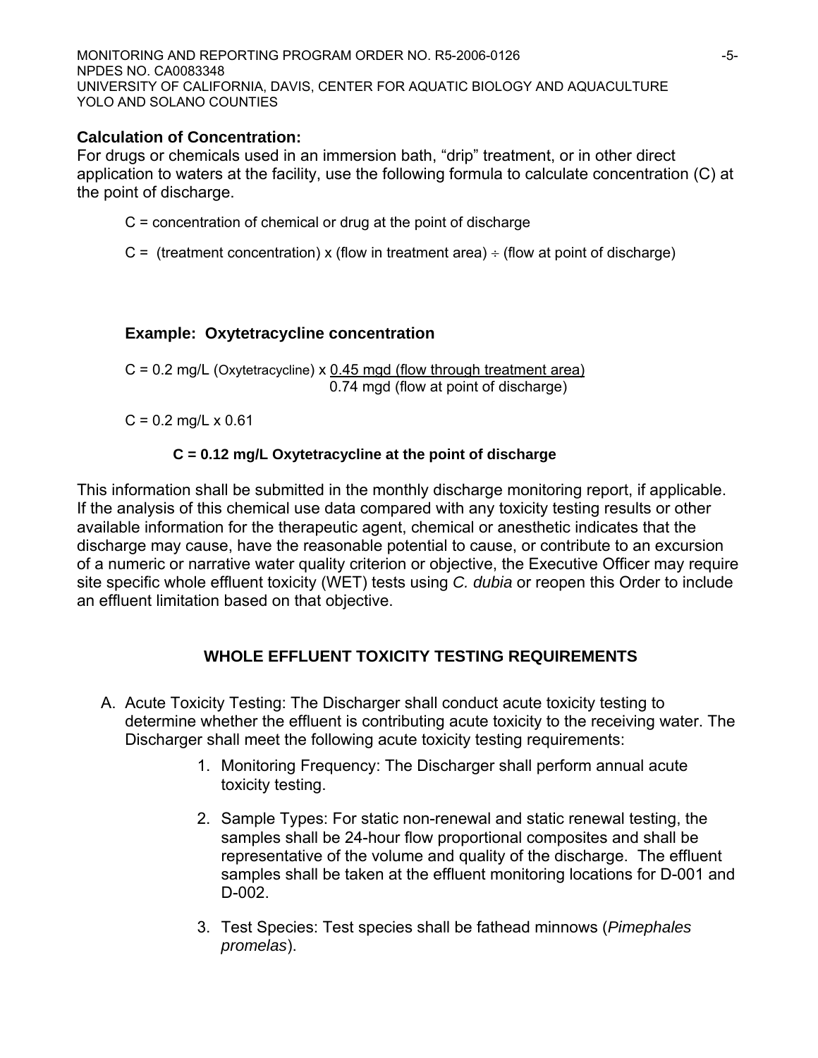**Calculation of Concentration:**
For drugs or chemicals used in an immersion bath, "drip" treatment, or in other direct application to waters at the facility, use the following formula to calculate concentration (C) at the point of discharge.

C = concentration of chemical or drug at the point of discharge

C = (treatment concentration) x (flow in treatment area) ÷ (flow at point of discharge)

**Example: Oxytetracycline concentration**

$$C = 0.2 \text{ mg/L (Oxytetracycline)} \times \frac{0.45 \text{ mgd (flow through treatment area)}}{0.74 \text{ mgd (flow at point of discharge)}}$$

C = 0.2 mg/L x 0.61

**C = 0.12 mg/L Oxytetracycline at the point of discharge**

This information shall be submitted in the monthly discharge monitoring report, if applicable. If the analysis of this chemical use data compared with any toxicity testing results or other available information for the therapeutic agent, chemical or anesthetic indicates that the discharge may cause, have the reasonable potential to cause, or contribute to an excursion of a numeric or narrative water quality criterion or objective, the Executive Officer may require site specific whole effluent toxicity (WET) tests using *C. dubia* or reopen this Order to include an effluent limitation based on that objective.

## WHOLE EFFLUENT TOXICITY TESTING REQUIREMENTS

A. Acute Toxicity Testing: The Discharger shall conduct acute toxicity testing to determine whether the effluent is contributing acute toxicity to the receiving water. The Discharger shall meet the following acute toxicity testing requirements:

   1. Monitoring Frequency: The Discharger shall perform annual acute toxicity testing.

   2. Sample Types: For static non-renewal and static renewal testing, the samples shall be 24-hour flow proportional composites and shall be representative of the volume and quality of the discharge. The effluent samples shall be taken at the effluent monitoring locations for D-001 and D-002.

   3. Test Species: Test species shall be fathead minnows (*Pimephales promelas*).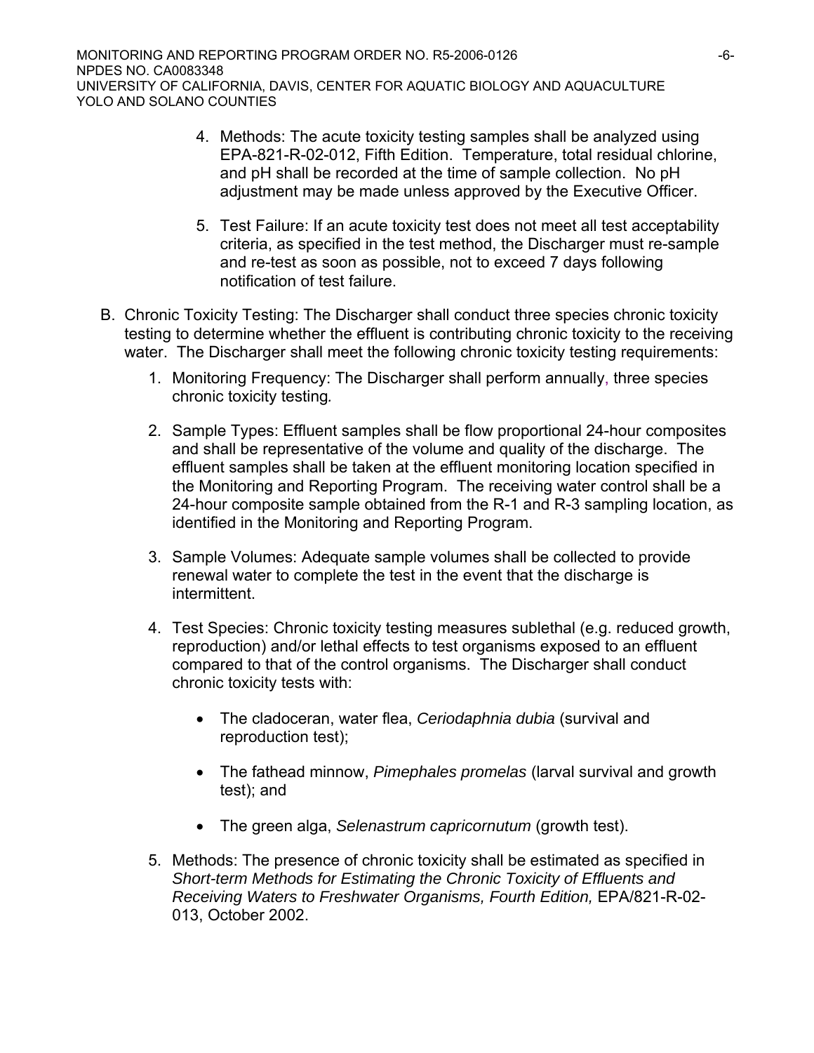4. Methods: The acute toxicity testing samples shall be analyzed using EPA-821-R-02-012, Fifth Edition. Temperature, total residual chlorine, and pH shall be recorded at the time of sample collection. No pH adjustment may be made unless approved by the Executive Officer.

5. Test Failure: If an acute toxicity test does not meet all test acceptability criteria, as specified in the test method, the Discharger must re-sample and re-test as soon as possible, not to exceed 7 days following notification of test failure.

B. Chronic Toxicity Testing: The Discharger shall conduct three species chronic toxicity testing to determine whether the effluent is contributing chronic toxicity to the receiving water. The Discharger shall meet the following chronic toxicity testing requirements:

1. Monitoring Frequency: The Discharger shall perform annually, three species chronic toxicity testing.

2. Sample Types: Effluent samples shall be flow proportional 24-hour composites and shall be representative of the volume and quality of the discharge. The effluent samples shall be taken at the effluent monitoring location specified in the Monitoring and Reporting Program. The receiving water control shall be a 24-hour composite sample obtained from the R-1 and R-3 sampling location, as identified in the Monitoring and Reporting Program.

3. Sample Volumes: Adequate sample volumes shall be collected to provide renewal water to complete the test in the event that the discharge is intermittent.

4. Test Species: Chronic toxicity testing measures sublethal (e.g. reduced growth, reproduction) and/or lethal effects to test organisms exposed to an effluent compared to that of the control organisms. The Discharger shall conduct chronic toxicity tests with:

   - The cladoceran, water flea, *Ceriodaphnia dubia* (survival and reproduction test);

   - The fathead minnow, *Pimephales promelas* (larval survival and growth test); and

   - The green alga, *Selenastrum capricornutum* (growth test).

5. Methods: The presence of chronic toxicity shall be estimated as specified in *Short-term Methods for Estimating the Chronic Toxicity of Effluents and Receiving Waters to Freshwater Organisms, Fourth Edition,* EPA/821-R-02-013, October 2002.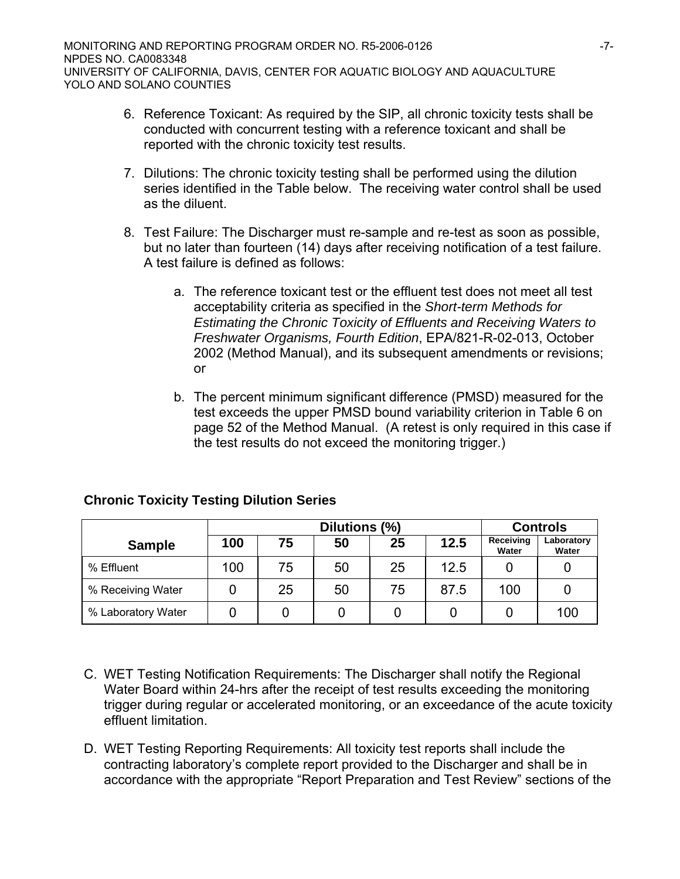6. Reference Toxicant: As required by the SIP, all chronic toxicity tests shall be conducted with concurrent testing with a reference toxicant and shall be reported with the chronic toxicity test results.

7. Dilutions: The chronic toxicity testing shall be performed using the dilution series identified in the Table below. The receiving water control shall be used as the diluent.

8. Test Failure: The Discharger must re-sample and re-test as soon as possible, but no later than fourteen (14) days after receiving notification of a test failure. A test failure is defined as follows:

   a. The reference toxicant test or the effluent test does not meet all test acceptability criteria as specified in the *Short-term Methods for Estimating the Chronic Toxicity of Effluents and Receiving Waters to Freshwater Organisms, Fourth Edition*, EPA/821-R-02-013, October 2002 (Method Manual), and its subsequent amendments or revisions; or

   b. The percent minimum significant difference (PMSD) measured for the test exceeds the upper PMSD bound variability criterion in Table 6 on page 52 of the Method Manual. (A retest is only required in this case if the test results do not exceed the monitoring trigger.)

**Chronic Toxicity Testing Dilution Series**

| Sample | Dilutions (%) | | | | | Controls | |
|---|---|---|---|---|---|---|---|
| | 100 | 75 | 50 | 25 | 12.5 | Receiving Water | Laboratory Water |
| % Effluent | 100 | 75 | 50 | 25 | 12.5 | 0 | 0 |
| % Receiving Water | 0 | 25 | 50 | 75 | 87.5 | 100 | 0 |
| % Laboratory Water | 0 | 0 | 0 | 0 | 0 | 0 | 100 |

C. WET Testing Notification Requirements: The Discharger shall notify the Regional Water Board within 24-hrs after the receipt of test results exceeding the monitoring trigger during regular or accelerated monitoring, or an exceedance of the acute toxicity effluent limitation.

D. WET Testing Reporting Requirements: All toxicity test reports shall include the contracting laboratory's complete report provided to the Discharger and shall be in accordance with the appropriate "Report Preparation and Test Review" sections of the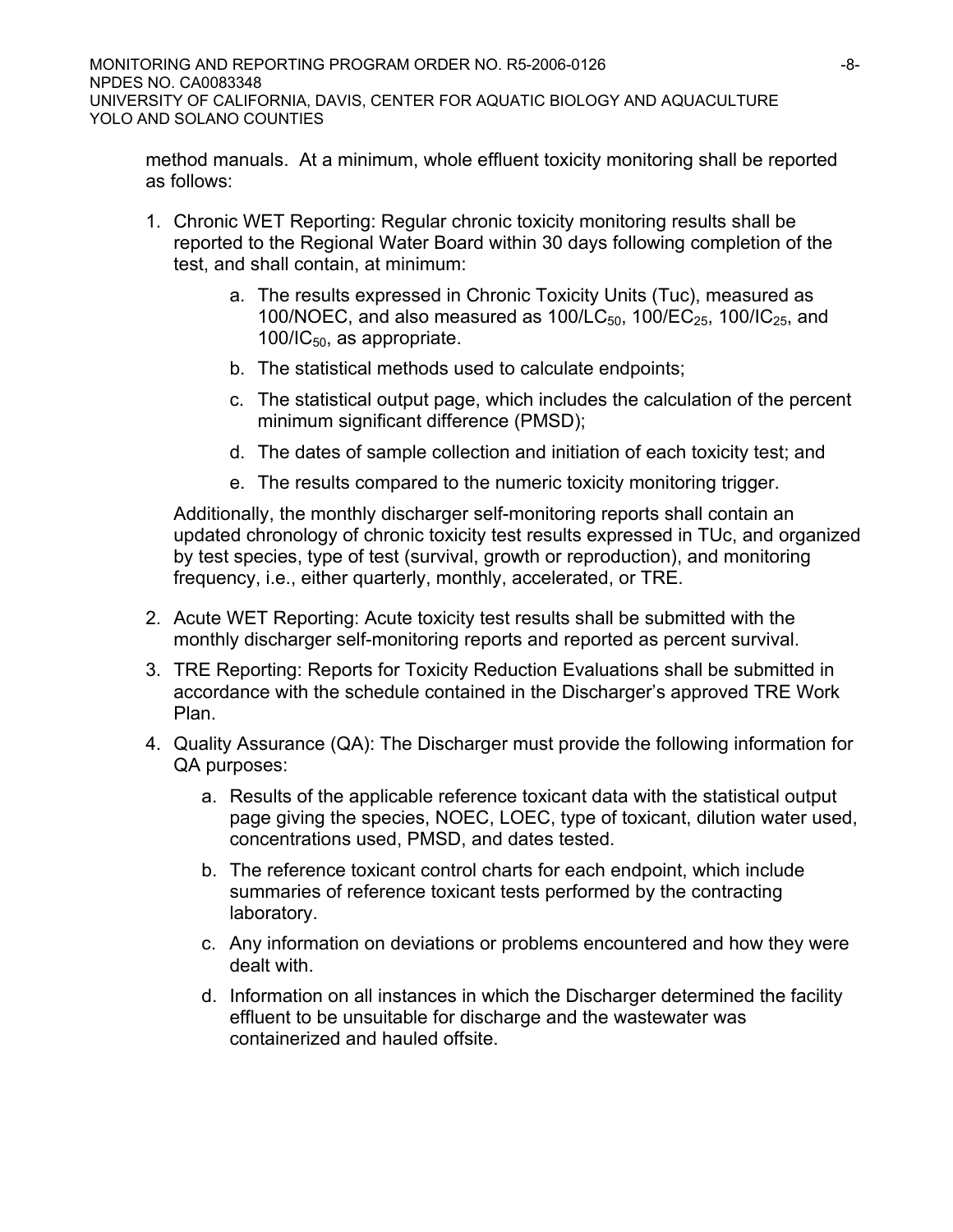method manuals. At a minimum, whole effluent toxicity monitoring shall be reported as follows:

1. Chronic WET Reporting: Regular chronic toxicity monitoring results shall be reported to the Regional Water Board within 30 days following completion of the test, and shall contain, at minimum:

    a. The results expressed in Chronic Toxicity Units (Tuc), measured as 100/NOEC, and also measured as $100/LC_{50}$, $100/EC_{25}$, $100/IC_{25}$, and $100/IC_{50}$, as appropriate.

    b. The statistical methods used to calculate endpoints;

    c. The statistical output page, which includes the calculation of the percent minimum significant difference (PMSD);

    d. The dates of sample collection and initiation of each toxicity test; and

    e. The results compared to the numeric toxicity monitoring trigger.

    Additionally, the monthly discharger self-monitoring reports shall contain an updated chronology of chronic toxicity test results expressed in TUc, and organized by test species, type of test (survival, growth or reproduction), and monitoring frequency, i.e., either quarterly, monthly, accelerated, or TRE.

2. Acute WET Reporting: Acute toxicity test results shall be submitted with the monthly discharger self-monitoring reports and reported as percent survival.

3. TRE Reporting: Reports for Toxicity Reduction Evaluations shall be submitted in accordance with the schedule contained in the Discharger's approved TRE Work Plan.

4. Quality Assurance (QA): The Discharger must provide the following information for QA purposes:

    a. Results of the applicable reference toxicant data with the statistical output page giving the species, NOEC, LOEC, type of toxicant, dilution water used, concentrations used, PMSD, and dates tested.

    b. The reference toxicant control charts for each endpoint, which include summaries of reference toxicant tests performed by the contracting laboratory.

    c. Any information on deviations or problems encountered and how they were dealt with.

    d. Information on all instances in which the Discharger determined the facility effluent to be unsuitable for discharge and the wastewater was containerized and hauled offsite.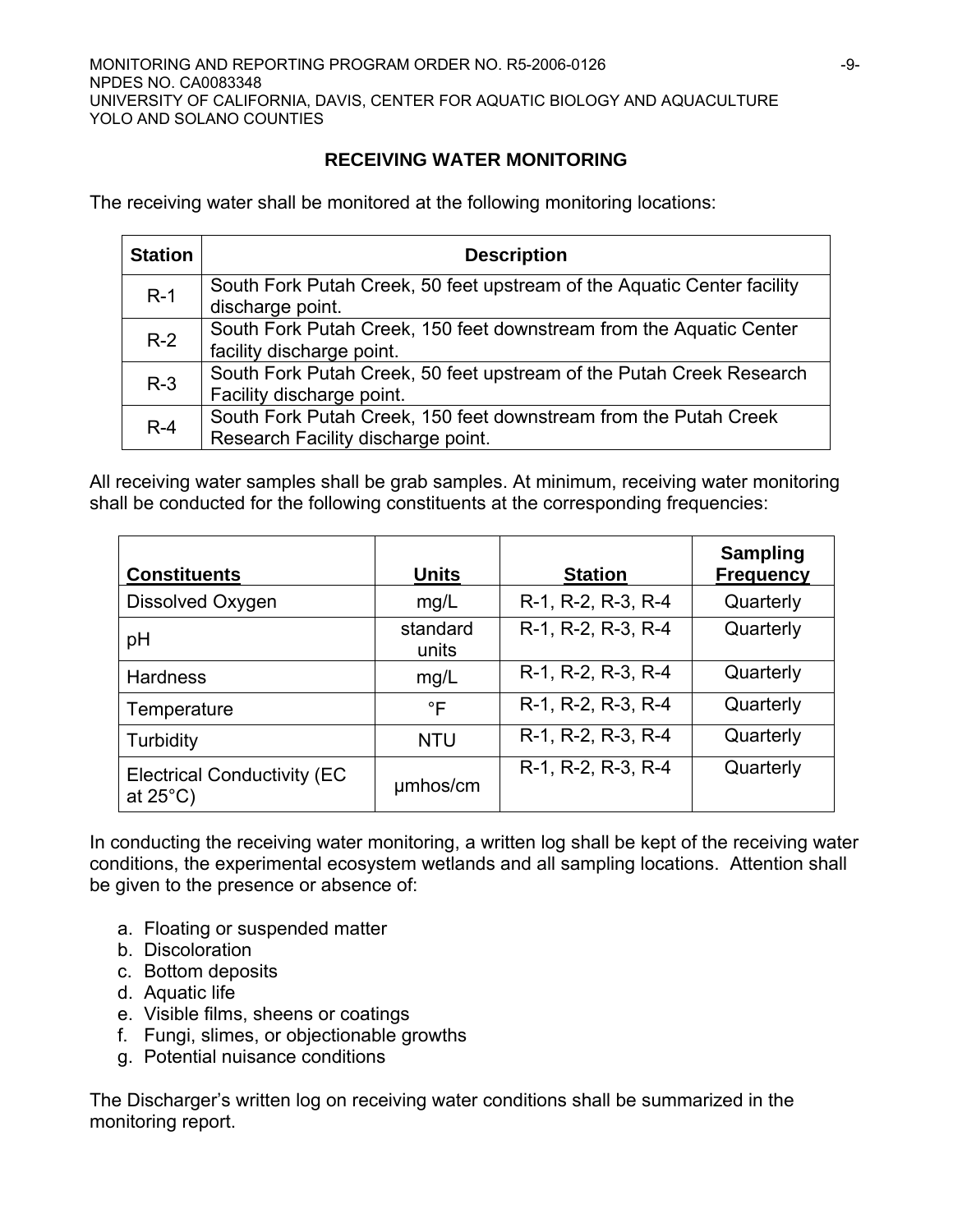## RECEIVING WATER MONITORING

The receiving water shall be monitored at the following monitoring locations:

| Station | Description |
|---|---|
| R-1 | South Fork Putah Creek, 50 feet upstream of the Aquatic Center facility discharge point. |
| R-2 | South Fork Putah Creek, 150 feet downstream from the Aquatic Center facility discharge point. |
| R-3 | South Fork Putah Creek, 50 feet upstream of the Putah Creek Research Facility discharge point. |
| R-4 | South Fork Putah Creek, 150 feet downstream from the Putah Creek Research Facility discharge point. |

All receiving water samples shall be grab samples. At minimum, receiving water monitoring shall be conducted for the following constituents at the corresponding frequencies:

| Constituents | Units | Station | Sampling Frequency |
|---|---|---|---|
| Dissolved Oxygen | mg/L | R-1, R-2, R-3, R-4 | Quarterly |
| pH | standard units | R-1, R-2, R-3, R-4 | Quarterly |
| Hardness | mg/L | R-1, R-2, R-3, R-4 | Quarterly |
| Temperature | °F | R-1, R-2, R-3, R-4 | Quarterly |
| Turbidity | NTU | R-1, R-2, R-3, R-4 | Quarterly |
| Electrical Conductivity (EC at 25°C) | µmhos/cm | R-1, R-2, R-3, R-4 | Quarterly |

In conducting the receiving water monitoring, a written log shall be kept of the receiving water conditions, the experimental ecosystem wetlands and all sampling locations. Attention shall be given to the presence or absence of:

a. Floating or suspended matter
b. Discoloration
c. Bottom deposits
d. Aquatic life
e. Visible films, sheens or coatings
f. Fungi, slimes, or objectionable growths
g. Potential nuisance conditions

The Discharger's written log on receiving water conditions shall be summarized in the monitoring report.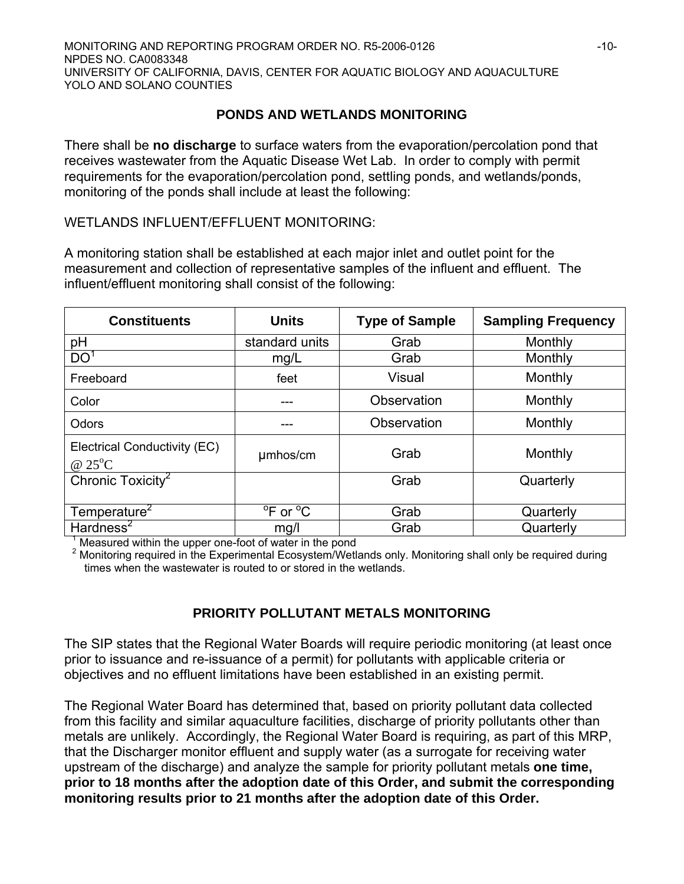## PONDS AND WETLANDS MONITORING

There shall be **no discharge** to surface waters from the evaporation/percolation pond that receives wastewater from the Aquatic Disease Wet Lab. In order to comply with permit requirements for the evaporation/percolation pond, settling ponds, and wetlands/ponds, monitoring of the ponds shall include at least the following:

WETLANDS INFLUENT/EFFLUENT MONITORING:

A monitoring station shall be established at each major inlet and outlet point for the measurement and collection of representative samples of the influent and effluent. The influent/effluent monitoring shall consist of the following:

| Constituents | Units | Type of Sample | Sampling Frequency |
|---|---|---|---|
| pH | standard units | Grab | Monthly |
| DO[1] | mg/L | Grab | Monthly |
| Freeboard | feet | Visual | Monthly |
| Color | --- | Observation | Monthly |
| Odors | --- | Observation | Monthly |
| Electrical Conductivity (EC) @ 25°C | μmhos/cm | Grab | Monthly |
| Chronic Toxicity[2] | | Grab | Quarterly |
| Temperature[2] | °F or °C | Grab | Quarterly |
| Hardness[2] | mg/l | Grab | Quarterly |

[1] Measured within the upper one-foot of water in the pond
[2] Monitoring required in the Experimental Ecosystem/Wetlands only. Monitoring shall only be required during times when the wastewater is routed to or stored in the wetlands.

## PRIORITY POLLUTANT METALS MONITORING

The SIP states that the Regional Water Boards will require periodic monitoring (at least once prior to issuance and re-issuance of a permit) for pollutants with applicable criteria or objectives and no effluent limitations have been established in an existing permit.

The Regional Water Board has determined that, based on priority pollutant data collected from this facility and similar aquaculture facilities, discharge of priority pollutants other than metals are unlikely. Accordingly, the Regional Water Board is requiring, as part of this MRP, that the Discharger monitor effluent and supply water (as a surrogate for receiving water upstream of the discharge) and analyze the sample for priority pollutant metals **one time, prior to 18 months after the adoption date of this Order, and submit the corresponding monitoring results prior to 21 months after the adoption date of this Order.**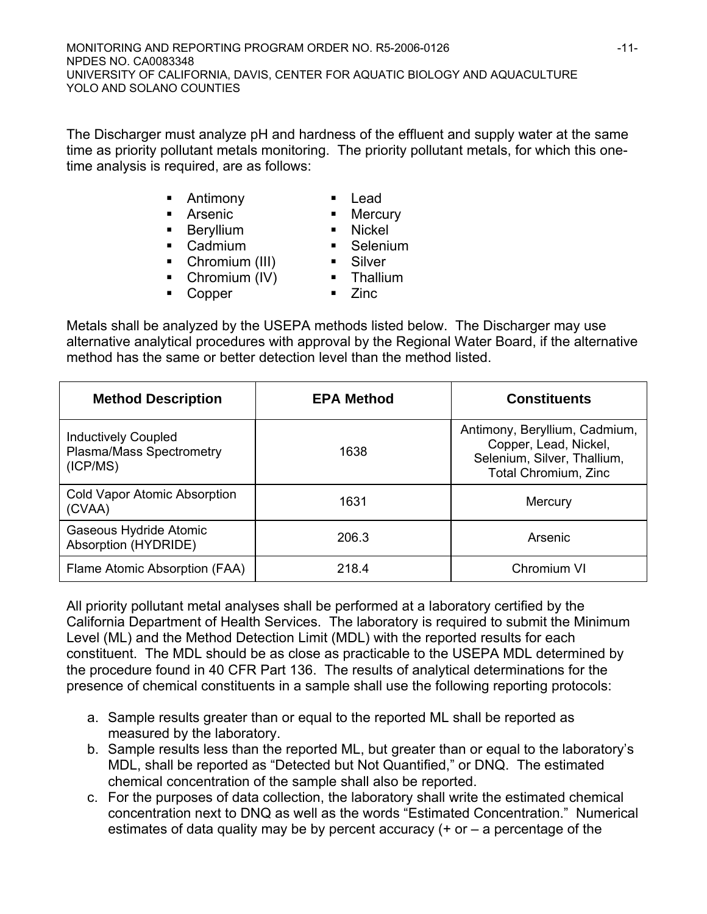The Discharger must analyze pH and hardness of the effluent and supply water at the same time as priority pollutant metals monitoring. The priority pollutant metals, for which this one-time analysis is required, are as follows:

- Antimony
- Arsenic
- Beryllium
- Cadmium
- Chromium (III)
- Chromium (IV)
- Copper
- Lead
- Mercury
- Nickel
- Selenium
- Silver
- Thallium
- Zinc

Metals shall be analyzed by the USEPA methods listed below. The Discharger may use alternative analytical procedures with approval by the Regional Water Board, if the alternative method has the same or better detection level than the method listed.

| Method Description | EPA Method | Constituents |
|---|---|---|
| Inductively Coupled Plasma/Mass Spectrometry (ICP/MS) | 1638 | Antimony, Beryllium, Cadmium, Copper, Lead, Nickel, Selenium, Silver, Thallium, Total Chromium, Zinc |
| Cold Vapor Atomic Absorption (CVAA) | 1631 | Mercury |
| Gaseous Hydride Atomic Absorption (HYDRIDE) | 206.3 | Arsenic |
| Flame Atomic Absorption (FAA) | 218.4 | Chromium VI |

All priority pollutant metal analyses shall be performed at a laboratory certified by the California Department of Health Services. The laboratory is required to submit the Minimum Level (ML) and the Method Detection Limit (MDL) with the reported results for each constituent. The MDL should be as close as practicable to the USEPA MDL determined by the procedure found in 40 CFR Part 136. The results of analytical determinations for the presence of chemical constituents in a sample shall use the following reporting protocols:

a. Sample results greater than or equal to the reported ML shall be reported as measured by the laboratory.
b. Sample results less than the reported ML, but greater than or equal to the laboratory's MDL, shall be reported as "Detected but Not Quantified," or DNQ. The estimated chemical concentration of the sample shall also be reported.
c. For the purposes of data collection, the laboratory shall write the estimated chemical concentration next to DNQ as well as the words "Estimated Concentration." Numerical estimates of data quality may be by percent accuracy (+ or – a percentage of the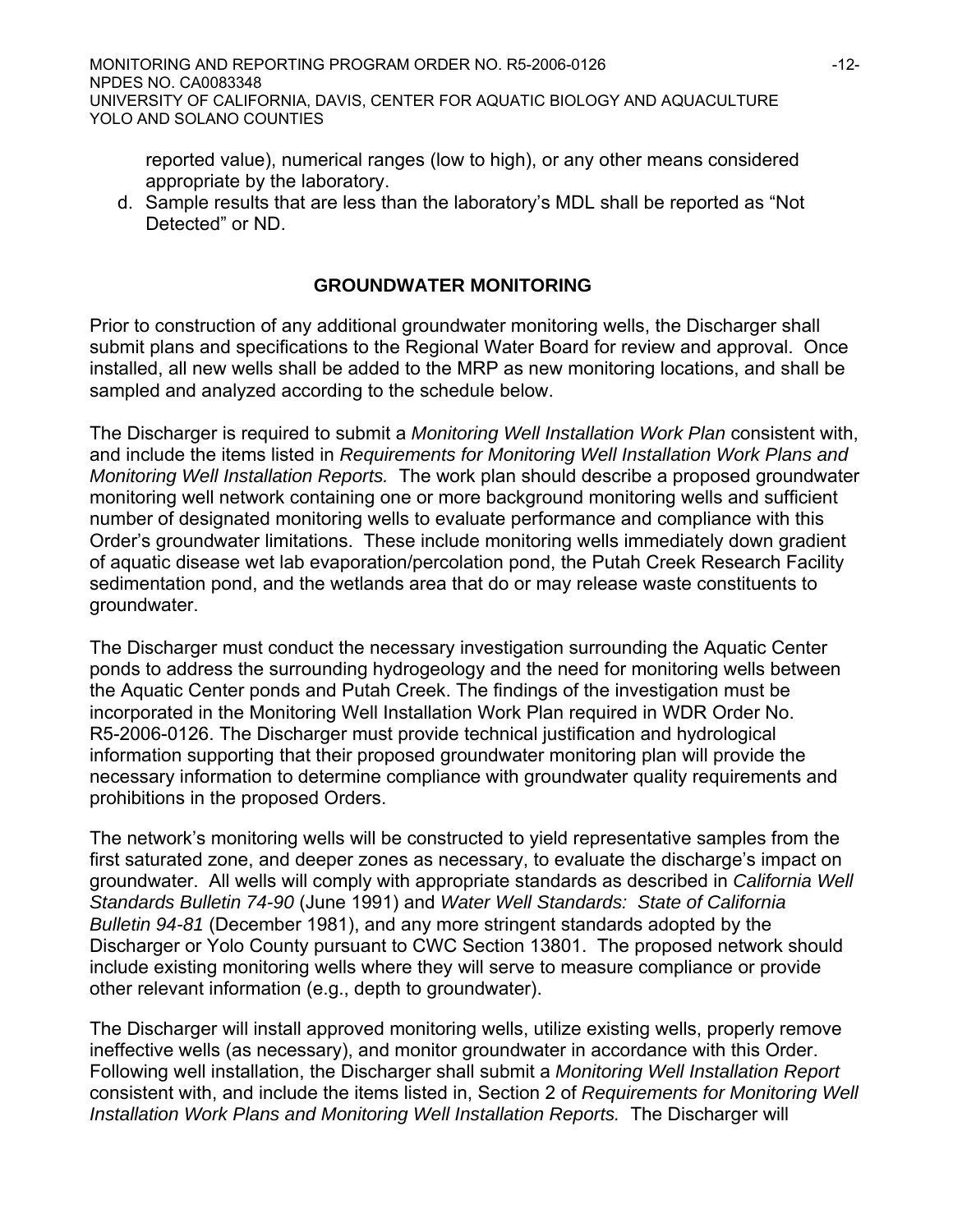reported value), numerical ranges (low to high), or any other means considered appropriate by the laboratory.

d. Sample results that are less than the laboratory's MDL shall be reported as "Not Detected" or ND.

## GROUNDWATER MONITORING

Prior to construction of any additional groundwater monitoring wells, the Discharger shall submit plans and specifications to the Regional Water Board for review and approval. Once installed, all new wells shall be added to the MRP as new monitoring locations, and shall be sampled and analyzed according to the schedule below.

The Discharger is required to submit a *Monitoring Well Installation Work Plan* consistent with, and include the items listed in *Requirements for Monitoring Well Installation Work Plans and Monitoring Well Installation Reports.* The work plan should describe a proposed groundwater monitoring well network containing one or more background monitoring wells and sufficient number of designated monitoring wells to evaluate performance and compliance with this Order's groundwater limitations. These include monitoring wells immediately down gradient of aquatic disease wet lab evaporation/percolation pond, the Putah Creek Research Facility sedimentation pond, and the wetlands area that do or may release waste constituents to groundwater.

The Discharger must conduct the necessary investigation surrounding the Aquatic Center ponds to address the surrounding hydrogeology and the need for monitoring wells between the Aquatic Center ponds and Putah Creek. The findings of the investigation must be incorporated in the Monitoring Well Installation Work Plan required in WDR Order No. R5-2006-0126. The Discharger must provide technical justification and hydrological information supporting that their proposed groundwater monitoring plan will provide the necessary information to determine compliance with groundwater quality requirements and prohibitions in the proposed Orders.

The network's monitoring wells will be constructed to yield representative samples from the first saturated zone, and deeper zones as necessary, to evaluate the discharge's impact on groundwater. All wells will comply with appropriate standards as described in *California Well Standards Bulletin 74-90* (June 1991) and *Water Well Standards: State of California Bulletin 94-81* (December 1981), and any more stringent standards adopted by the Discharger or Yolo County pursuant to CWC Section 13801. The proposed network should include existing monitoring wells where they will serve to measure compliance or provide other relevant information (e.g., depth to groundwater).

The Discharger will install approved monitoring wells, utilize existing wells, properly remove ineffective wells (as necessary), and monitor groundwater in accordance with this Order. Following well installation, the Discharger shall submit a *Monitoring Well Installation Report* consistent with, and include the items listed in, Section 2 of *Requirements for Monitoring Well Installation Work Plans and Monitoring Well Installation Reports.* The Discharger will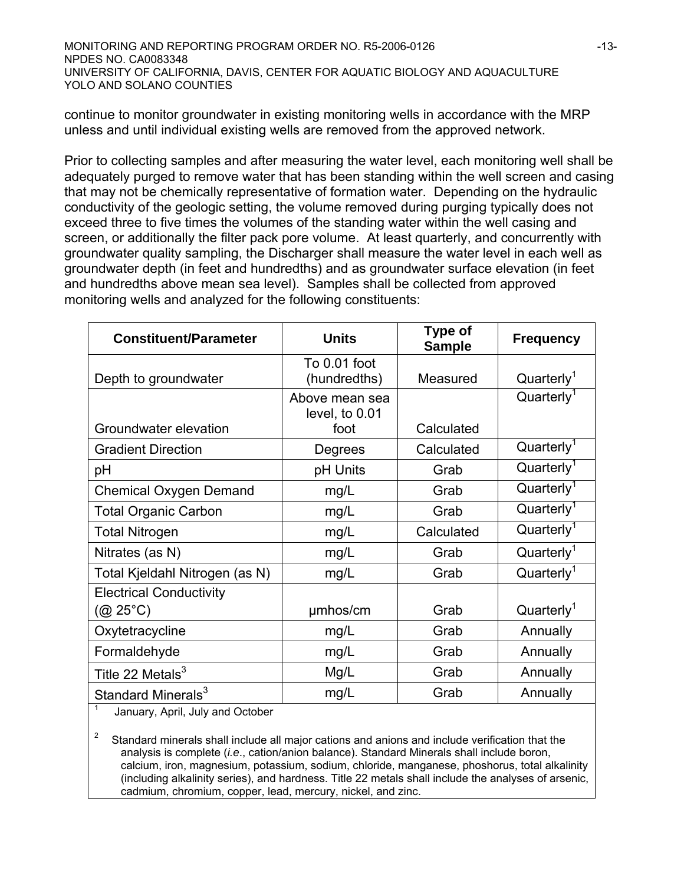continue to monitor groundwater in existing monitoring wells in accordance with the MRP unless and until individual existing wells are removed from the approved network.

Prior to collecting samples and after measuring the water level, each monitoring well shall be adequately purged to remove water that has been standing within the well screen and casing that may not be chemically representative of formation water. Depending on the hydraulic conductivity of the geologic setting, the volume removed during purging typically does not exceed three to five times the volumes of the standing water within the well casing and screen, or additionally the filter pack pore volume. At least quarterly, and concurrently with groundwater quality sampling, the Discharger shall measure the water level in each well as groundwater depth (in feet and hundredths) and as groundwater surface elevation (in feet and hundredths above mean sea level). Samples shall be collected from approved monitoring wells and analyzed for the following constituents:

| Constituent/Parameter | Units | Type of Sample | Frequency |
|---|---|---|---|
| Depth to groundwater | To 0.01 foot (hundredths) | Measured | Quarterly[1] |
| Groundwater elevation | Above mean sea level, to 0.01 foot | Calculated | Quarterly[1] |
| Gradient Direction | Degrees | Calculated | Quarterly[1] |
| pH | pH Units | Grab | Quarterly[1] |
| Chemical Oxygen Demand | mg/L | Grab | Quarterly[1] |
| Total Organic Carbon | mg/L | Grab | Quarterly[1] |
| Total Nitrogen | mg/L | Calculated | Quarterly[1] |
| Nitrates (as N) | mg/L | Grab | Quarterly[1] |
| Total Kjeldahl Nitrogen (as N) | mg/L | Grab | Quarterly[1] |
| Electrical Conductivity (@ 25°C) | µmhos/cm | Grab | Quarterly[1] |
| Oxytetracycline | mg/L | Grab | Annually |
| Formaldehyde | mg/L | Grab | Annually |
| Title 22 Metals[3] | Mg/L | Grab | Annually |
| Standard Minerals[3] | mg/L | Grab | Annually |

[1] January, April, July and October

[2] Standard minerals shall include all major cations and anions and include verification that the analysis is complete (*i.e.*, cation/anion balance). Standard Minerals shall include boron, calcium, iron, magnesium, potassium, sodium, chloride, manganese, phoshorus, total alkalinity (including alkalinity series), and hardness. Title 22 metals shall include the analyses of arsenic, cadmium, chromium, copper, lead, mercury, nickel, and zinc.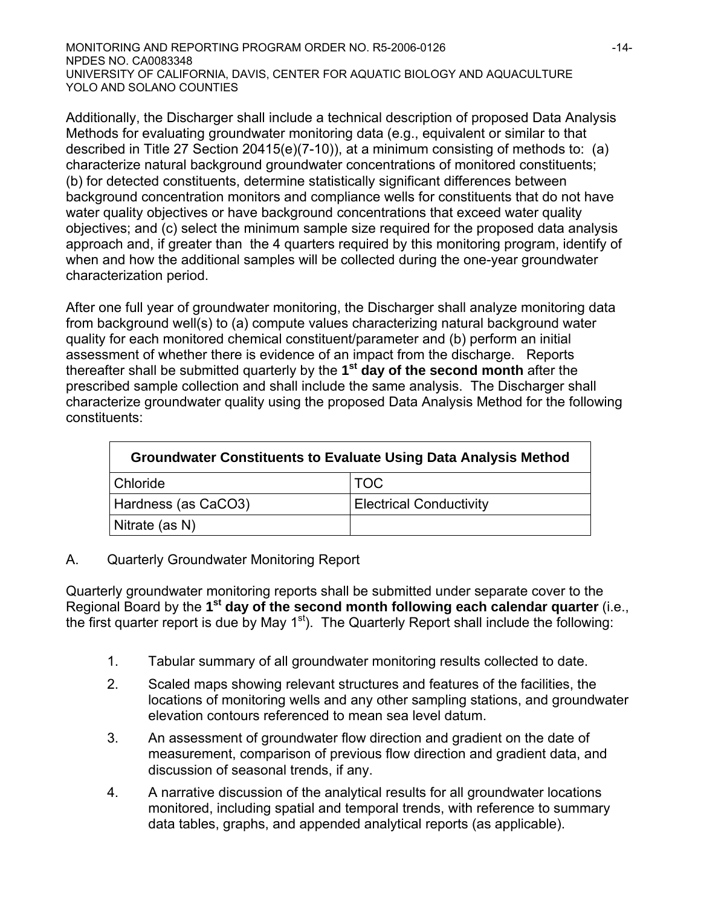Additionally, the Discharger shall include a technical description of proposed Data Analysis Methods for evaluating groundwater monitoring data (e.g., equivalent or similar to that described in Title 27 Section 20415(e)(7-10)), at a minimum consisting of methods to: (a) characterize natural background groundwater concentrations of monitored constituents; (b) for detected constituents, determine statistically significant differences between background concentration monitors and compliance wells for constituents that do not have water quality objectives or have background concentrations that exceed water quality objectives; and (c) select the minimum sample size required for the proposed data analysis approach and, if greater than the 4 quarters required by this monitoring program, identify of when and how the additional samples will be collected during the one-year groundwater characterization period.

After one full year of groundwater monitoring, the Discharger shall analyze monitoring data from background well(s) to (a) compute values characterizing natural background water quality for each monitored chemical constituent/parameter and (b) perform an initial assessment of whether there is evidence of an impact from the discharge. Reports thereafter shall be submitted quarterly by the **1st day of the second month** after the prescribed sample collection and shall include the same analysis. The Discharger shall characterize groundwater quality using the proposed Data Analysis Method for the following constituents:

| **Groundwater Constituents to Evaluate Using Data Analysis Method** | |
|---|---|
| Chloride | TOC |
| Hardness (as $CaCO_3$) | Electrical Conductivity |
| Nitrate (as N) | |

A. Quarterly Groundwater Monitoring Report

Quarterly groundwater monitoring reports shall be submitted under separate cover to the Regional Board by the **1st day of the second month following each calendar quarter** (i.e., the first quarter report is due by May 1st). The Quarterly Report shall include the following:

1. Tabular summary of all groundwater monitoring results collected to date.
2. Scaled maps showing relevant structures and features of the facilities, the locations of monitoring wells and any other sampling stations, and groundwater elevation contours referenced to mean sea level datum.
3. An assessment of groundwater flow direction and gradient on the date of measurement, comparison of previous flow direction and gradient data, and discussion of seasonal trends, if any.
4. A narrative discussion of the analytical results for all groundwater locations monitored, including spatial and temporal trends, with reference to summary data tables, graphs, and appended analytical reports (as applicable).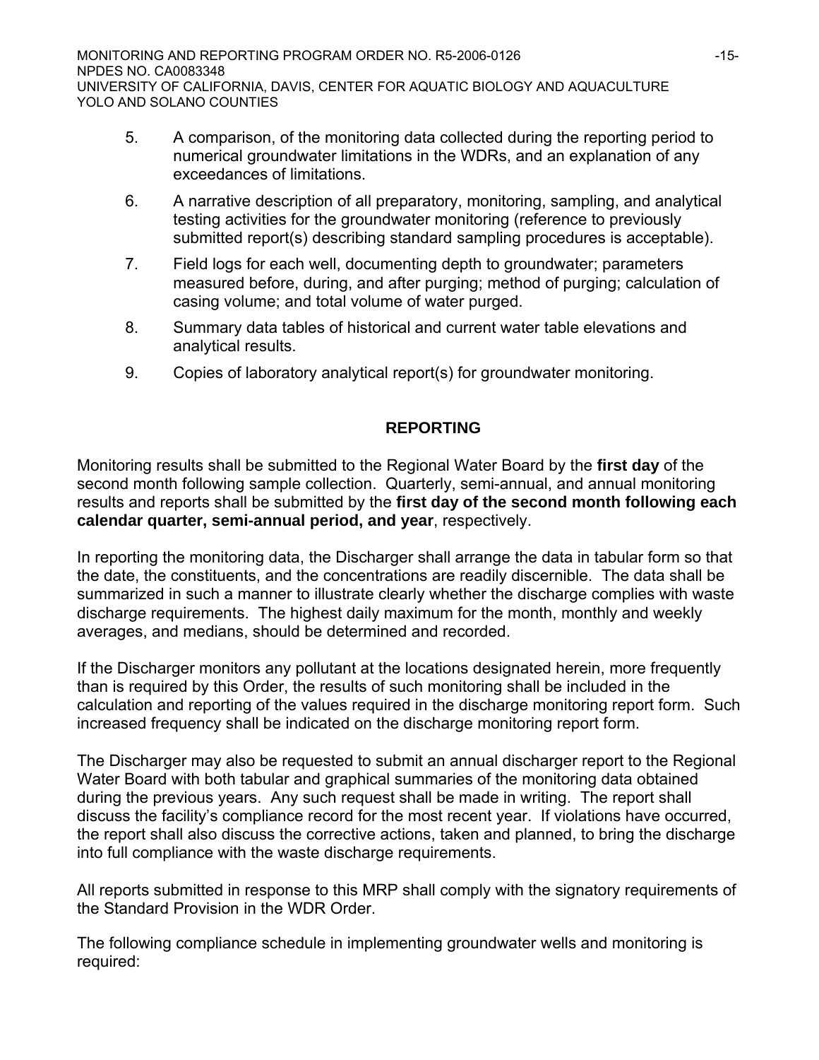5. A comparison, of the monitoring data collected during the reporting period to numerical groundwater limitations in the WDRs, and an explanation of any exceedances of limitations.
6. A narrative description of all preparatory, monitoring, sampling, and analytical testing activities for the groundwater monitoring (reference to previously submitted report(s) describing standard sampling procedures is acceptable).
7. Field logs for each well, documenting depth to groundwater; parameters measured before, during, and after purging; method of purging; calculation of casing volume; and total volume of water purged.
8. Summary data tables of historical and current water table elevations and analytical results.
9. Copies of laboratory analytical report(s) for groundwater monitoring.

## REPORTING

Monitoring results shall be submitted to the Regional Water Board by the **first day** of the second month following sample collection. Quarterly, semi-annual, and annual monitoring results and reports shall be submitted by the **first day of the second month following each calendar quarter, semi-annual period, and year**, respectively.

In reporting the monitoring data, the Discharger shall arrange the data in tabular form so that the date, the constituents, and the concentrations are readily discernible. The data shall be summarized in such a manner to illustrate clearly whether the discharge complies with waste discharge requirements. The highest daily maximum for the month, monthly and weekly averages, and medians, should be determined and recorded.

If the Discharger monitors any pollutant at the locations designated herein, more frequently than is required by this Order, the results of such monitoring shall be included in the calculation and reporting of the values required in the discharge monitoring report form. Such increased frequency shall be indicated on the discharge monitoring report form.

The Discharger may also be requested to submit an annual discharger report to the Regional Water Board with both tabular and graphical summaries of the monitoring data obtained during the previous years. Any such request shall be made in writing. The report shall discuss the facility's compliance record for the most recent year. If violations have occurred, the report shall also discuss the corrective actions, taken and planned, to bring the discharge into full compliance with the waste discharge requirements.

All reports submitted in response to this MRP shall comply with the signatory requirements of the Standard Provision in the WDR Order.

The following compliance schedule in implementing groundwater wells and monitoring is required: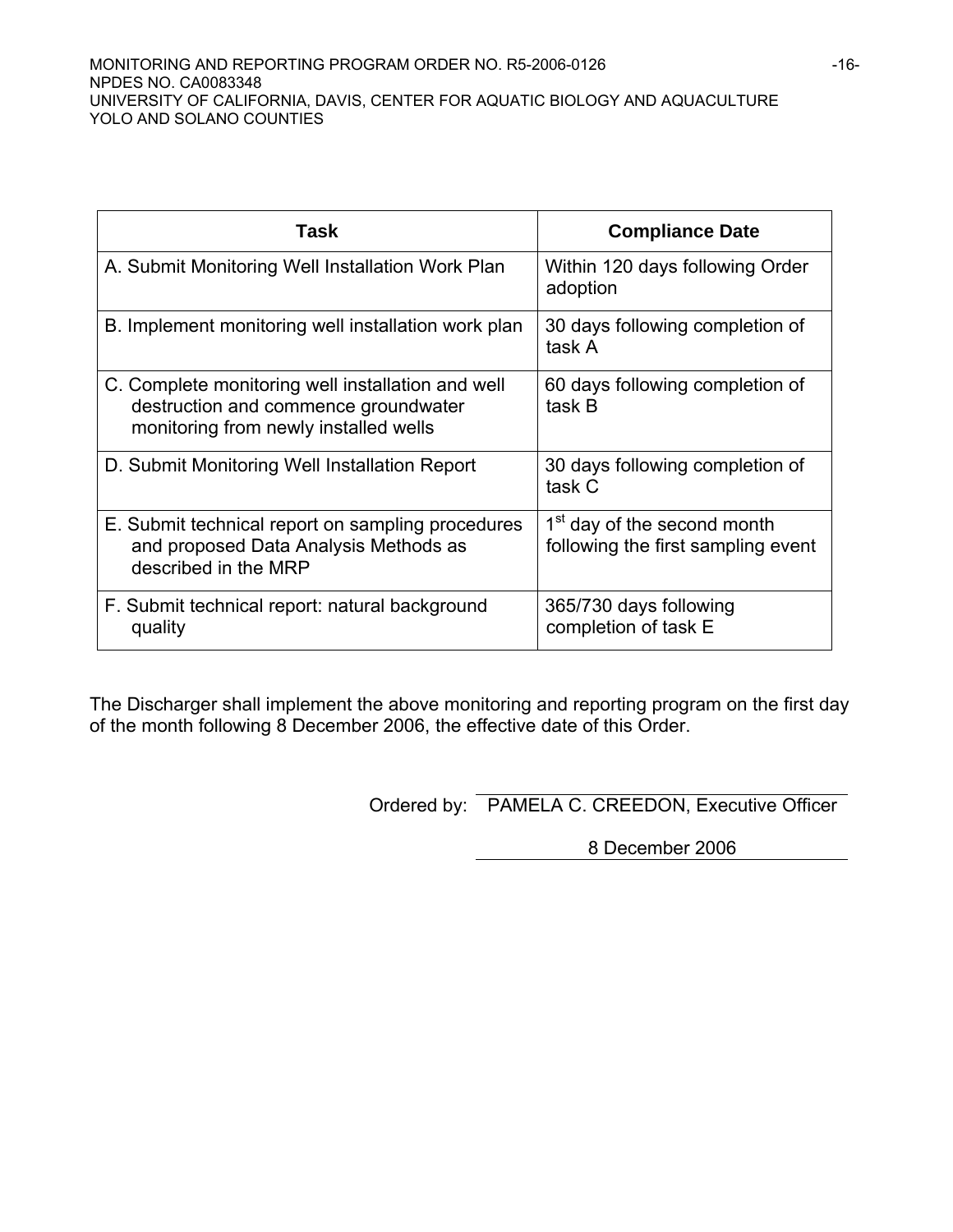| Task | Compliance Date |
|---|---|
| A. Submit Monitoring Well Installation Work Plan | Within 120 days following Order adoption |
| B. Implement monitoring well installation work plan | 30 days following completion of task A |
| C. Complete monitoring well installation and well destruction and commence groundwater monitoring from newly installed wells | 60 days following completion of task B |
| D. Submit Monitoring Well Installation Report | 30 days following completion of task C |
| E. Submit technical report on sampling procedures and proposed Data Analysis Methods as described in the MRP | 1st day of the second month following the first sampling event |
| F. Submit technical report: natural background quality | 365/730 days following completion of task E |

The Discharger shall implement the above monitoring and reporting program on the first day of the month following 8 December 2006, the effective date of this Order.

Ordered by: PAMELA C. CREEDON, Executive Officer

8 December 2006